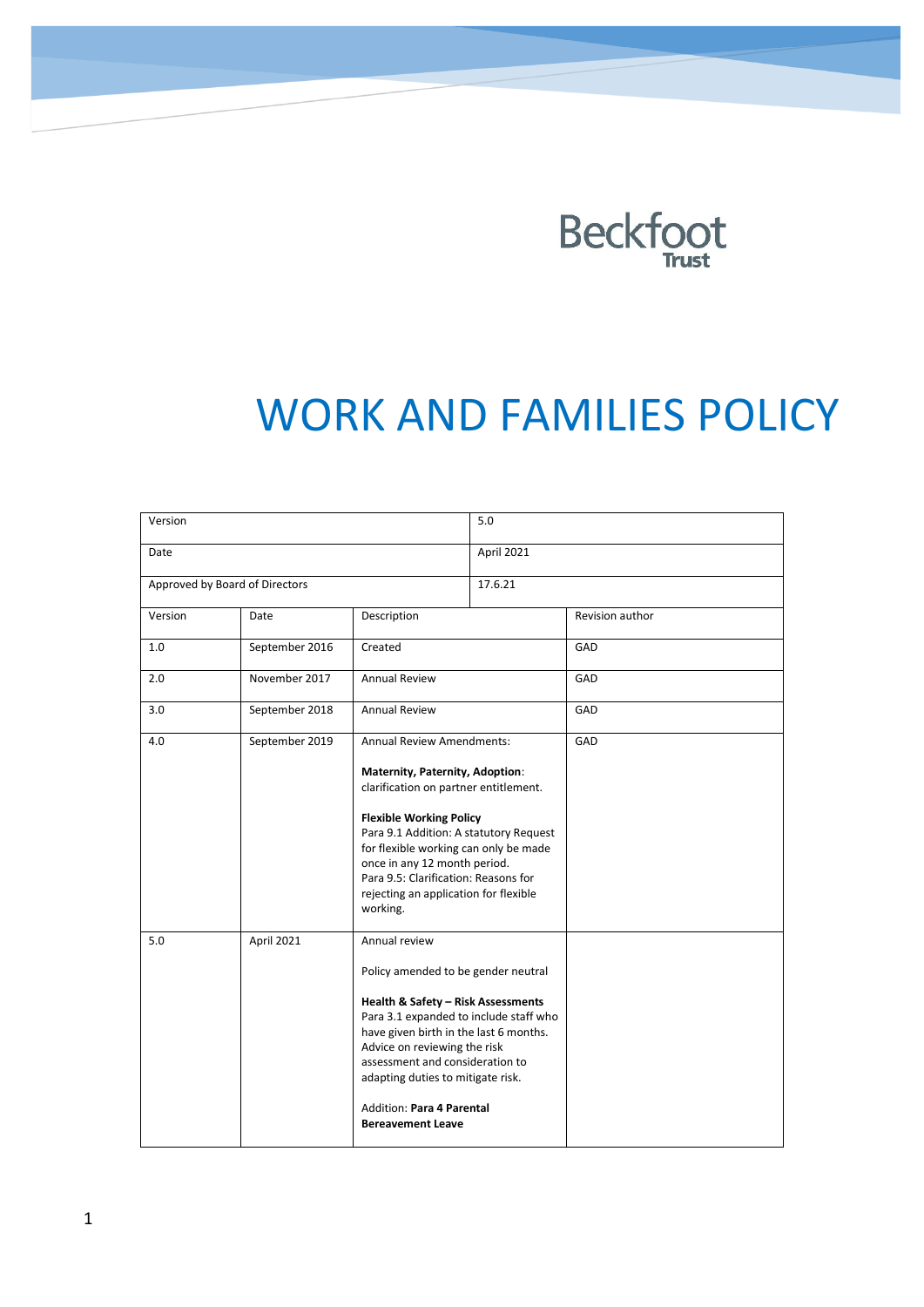Beckfoot Trust

# WORK AND FAMILIES POLICY

| Version | | | 5.0 | |
|---|---|---|---|---|
| Date | | | April 2021 | |
| Approved by Board of Directors | | | 17.6.21 | |
| Version | Date | Description | | Revision author |
| 1.0 | September 2016 | Created | | GAD |
| 2.0 | November 2017 | Annual Review | | GAD |
| 3.0 | September 2018 | Annual Review | | GAD |
| 4.0 | September 2019 | Annual Review Amendments:<br><br>**Maternity, Paternity, Adoption**: clarification on partner entitlement.<br><br>**Flexible Working Policy**<br>Para 9.1 Addition: A statutory Request for flexible working can only be made once in any 12 month period.<br>Para 9.5: Clarification: Reasons for rejecting an application for flexible working. | | GAD |
| 5.0 | April 2021 | Annual review<br><br>Policy amended to be gender neutral<br><br>**Health & Safety – Risk Assessments**<br>Para 3.1 expanded to include staff who have given birth in the last 6 months. Advice on reviewing the risk assessment and consideration to adapting duties to mitigate risk.<br><br>Addition: **Para 4 Parental Bereavement Leave** | | |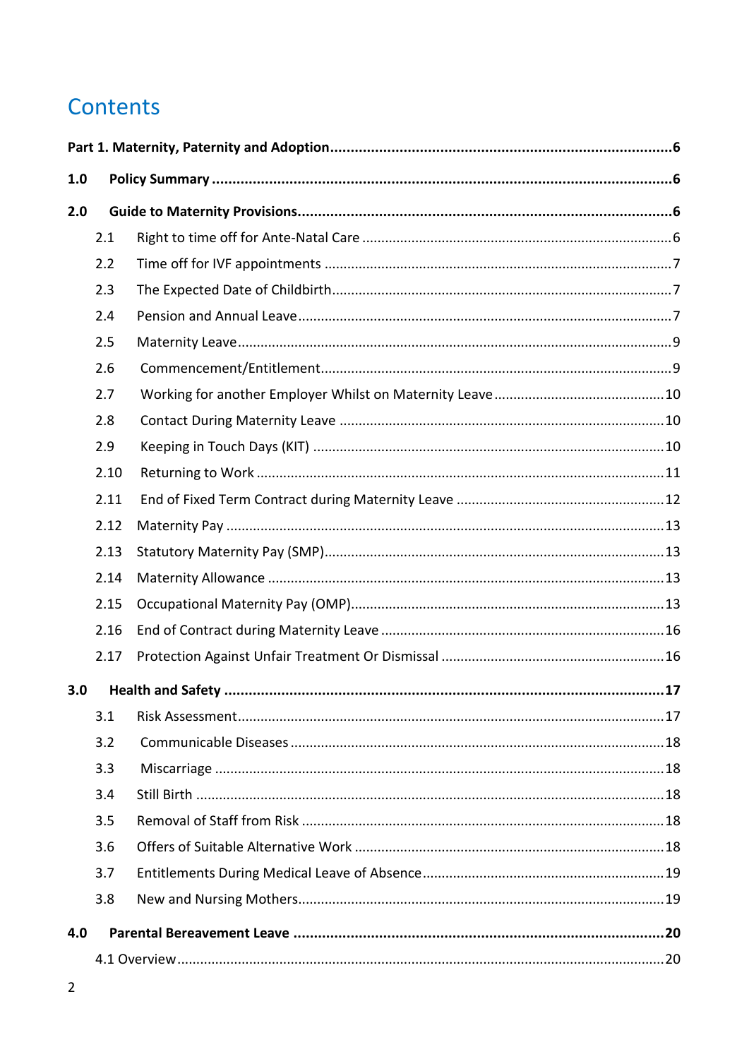# Contents

**Part 1. Maternity, Paternity and Adoption** .......... **6**

**1.0 Policy Summary** .......... **6**

**2.0 Guide to Maternity Provisions** .......... **6**

- 2.1 Right to time off for Ante-Natal Care .......... 6
- 2.2 Time off for IVF appointments .......... 7
- 2.3 The Expected Date of Childbirth .......... 7
- 2.4 Pension and Annual Leave .......... 7
- 2.5 Maternity Leave .......... 9
- 2.6 Commencement/Entitlement .......... 9
- 2.7 Working for another Employer Whilst on Maternity Leave .......... 10
- 2.8 Contact During Maternity Leave .......... 10
- 2.9 Keeping in Touch Days (KIT) .......... 10
- 2.10 Returning to Work .......... 11
- 2.11 End of Fixed Term Contract during Maternity Leave .......... 12
- 2.12 Maternity Pay .......... 13
- 2.13 Statutory Maternity Pay (SMP) .......... 13
- 2.14 Maternity Allowance .......... 13
- 2.15 Occupational Maternity Pay (OMP) .......... 13
- 2.16 End of Contract during Maternity Leave .......... 16
- 2.17 Protection Against Unfair Treatment Or Dismissal .......... 16

**3.0 Health and Safety** .......... **17**

- 3.1 Risk Assessment .......... 17
- 3.2 Communicable Diseases .......... 18
- 3.3 Miscarriage .......... 18
- 3.4 Still Birth .......... 18
- 3.5 Removal of Staff from Risk .......... 18
- 3.6 Offers of Suitable Alternative Work .......... 18
- 3.7 Entitlements During Medical Leave of Absence .......... 19
- 3.8 New and Nursing Mothers .......... 19

**4.0 Parental Bereavement Leave** .......... **20**

- 4.1 Overview .......... 20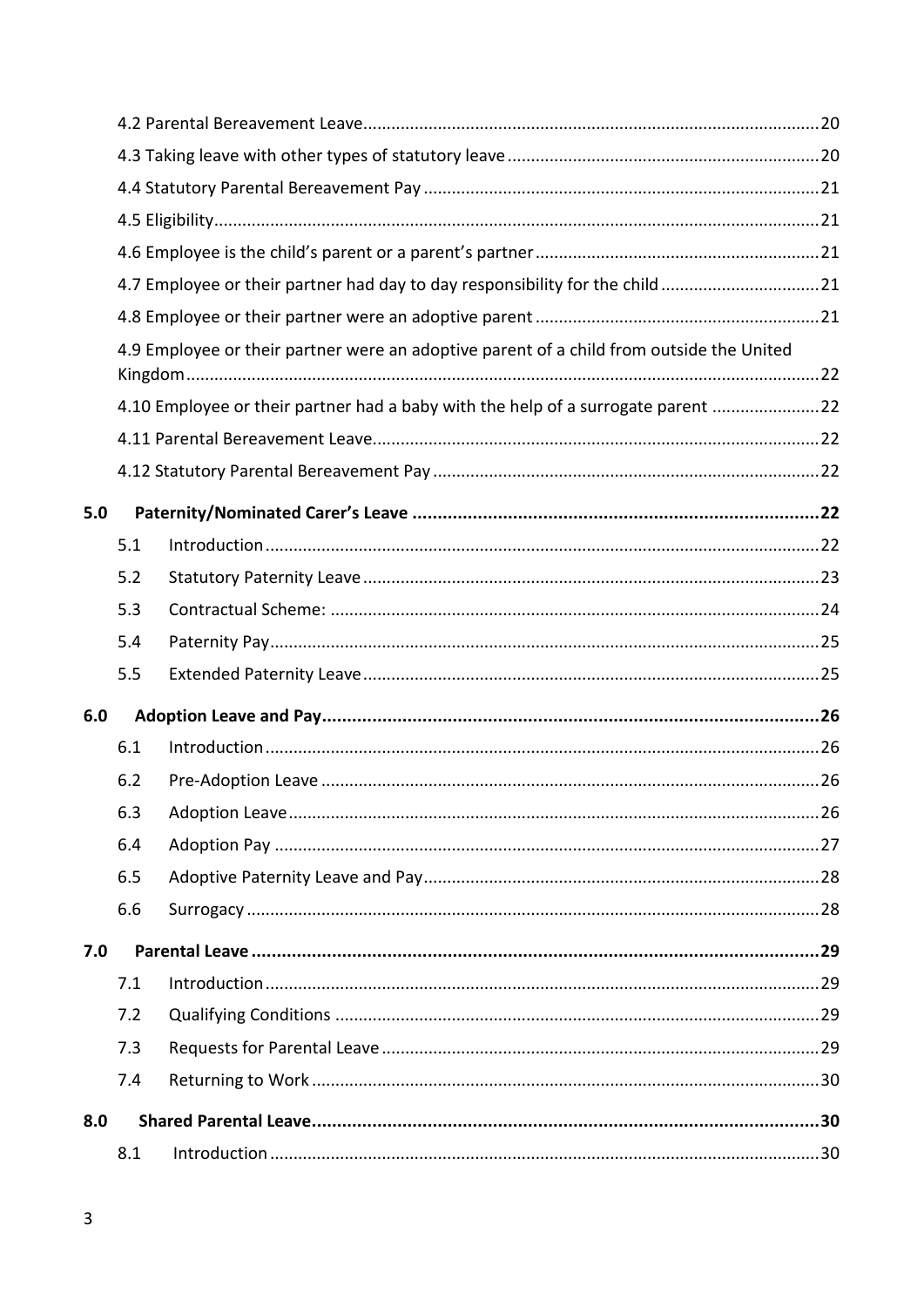4.2 Parental Bereavement Leave ..... 20

4.3 Taking leave with other types of statutory leave ..... 20

4.4 Statutory Parental Bereavement Pay ..... 21

4.5 Eligibility ..... 21

4.6 Employee is the child's parent or a parent's partner ..... 21

4.7 Employee or their partner had day to day responsibility for the child ..... 21

4.8 Employee or their partner were an adoptive parent ..... 21

4.9 Employee or their partner were an adoptive parent of a child from outside the United Kingdom ..... 22

4.10 Employee or their partner had a baby with the help of a surrogate parent ..... 22

4.11 Parental Bereavement Leave ..... 22

4.12 Statutory Parental Bereavement Pay ..... 22

**5.0 Paternity/Nominated Carer's Leave ..... 22**

5.1 Introduction ..... 22

5.2 Statutory Paternity Leave ..... 23

5.3 Contractual Scheme: ..... 24

5.4 Paternity Pay ..... 25

5.5 Extended Paternity Leave ..... 25

**6.0 Adoption Leave and Pay ..... 26**

6.1 Introduction ..... 26

6.2 Pre-Adoption Leave ..... 26

6.3 Adoption Leave ..... 26

6.4 Adoption Pay ..... 27

6.5 Adoptive Paternity Leave and Pay ..... 28

6.6 Surrogacy ..... 28

**7.0 Parental Leave ..... 29**

7.1 Introduction ..... 29

7.2 Qualifying Conditions ..... 29

7.3 Requests for Parental Leave ..... 29

7.4 Returning to Work ..... 30

**8.0 Shared Parental Leave ..... 30**

8.1 Introduction ..... 30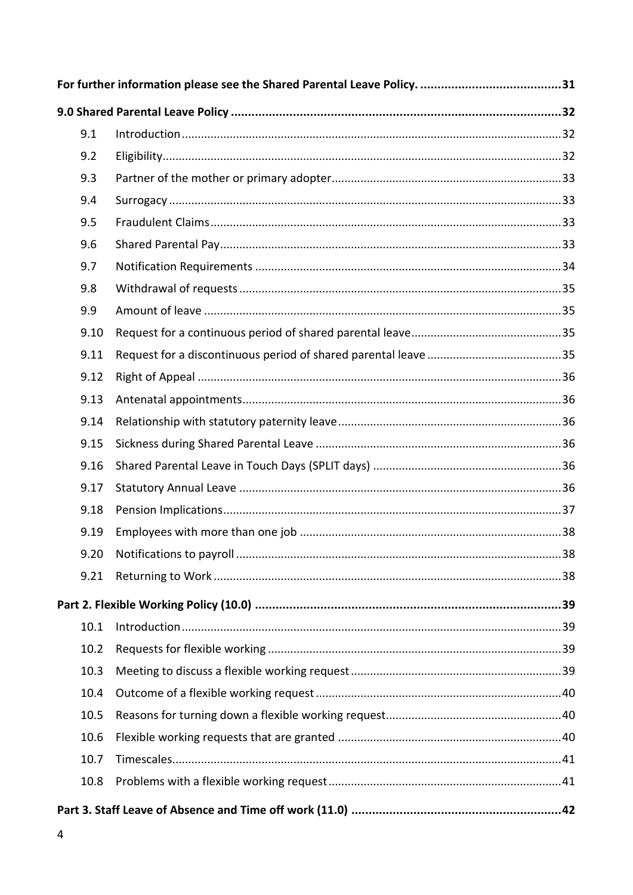**For further information please see the Shared Parental Leave Policy.** ........................................ **31**

**9.0 Shared Parental Leave Policy** ........................................ **32**

| | | |
|---|---|---|
| 9.1 | Introduction | 32 |
| 9.2 | Eligibility | 32 |
| 9.3 | Partner of the mother or primary adopter | 33 |
| 9.4 | Surrogacy | 33 |
| 9.5 | Fraudulent Claims | 33 |
| 9.6 | Shared Parental Pay | 33 |
| 9.7 | Notification Requirements | 34 |
| 9.8 | Withdrawal of requests | 35 |
| 9.9 | Amount of leave | 35 |
| 9.10 | Request for a continuous period of shared parental leave | 35 |
| 9.11 | Request for a discontinuous period of shared parental leave | 35 |
| 9.12 | Right of Appeal | 36 |
| 9.13 | Antenatal appointments | 36 |
| 9.14 | Relationship with statutory paternity leave | 36 |
| 9.15 | Sickness during Shared Parental Leave | 36 |
| 9.16 | Shared Parental Leave in Touch Days (SPLIT days) | 36 |
| 9.17 | Statutory Annual Leave | 36 |
| 9.18 | Pension Implications | 37 |
| 9.19 | Employees with more than one job | 38 |
| 9.20 | Notifications to payroll | 38 |
| 9.21 | Returning to Work | 38 |

**Part 2. Flexible Working Policy (10.0)** ........................................ **39**

| | | |
|---|---|---|
| 10.1 | Introduction | 39 |
| 10.2 | Requests for flexible working | 39 |
| 10.3 | Meeting to discuss a flexible working request | 39 |
| 10.4 | Outcome of a flexible working request | 40 |
| 10.5 | Reasons for turning down a flexible working request | 40 |
| 10.6 | Flexible working requests that are granted | 40 |
| 10.7 | Timescales | 41 |
| 10.8 | Problems with a flexible working request | 41 |

**Part 3. Staff Leave of Absence and Time off work (11.0)** ........................................ **42**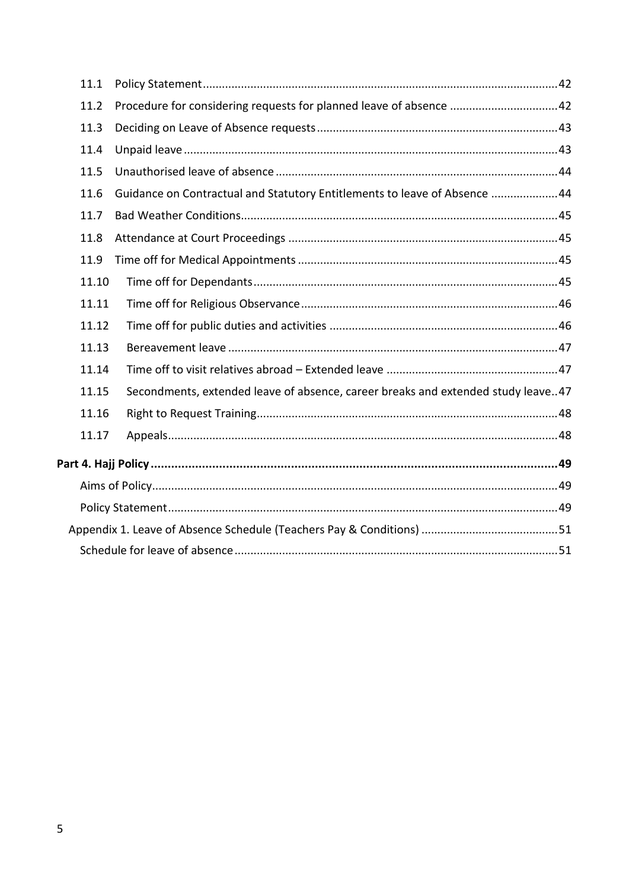11.1 Policy Statement ........ 42

11.2 Procedure for considering requests for planned leave of absence ........ 42

11.3 Deciding on Leave of Absence requests ........ 43

11.4 Unpaid leave ........ 43

11.5 Unauthorised leave of absence ........ 44

11.6 Guidance on Contractual and Statutory Entitlements to leave of Absence ........ 44

11.7 Bad Weather Conditions ........ 45

11.8 Attendance at Court Proceedings ........ 45

11.9 Time off for Medical Appointments ........ 45

11.10 Time off for Dependants ........ 45

11.11 Time off for Religious Observance ........ 46

11.12 Time off for public duties and activities ........ 46

11.13 Bereavement leave ........ 47

11.14 Time off to visit relatives abroad – Extended leave ........ 47

11.15 Secondments, extended leave of absence, career breaks and extended study leave ........ 47

11.16 Right to Request Training ........ 48

11.17 Appeals ........ 48

**Part 4. Hajj Policy ........ 49**

Aims of Policy ........ 49

Policy Statement ........ 49

Appendix 1. Leave of Absence Schedule (Teachers Pay & Conditions) ........ 51

Schedule for leave of absence ........ 51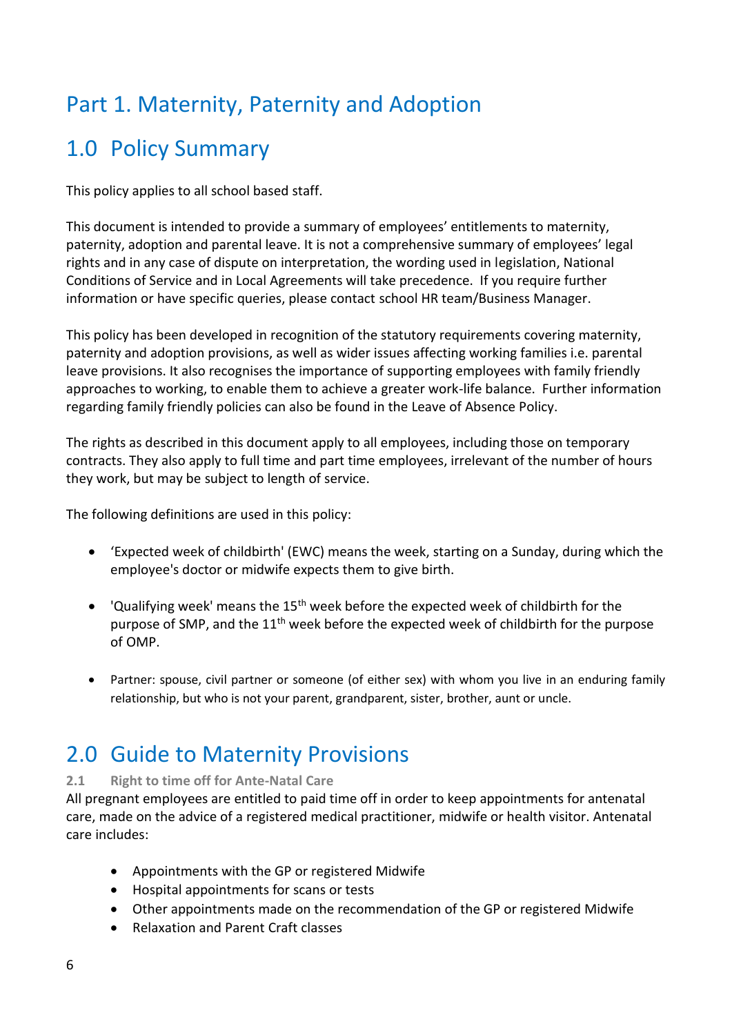# Part 1. Maternity, Paternity and Adoption

## 1.0 Policy Summary

This policy applies to all school based staff.

This document is intended to provide a summary of employees' entitlements to maternity, paternity, adoption and parental leave. It is not a comprehensive summary of employees' legal rights and in any case of dispute on interpretation, the wording used in legislation, National Conditions of Service and in Local Agreements will take precedence. If you require further information or have specific queries, please contact school HR team/Business Manager.

This policy has been developed in recognition of the statutory requirements covering maternity, paternity and adoption provisions, as well as wider issues affecting working families i.e. parental leave provisions. It also recognises the importance of supporting employees with family friendly approaches to working, to enable them to achieve a greater work-life balance. Further information regarding family friendly policies can also be found in the Leave of Absence Policy.

The rights as described in this document apply to all employees, including those on temporary contracts. They also apply to full time and part time employees, irrelevant of the number of hours they work, but may be subject to length of service.

The following definitions are used in this policy:

- 'Expected week of childbirth' (EWC) means the week, starting on a Sunday, during which the employee's doctor or midwife expects them to give birth.
- 'Qualifying week' means the 15th week before the expected week of childbirth for the purpose of SMP, and the 11th week before the expected week of childbirth for the purpose of OMP.
- Partner: spouse, civil partner or someone (of either sex) with whom you live in an enduring family relationship, but who is not your parent, grandparent, sister, brother, aunt or uncle.

## 2.0 Guide to Maternity Provisions

### 2.1 Right to time off for Ante-Natal Care

All pregnant employees are entitled to paid time off in order to keep appointments for antenatal care, made on the advice of a registered medical practitioner, midwife or health visitor. Antenatal care includes:

- Appointments with the GP or registered Midwife
- Hospital appointments for scans or tests
- Other appointments made on the recommendation of the GP or registered Midwife
- Relaxation and Parent Craft classes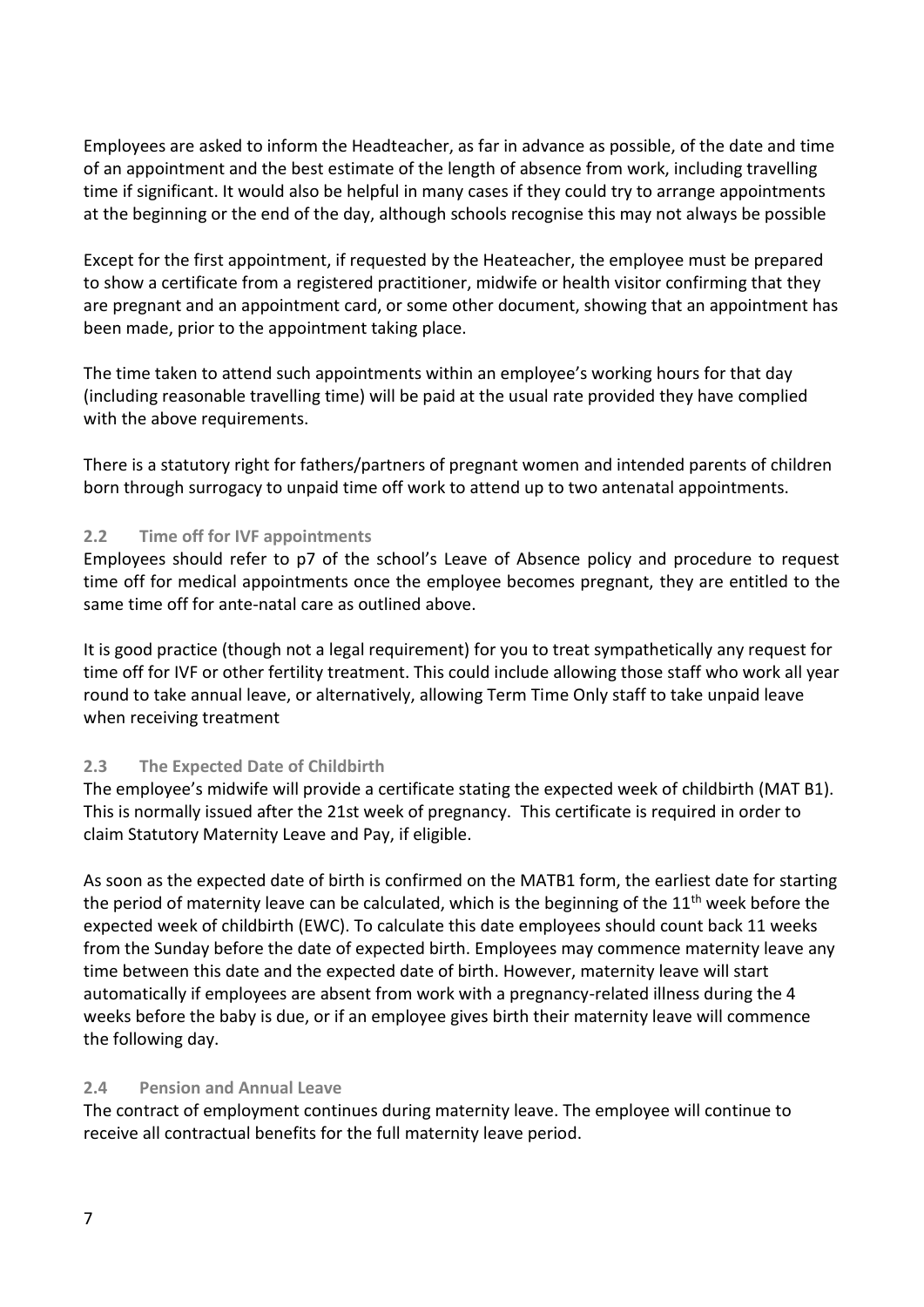Employees are asked to inform the Headteacher, as far in advance as possible, of the date and time of an appointment and the best estimate of the length of absence from work, including travelling time if significant. It would also be helpful in many cases if they could try to arrange appointments at the beginning or the end of the day, although schools recognise this may not always be possible

Except for the first appointment, if requested by the Heateacher, the employee must be prepared to show a certificate from a registered practitioner, midwife or health visitor confirming that they are pregnant and an appointment card, or some other document, showing that an appointment has been made, prior to the appointment taking place.

The time taken to attend such appointments within an employee's working hours for that day (including reasonable travelling time) will be paid at the usual rate provided they have complied with the above requirements.

There is a statutory right for fathers/partners of pregnant women and intended parents of children born through surrogacy to unpaid time off work to attend up to two antenatal appointments.

### 2.2 Time off for IVF appointments

Employees should refer to p7 of the school's Leave of Absence policy and procedure to request time off for medical appointments once the employee becomes pregnant, they are entitled to the same time off for ante-natal care as outlined above.

It is good practice (though not a legal requirement) for you to treat sympathetically any request for time off for IVF or other fertility treatment. This could include allowing those staff who work all year round to take annual leave, or alternatively, allowing Term Time Only staff to take unpaid leave when receiving treatment

### 2.3 The Expected Date of Childbirth

The employee's midwife will provide a certificate stating the expected week of childbirth (MAT B1). This is normally issued after the 21st week of pregnancy. This certificate is required in order to claim Statutory Maternity Leave and Pay, if eligible.

As soon as the expected date of birth is confirmed on the MATB1 form, the earliest date for starting the period of maternity leave can be calculated, which is the beginning of the 11th week before the expected week of childbirth (EWC). To calculate this date employees should count back 11 weeks from the Sunday before the date of expected birth. Employees may commence maternity leave any time between this date and the expected date of birth. However, maternity leave will start automatically if employees are absent from work with a pregnancy-related illness during the 4 weeks before the baby is due, or if an employee gives birth their maternity leave will commence the following day.

### 2.4 Pension and Annual Leave

The contract of employment continues during maternity leave. The employee will continue to receive all contractual benefits for the full maternity leave period.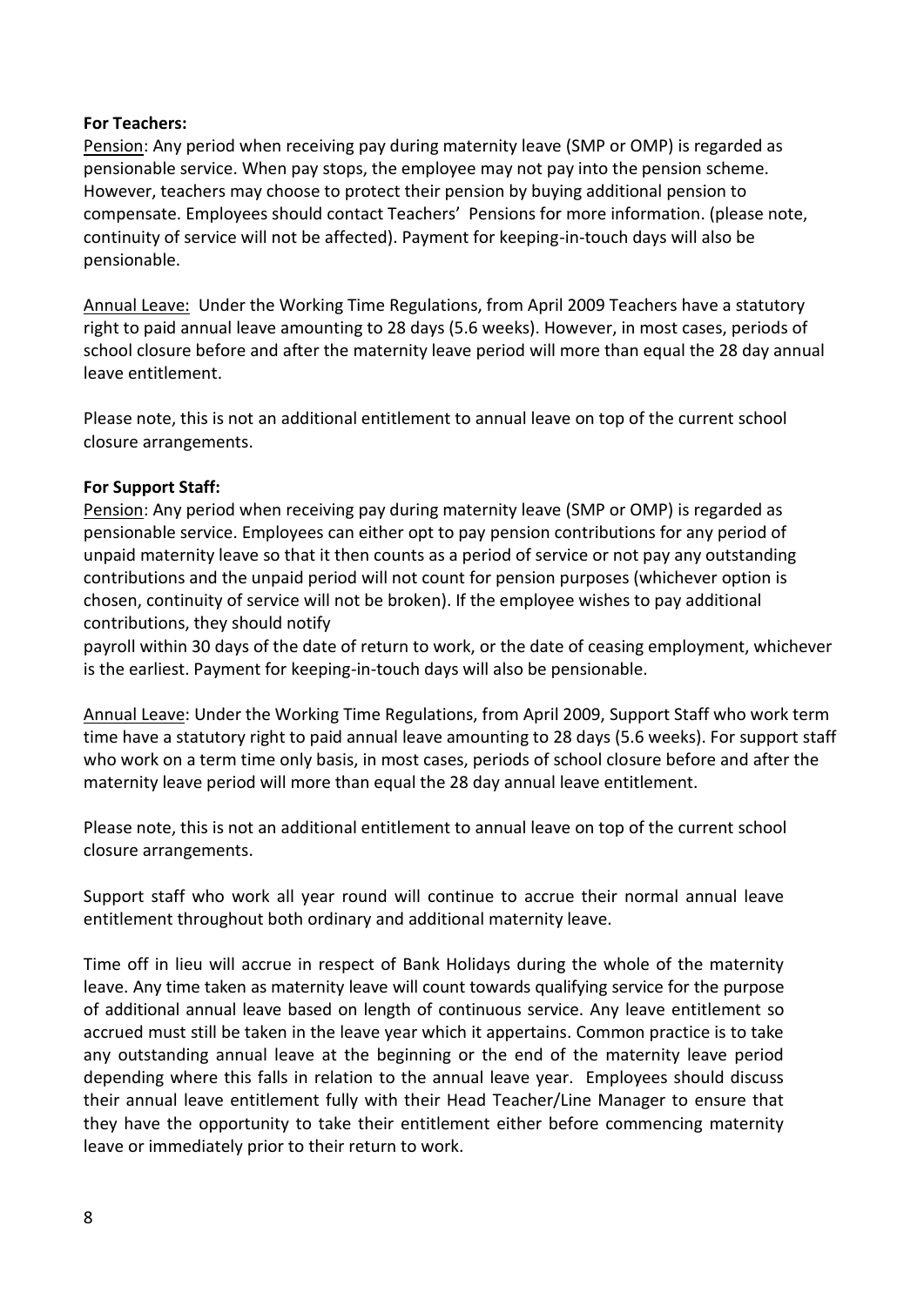**For Teachers:**

Pension: Any period when receiving pay during maternity leave (SMP or OMP) is regarded as pensionable service. When pay stops, the employee may not pay into the pension scheme. However, teachers may choose to protect their pension by buying additional pension to compensate. Employees should contact Teachers' Pensions for more information. (please note, continuity of service will not be affected). Payment for keeping-in-touch days will also be pensionable.

Annual Leave: Under the Working Time Regulations, from April 2009 Teachers have a statutory right to paid annual leave amounting to 28 days (5.6 weeks). However, in most cases, periods of school closure before and after the maternity leave period will more than equal the 28 day annual leave entitlement.

Please note, this is not an additional entitlement to annual leave on top of the current school closure arrangements.

**For Support Staff:**

Pension: Any period when receiving pay during maternity leave (SMP or OMP) is regarded as pensionable service. Employees can either opt to pay pension contributions for any period of unpaid maternity leave so that it then counts as a period of service or not pay any outstanding contributions and the unpaid period will not count for pension purposes (whichever option is chosen, continuity of service will not be broken). If the employee wishes to pay additional contributions, they should notify payroll within 30 days of the date of return to work, or the date of ceasing employment, whichever is the earliest. Payment for keeping-in-touch days will also be pensionable.

Annual Leave: Under the Working Time Regulations, from April 2009, Support Staff who work term time have a statutory right to paid annual leave amounting to 28 days (5.6 weeks). For support staff who work on a term time only basis, in most cases, periods of school closure before and after the maternity leave period will more than equal the 28 day annual leave entitlement.

Please note, this is not an additional entitlement to annual leave on top of the current school closure arrangements.

Support staff who work all year round will continue to accrue their normal annual leave entitlement throughout both ordinary and additional maternity leave.

Time off in lieu will accrue in respect of Bank Holidays during the whole of the maternity leave. Any time taken as maternity leave will count towards qualifying service for the purpose of additional annual leave based on length of continuous service. Any leave entitlement so accrued must still be taken in the leave year which it appertains. Common practice is to take any outstanding annual leave at the beginning or the end of the maternity leave period depending where this falls in relation to the annual leave year. Employees should discuss their annual leave entitlement fully with their Head Teacher/Line Manager to ensure that they have the opportunity to take their entitlement either before commencing maternity leave or immediately prior to their return to work.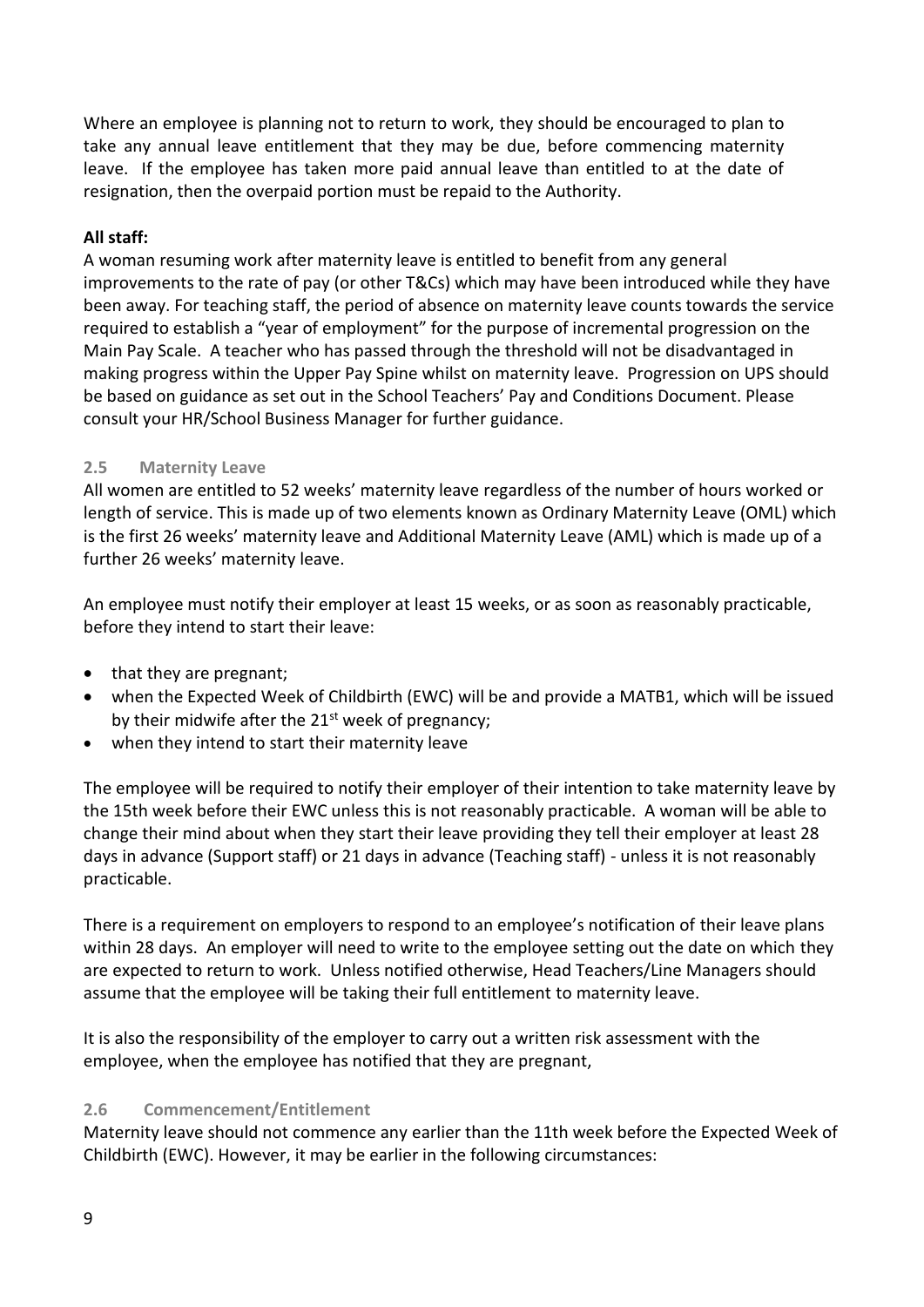Where an employee is planning not to return to work, they should be encouraged to plan to take any annual leave entitlement that they may be due, before commencing maternity leave. If the employee has taken more paid annual leave than entitled to at the date of resignation, then the overpaid portion must be repaid to the Authority.

**All staff:**

A woman resuming work after maternity leave is entitled to benefit from any general improvements to the rate of pay (or other T&Cs) which may have been introduced while they have been away. For teaching staff, the period of absence on maternity leave counts towards the service required to establish a "year of employment" for the purpose of incremental progression on the Main Pay Scale. A teacher who has passed through the threshold will not be disadvantaged in making progress within the Upper Pay Spine whilst on maternity leave. Progression on UPS should be based on guidance as set out in the School Teachers' Pay and Conditions Document. Please consult your HR/School Business Manager for further guidance.

### 2.5 Maternity Leave

All women are entitled to 52 weeks' maternity leave regardless of the number of hours worked or length of service. This is made up of two elements known as Ordinary Maternity Leave (OML) which is the first 26 weeks' maternity leave and Additional Maternity Leave (AML) which is made up of a further 26 weeks' maternity leave.

An employee must notify their employer at least 15 weeks, or as soon as reasonably practicable, before they intend to start their leave:

- that they are pregnant;
- when the Expected Week of Childbirth (EWC) will be and provide a MATB1, which will be issued by their midwife after the 21st week of pregnancy;
- when they intend to start their maternity leave

The employee will be required to notify their employer of their intention to take maternity leave by the 15th week before their EWC unless this is not reasonably practicable. A woman will be able to change their mind about when they start their leave providing they tell their employer at least 28 days in advance (Support staff) or 21 days in advance (Teaching staff) - unless it is not reasonably practicable.

There is a requirement on employers to respond to an employee's notification of their leave plans within 28 days. An employer will need to write to the employee setting out the date on which they are expected to return to work. Unless notified otherwise, Head Teachers/Line Managers should assume that the employee will be taking their full entitlement to maternity leave.

It is also the responsibility of the employer to carry out a written risk assessment with the employee, when the employee has notified that they are pregnant,

### 2.6 Commencement/Entitlement

Maternity leave should not commence any earlier than the 11th week before the Expected Week of Childbirth (EWC). However, it may be earlier in the following circumstances: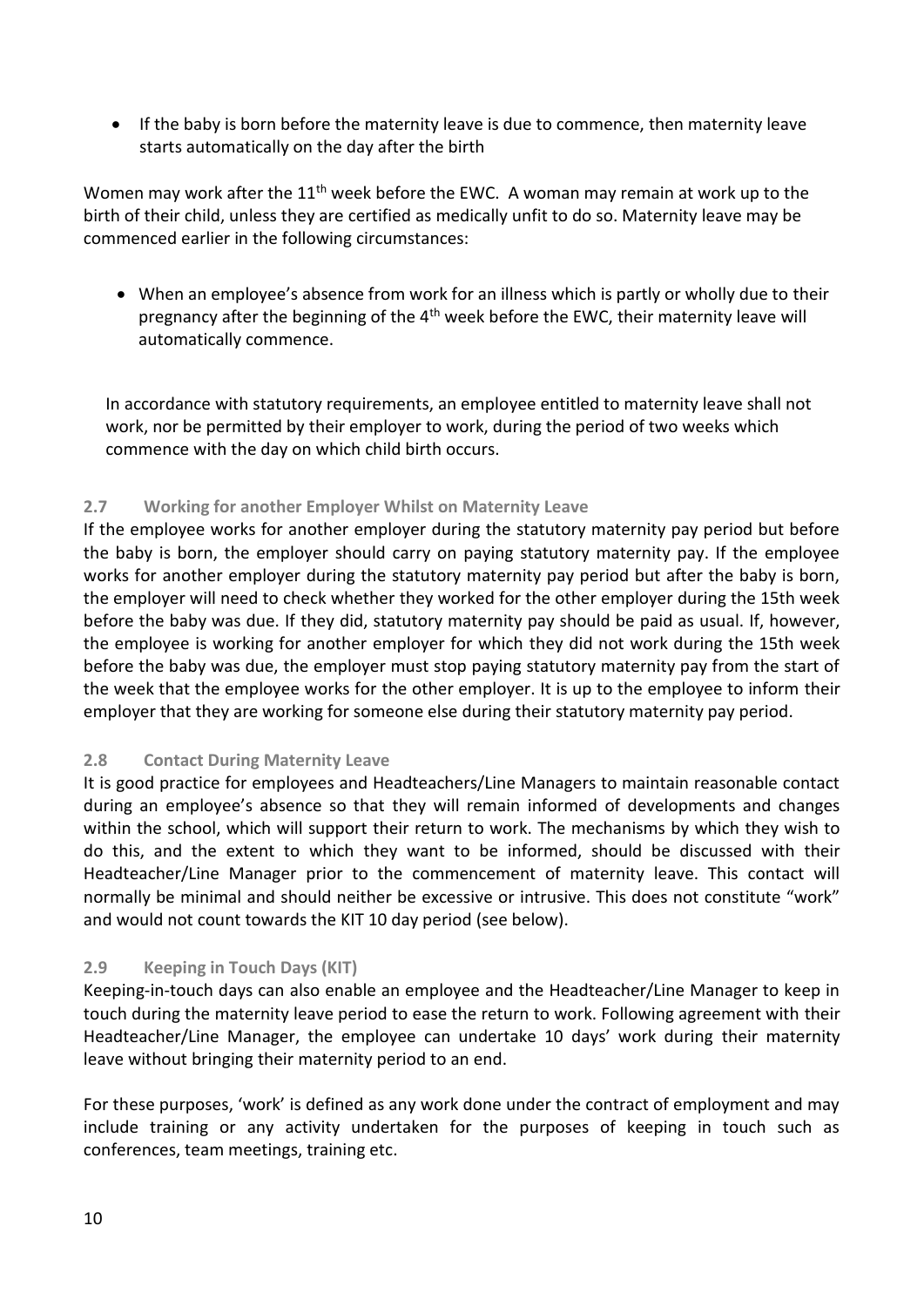- If the baby is born before the maternity leave is due to commence, then maternity leave starts automatically on the day after the birth

Women may work after the 11th week before the EWC. A woman may remain at work up to the birth of their child, unless they are certified as medically unfit to do so. Maternity leave may be commenced earlier in the following circumstances:

- When an employee's absence from work for an illness which is partly or wholly due to their pregnancy after the beginning of the 4th week before the EWC, their maternity leave will automatically commence.

In accordance with statutory requirements, an employee entitled to maternity leave shall not work, nor be permitted by their employer to work, during the period of two weeks which commence with the day on which child birth occurs.

### 2.7 Working for another Employer Whilst on Maternity Leave

If the employee works for another employer during the statutory maternity pay period but before the baby is born, the employer should carry on paying statutory maternity pay. If the employee works for another employer during the statutory maternity pay period but after the baby is born, the employer will need to check whether they worked for the other employer during the 15th week before the baby was due. If they did, statutory maternity pay should be paid as usual. If, however, the employee is working for another employer for which they did not work during the 15th week before the baby was due, the employer must stop paying statutory maternity pay from the start of the week that the employee works for the other employer. It is up to the employee to inform their employer that they are working for someone else during their statutory maternity pay period.

### 2.8 Contact During Maternity Leave

It is good practice for employees and Headteachers/Line Managers to maintain reasonable contact during an employee's absence so that they will remain informed of developments and changes within the school, which will support their return to work. The mechanisms by which they wish to do this, and the extent to which they want to be informed, should be discussed with their Headteacher/Line Manager prior to the commencement of maternity leave. This contact will normally be minimal and should neither be excessive or intrusive. This does not constitute "work" and would not count towards the KIT 10 day period (see below).

### 2.9 Keeping in Touch Days (KIT)

Keeping-in-touch days can also enable an employee and the Headteacher/Line Manager to keep in touch during the maternity leave period to ease the return to work. Following agreement with their Headteacher/Line Manager, the employee can undertake 10 days' work during their maternity leave without bringing their maternity period to an end.

For these purposes, 'work' is defined as any work done under the contract of employment and may include training or any activity undertaken for the purposes of keeping in touch such as conferences, team meetings, training etc.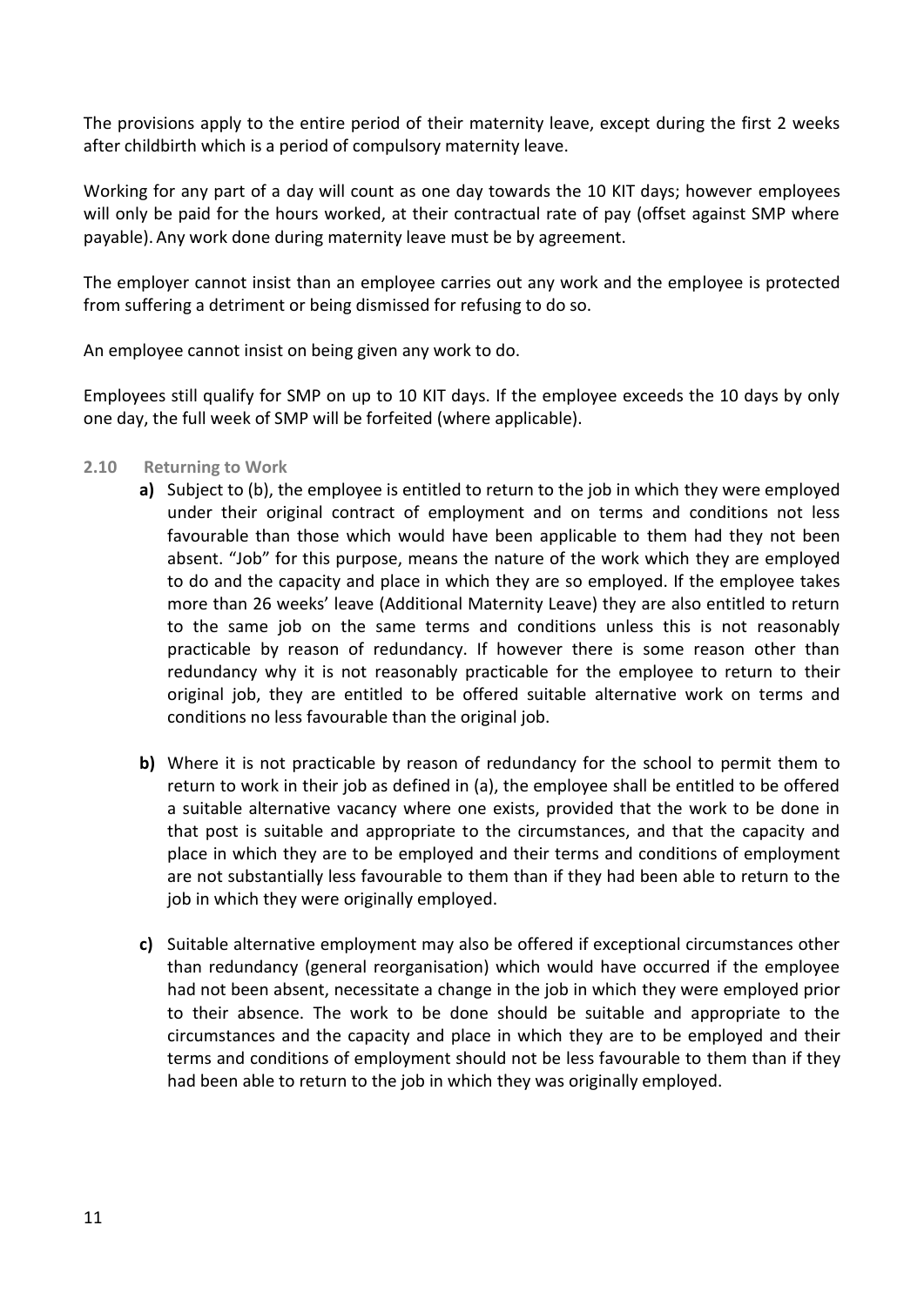The provisions apply to the entire period of their maternity leave, except during the first 2 weeks after childbirth which is a period of compulsory maternity leave.

Working for any part of a day will count as one day towards the 10 KIT days; however employees will only be paid for the hours worked, at their contractual rate of pay (offset against SMP where payable). Any work done during maternity leave must be by agreement.

The employer cannot insist than an employee carries out any work and the employee is protected from suffering a detriment or being dismissed for refusing to do so.

An employee cannot insist on being given any work to do.

Employees still qualify for SMP on up to 10 KIT days. If the employee exceeds the 10 days by only one day, the full week of SMP will be forfeited (where applicable).

### 2.10 Returning to Work

**a)** Subject to (b), the employee is entitled to return to the job in which they were employed under their original contract of employment and on terms and conditions not less favourable than those which would have been applicable to them had they not been absent. "Job" for this purpose, means the nature of the work which they are employed to do and the capacity and place in which they are so employed. If the employee takes more than 26 weeks' leave (Additional Maternity Leave) they are also entitled to return to the same job on the same terms and conditions unless this is not reasonably practicable by reason of redundancy. If however there is some reason other than redundancy why it is not reasonably practicable for the employee to return to their original job, they are entitled to be offered suitable alternative work on terms and conditions no less favourable than the original job.

**b)** Where it is not practicable by reason of redundancy for the school to permit them to return to work in their job as defined in (a), the employee shall be entitled to be offered a suitable alternative vacancy where one exists, provided that the work to be done in that post is suitable and appropriate to the circumstances, and that the capacity and place in which they are to be employed and their terms and conditions of employment are not substantially less favourable to them than if they had been able to return to the job in which they were originally employed.

**c)** Suitable alternative employment may also be offered if exceptional circumstances other than redundancy (general reorganisation) which would have occurred if the employee had not been absent, necessitate a change in the job in which they were employed prior to their absence. The work to be done should be suitable and appropriate to the circumstances and the capacity and place in which they are to be employed and their terms and conditions of employment should not be less favourable to them than if they had been able to return to the job in which they was originally employed.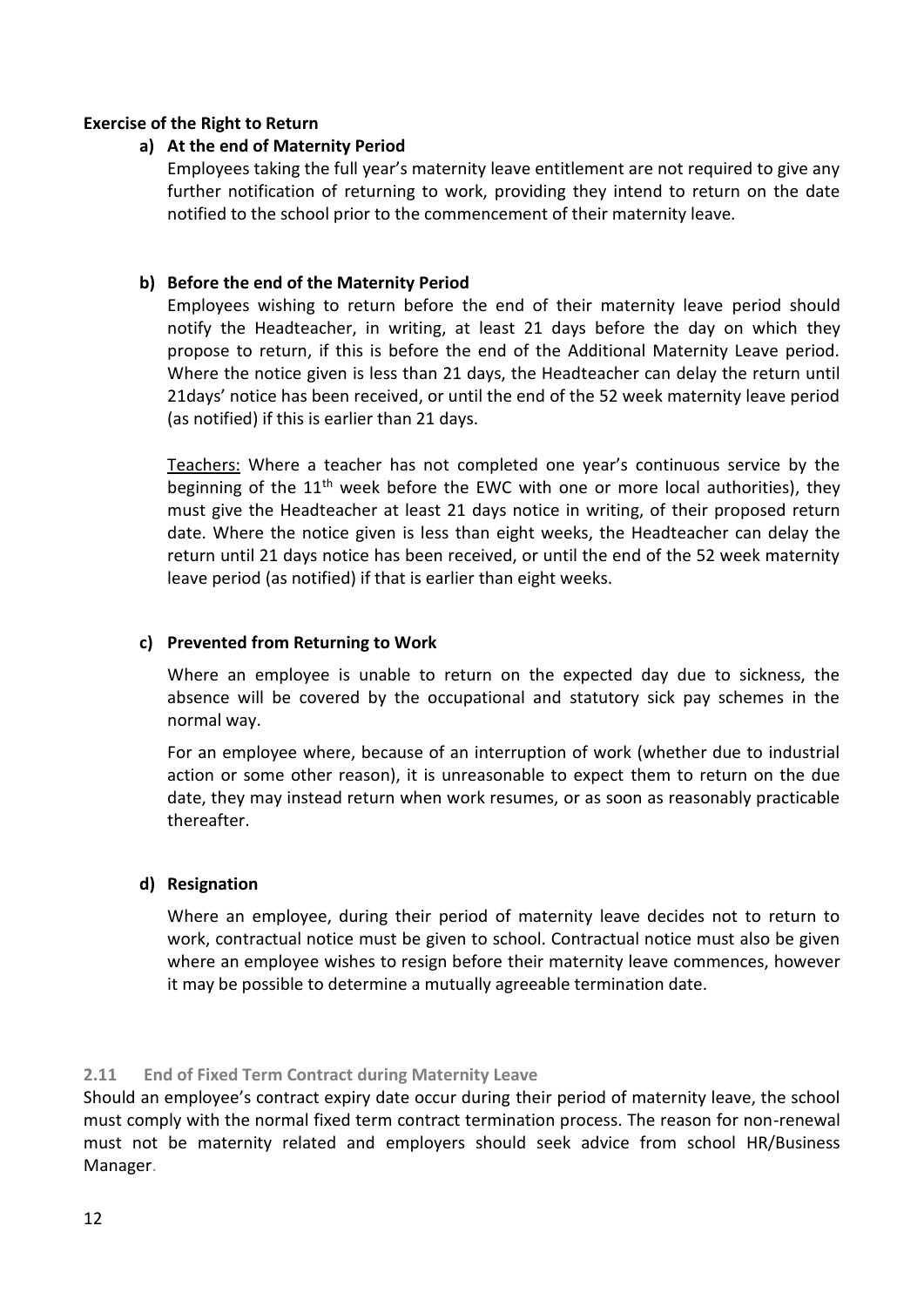**Exercise of the Right to Return**

**a) At the end of Maternity Period**

Employees taking the full year's maternity leave entitlement are not required to give any further notification of returning to work, providing they intend to return on the date notified to the school prior to the commencement of their maternity leave.

**b) Before the end of the Maternity Period**

Employees wishing to return before the end of their maternity leave period should notify the Headteacher, in writing, at least 21 days before the day on which they propose to return, if this is before the end of the Additional Maternity Leave period. Where the notice given is less than 21 days, the Headteacher can delay the return until 21days' notice has been received, or until the end of the 52 week maternity leave period (as notified) if this is earlier than 21 days.

Teachers: Where a teacher has not completed one year's continuous service by the beginning of the 11th week before the EWC with one or more local authorities), they must give the Headteacher at least 21 days notice in writing, of their proposed return date. Where the notice given is less than eight weeks, the Headteacher can delay the return until 21 days notice has been received, or until the end of the 52 week maternity leave period (as notified) if that is earlier than eight weeks.

**c) Prevented from Returning to Work**

Where an employee is unable to return on the expected day due to sickness, the absence will be covered by the occupational and statutory sick pay schemes in the normal way.

For an employee where, because of an interruption of work (whether due to industrial action or some other reason), it is unreasonable to expect them to return on the due date, they may instead return when work resumes, or as soon as reasonably practicable thereafter.

**d) Resignation**

Where an employee, during their period of maternity leave decides not to return to work, contractual notice must be given to school. Contractual notice must also be given where an employee wishes to resign before their maternity leave commences, however it may be possible to determine a mutually agreeable termination date.

### 2.11 End of Fixed Term Contract during Maternity Leave

Should an employee's contract expiry date occur during their period of maternity leave, the school must comply with the normal fixed term contract termination process. The reason for non-renewal must not be maternity related and employers should seek advice from school HR/Business Manager.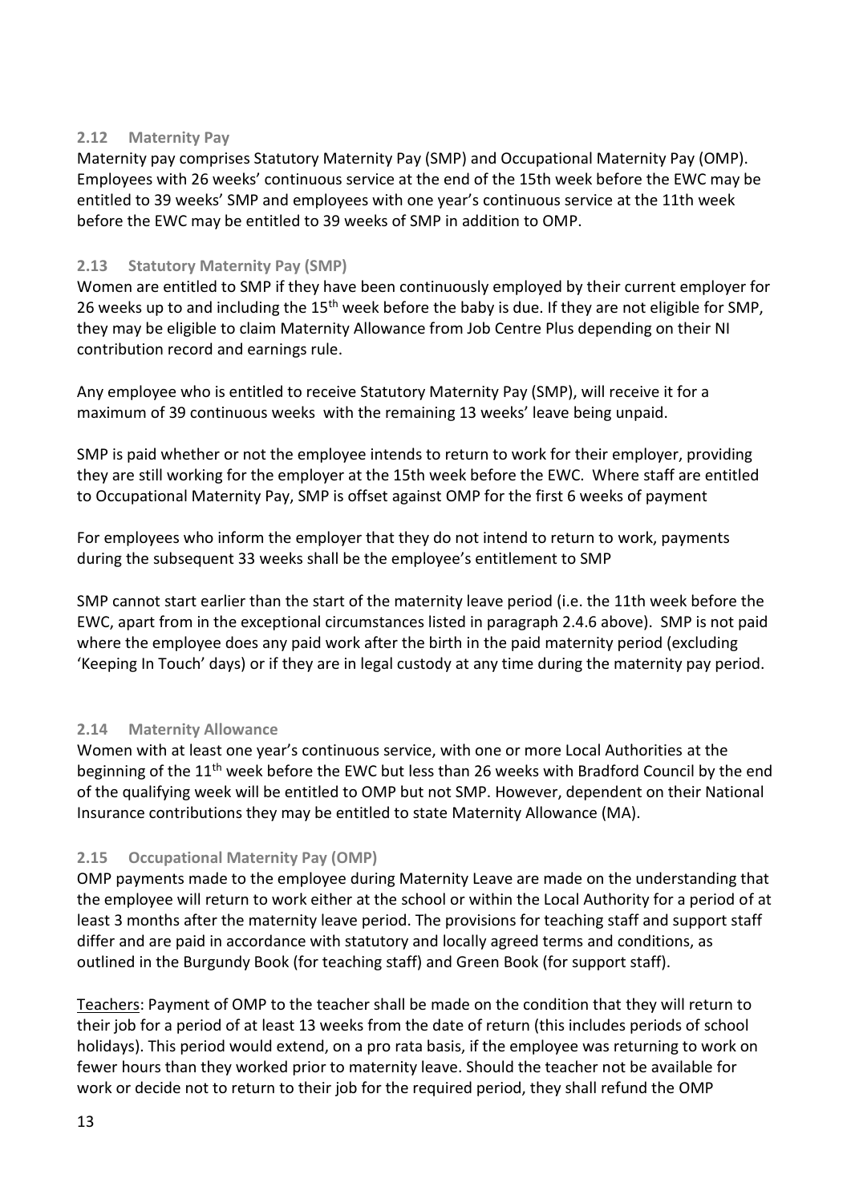### 2.12 Maternity Pay

Maternity pay comprises Statutory Maternity Pay (SMP) and Occupational Maternity Pay (OMP). Employees with 26 weeks' continuous service at the end of the 15th week before the EWC may be entitled to 39 weeks' SMP and employees with one year's continuous service at the 11th week before the EWC may be entitled to 39 weeks of SMP in addition to OMP.

### 2.13 Statutory Maternity Pay (SMP)

Women are entitled to SMP if they have been continuously employed by their current employer for 26 weeks up to and including the 15th week before the baby is due. If they are not eligible for SMP, they may be eligible to claim Maternity Allowance from Job Centre Plus depending on their NI contribution record and earnings rule.

Any employee who is entitled to receive Statutory Maternity Pay (SMP), will receive it for a maximum of 39 continuous weeks with the remaining 13 weeks' leave being unpaid.

SMP is paid whether or not the employee intends to return to work for their employer, providing they are still working for the employer at the 15th week before the EWC. Where staff are entitled to Occupational Maternity Pay, SMP is offset against OMP for the first 6 weeks of payment

For employees who inform the employer that they do not intend to return to work, payments during the subsequent 33 weeks shall be the employee's entitlement to SMP

SMP cannot start earlier than the start of the maternity leave period (i.e. the 11th week before the EWC, apart from in the exceptional circumstances listed in paragraph 2.4.6 above). SMP is not paid where the employee does any paid work after the birth in the paid maternity period (excluding 'Keeping In Touch' days) or if they are in legal custody at any time during the maternity pay period.

### 2.14 Maternity Allowance

Women with at least one year's continuous service, with one or more Local Authorities at the beginning of the 11th week before the EWC but less than 26 weeks with Bradford Council by the end of the qualifying week will be entitled to OMP but not SMP. However, dependent on their National Insurance contributions they may be entitled to state Maternity Allowance (MA).

### 2.15 Occupational Maternity Pay (OMP)

OMP payments made to the employee during Maternity Leave are made on the understanding that the employee will return to work either at the school or within the Local Authority for a period of at least 3 months after the maternity leave period. The provisions for teaching staff and support staff differ and are paid in accordance with statutory and locally agreed terms and conditions, as outlined in the Burgundy Book (for teaching staff) and Green Book (for support staff).

Teachers: Payment of OMP to the teacher shall be made on the condition that they will return to their job for a period of at least 13 weeks from the date of return (this includes periods of school holidays). This period would extend, on a pro rata basis, if the employee was returning to work on fewer hours than they worked prior to maternity leave. Should the teacher not be available for work or decide not to return to their job for the required period, they shall refund the OMP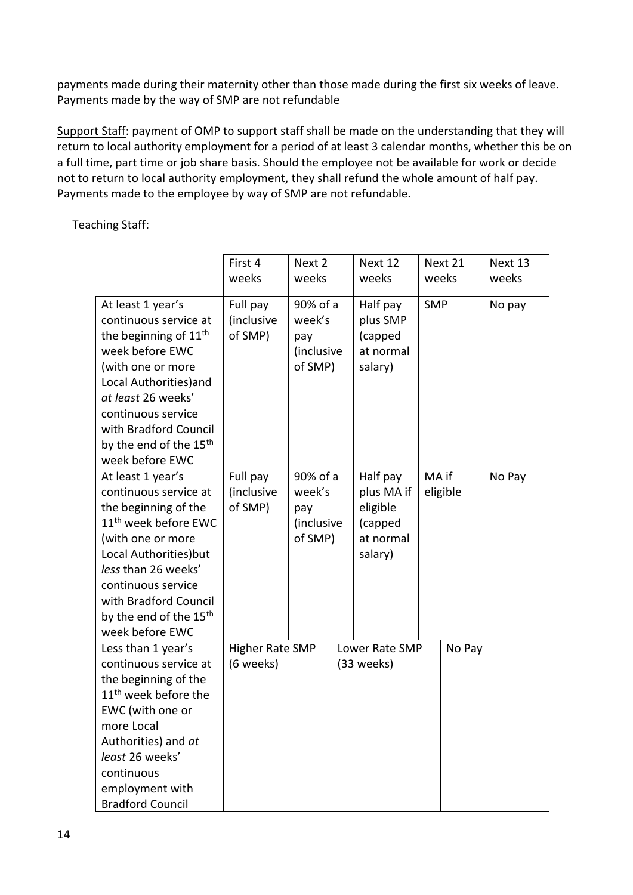payments made during their maternity other than those made during the first six weeks of leave. Payments made by the way of SMP are not refundable

Support Staff: payment of OMP to support staff shall be made on the understanding that they will return to local authority employment for a period of at least 3 calendar months, whether this be on a full time, part time or job share basis. Should the employee not be available for work or decide not to return to local authority employment, they shall refund the whole amount of half pay. Payments made to the employee by way of SMP are not refundable.

Teaching Staff:

| | First 4 weeks | Next 2 weeks | Next 12 weeks | Next 21 weeks | Next 13 weeks |
|---|---|---|---|---|---|
| At least 1 year's continuous service at the beginning of 11th week before EWC (with one or more Local Authorities)and *at least* 26 weeks' continuous service with Bradford Council by the end of the 15th week before EWC | Full pay (inclusive of SMP) | 90% of a week's pay (inclusive of SMP) | Half pay plus SMP (capped at normal salary) | SMP | No pay |
| At least 1 year's continuous service at the beginning of the 11th week before EWC (with one or more Local Authorities)but *less* than 26 weeks' continuous service with Bradford Council by the end of the 15th week before EWC | Full pay (inclusive of SMP) | 90% of a week's pay (inclusive of SMP) | Half pay plus MA if eligible (capped at normal salary) | MA if eligible | No Pay |
| Less than 1 year's continuous service at the beginning of the 11th week before the EWC (with one or more Local Authorities) and *at least* 26 weeks' continuous employment with Bradford Council | Higher Rate SMP (6 weeks) | | Lower Rate SMP (33 weeks) | | No Pay |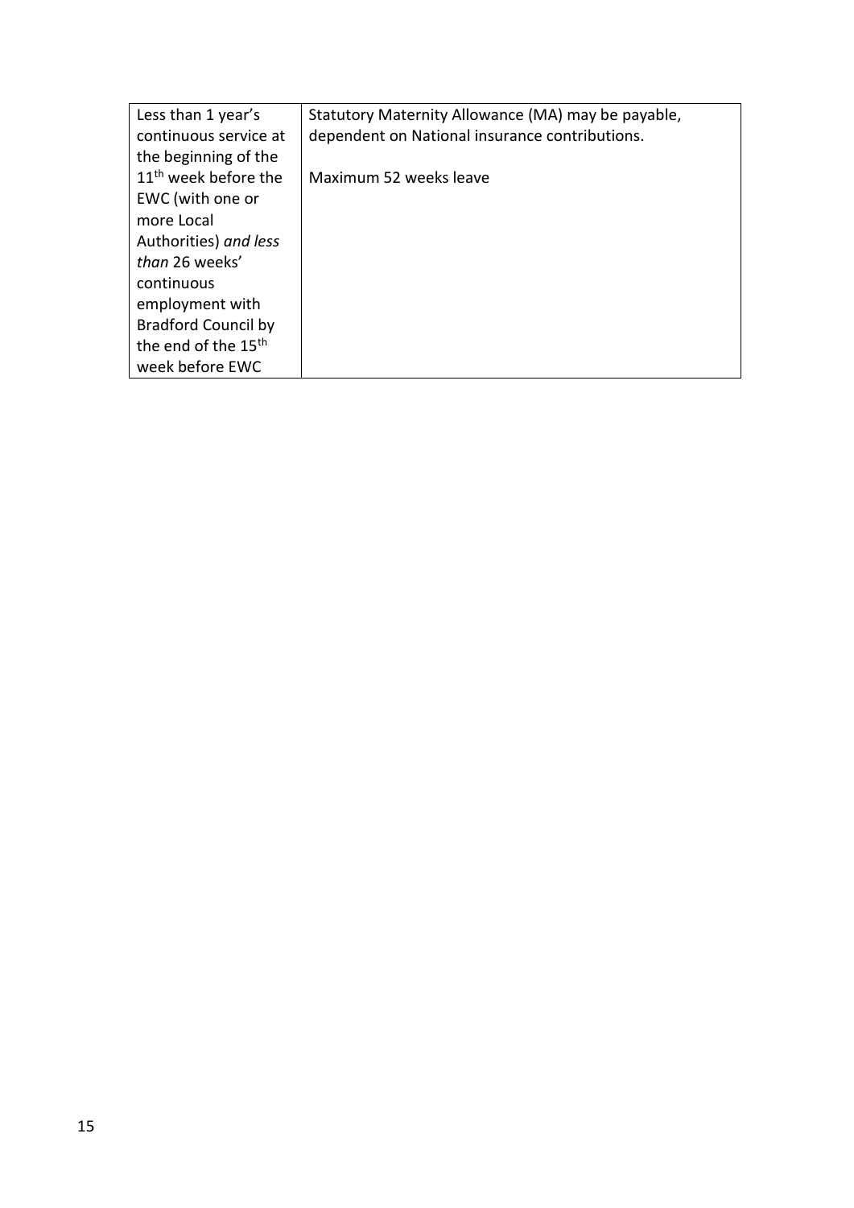| | |
|---|---|
| Less than 1 year's continuous service at the beginning of the 11th week before the EWC (with one or more Local Authorities) *and less than* 26 weeks' continuous employment with Bradford Council by the end of the 15th week before EWC | Statutory Maternity Allowance (MA) may be payable, dependent on National insurance contributions.<br><br>Maximum 52 weeks leave |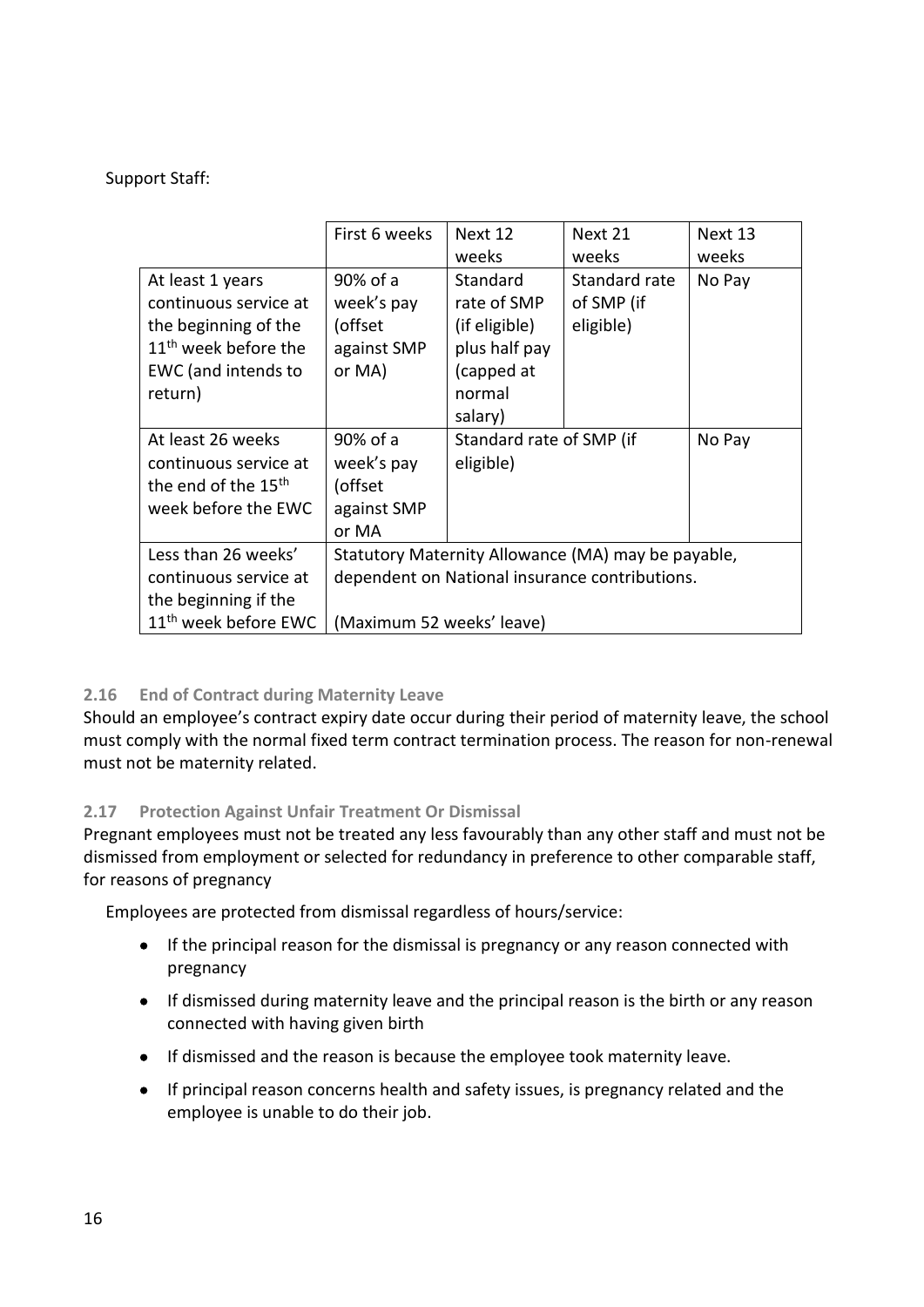Support Staff:

| | First 6 weeks | Next 12 weeks | Next 21 weeks | Next 13 weeks |
|---|---|---|---|---|
| At least 1 years continuous service at the beginning of the 11th week before the EWC (and intends to return) | 90% of a week's pay (offset against SMP or MA) | Standard rate of SMP (if eligible) plus half pay (capped at normal salary) | Standard rate of SMP (if eligible) | No Pay |
| At least 26 weeks continuous service at the end of the 15th week before the EWC | 90% of a week's pay (offset against SMP or MA | Standard rate of SMP (if eligible) | | No Pay |
| Less than 26 weeks' continuous service at the beginning if the 11th week before EWC | Statutory Maternity Allowance (MA) may be payable, dependent on National insurance contributions.<br><br>(Maximum 52 weeks' leave) | | | |

### 2.16 End of Contract during Maternity Leave

Should an employee's contract expiry date occur during their period of maternity leave, the school must comply with the normal fixed term contract termination process. The reason for non-renewal must not be maternity related.

### 2.17 Protection Against Unfair Treatment Or Dismissal

Pregnant employees must not be treated any less favourably than any other staff and must not be dismissed from employment or selected for redundancy in preference to other comparable staff, for reasons of pregnancy

Employees are protected from dismissal regardless of hours/service:

- If the principal reason for the dismissal is pregnancy or any reason connected with pregnancy
- If dismissed during maternity leave and the principal reason is the birth or any reason connected with having given birth
- If dismissed and the reason is because the employee took maternity leave.
- If principal reason concerns health and safety issues, is pregnancy related and the employee is unable to do their job.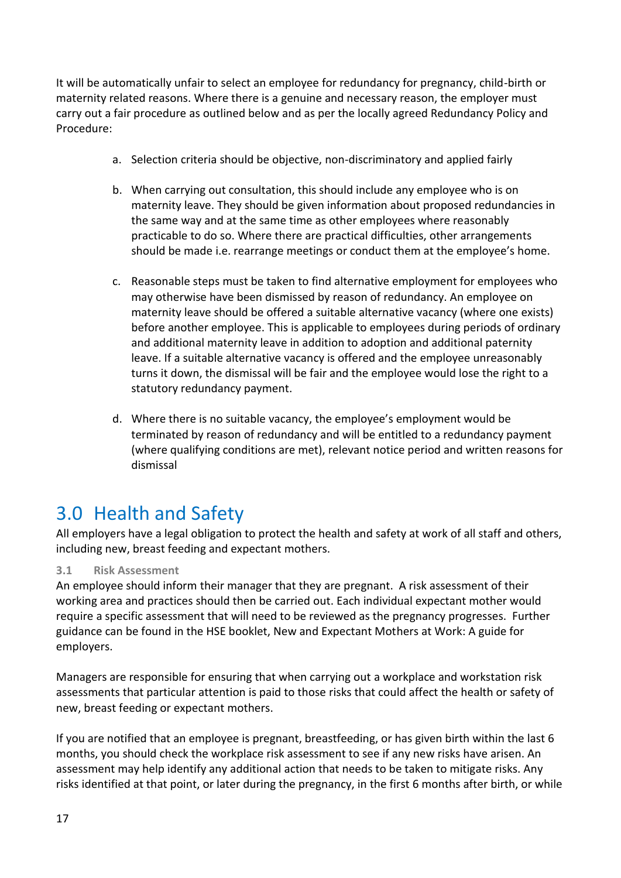It will be automatically unfair to select an employee for redundancy for pregnancy, child-birth or maternity related reasons. Where there is a genuine and necessary reason, the employer must carry out a fair procedure as outlined below and as per the locally agreed Redundancy Policy and Procedure:

a. Selection criteria should be objective, non-discriminatory and applied fairly

b. When carrying out consultation, this should include any employee who is on maternity leave. They should be given information about proposed redundancies in the same way and at the same time as other employees where reasonably practicable to do so. Where there are practical difficulties, other arrangements should be made i.e. rearrange meetings or conduct them at the employee's home.

c. Reasonable steps must be taken to find alternative employment for employees who may otherwise have been dismissed by reason of redundancy. An employee on maternity leave should be offered a suitable alternative vacancy (where one exists) before another employee. This is applicable to employees during periods of ordinary and additional maternity leave in addition to adoption and additional paternity leave. If a suitable alternative vacancy is offered and the employee unreasonably turns it down, the dismissal will be fair and the employee would lose the right to a statutory redundancy payment.

d. Where there is no suitable vacancy, the employee's employment would be terminated by reason of redundancy and will be entitled to a redundancy payment (where qualifying conditions are met), relevant notice period and written reasons for dismissal

# 3.0 Health and Safety

All employers have a legal obligation to protect the health and safety at work of all staff and others, including new, breast feeding and expectant mothers.

### 3.1 Risk Assessment

An employee should inform their manager that they are pregnant. A risk assessment of their working area and practices should then be carried out. Each individual expectant mother would require a specific assessment that will need to be reviewed as the pregnancy progresses. Further guidance can be found in the HSE booklet, New and Expectant Mothers at Work: A guide for employers.

Managers are responsible for ensuring that when carrying out a workplace and workstation risk assessments that particular attention is paid to those risks that could affect the health or safety of new, breast feeding or expectant mothers.

If you are notified that an employee is pregnant, breastfeeding, or has given birth within the last 6 months, you should check the workplace risk assessment to see if any new risks have arisen. An assessment may help identify any additional action that needs to be taken to mitigate risks. Any risks identified at that point, or later during the pregnancy, in the first 6 months after birth, or while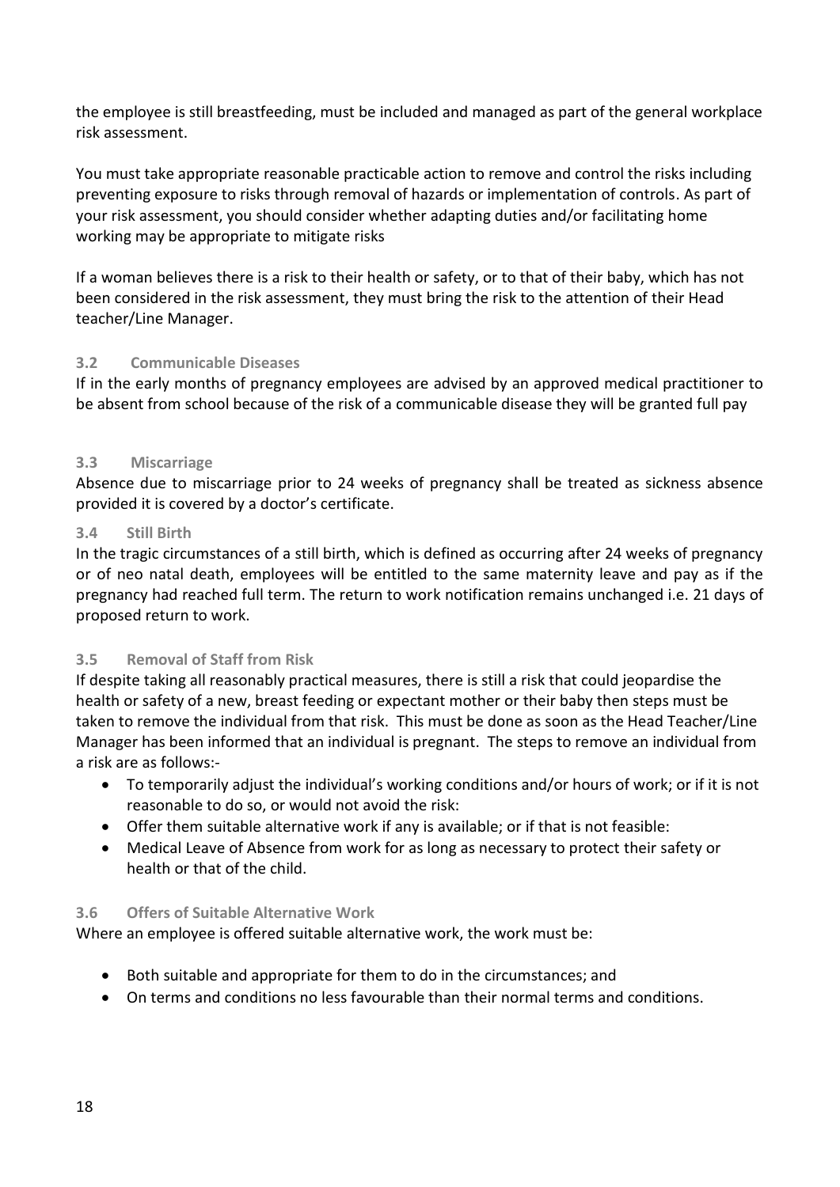the employee is still breastfeeding, must be included and managed as part of the general workplace risk assessment.

You must take appropriate reasonable practicable action to remove and control the risks including preventing exposure to risks through removal of hazards or implementation of controls. As part of your risk assessment, you should consider whether adapting duties and/or facilitating home working may be appropriate to mitigate risks

If a woman believes there is a risk to their health or safety, or to that of their baby, which has not been considered in the risk assessment, they must bring the risk to the attention of their Head teacher/Line Manager.

### 3.2 Communicable Diseases

If in the early months of pregnancy employees are advised by an approved medical practitioner to be absent from school because of the risk of a communicable disease they will be granted full pay

### 3.3 Miscarriage

Absence due to miscarriage prior to 24 weeks of pregnancy shall be treated as sickness absence provided it is covered by a doctor's certificate.

### 3.4 Still Birth

In the tragic circumstances of a still birth, which is defined as occurring after 24 weeks of pregnancy or of neo natal death, employees will be entitled to the same maternity leave and pay as if the pregnancy had reached full term. The return to work notification remains unchanged i.e. 21 days of proposed return to work.

### 3.5 Removal of Staff from Risk

If despite taking all reasonably practical measures, there is still a risk that could jeopardise the health or safety of a new, breast feeding or expectant mother or their baby then steps must be taken to remove the individual from that risk. This must be done as soon as the Head Teacher/Line Manager has been informed that an individual is pregnant. The steps to remove an individual from a risk are as follows:-

- To temporarily adjust the individual's working conditions and/or hours of work; or if it is not reasonable to do so, or would not avoid the risk:
- Offer them suitable alternative work if any is available; or if that is not feasible:
- Medical Leave of Absence from work for as long as necessary to protect their safety or health or that of the child.

### 3.6 Offers of Suitable Alternative Work

Where an employee is offered suitable alternative work, the work must be:

- Both suitable and appropriate for them to do in the circumstances; and
- On terms and conditions no less favourable than their normal terms and conditions.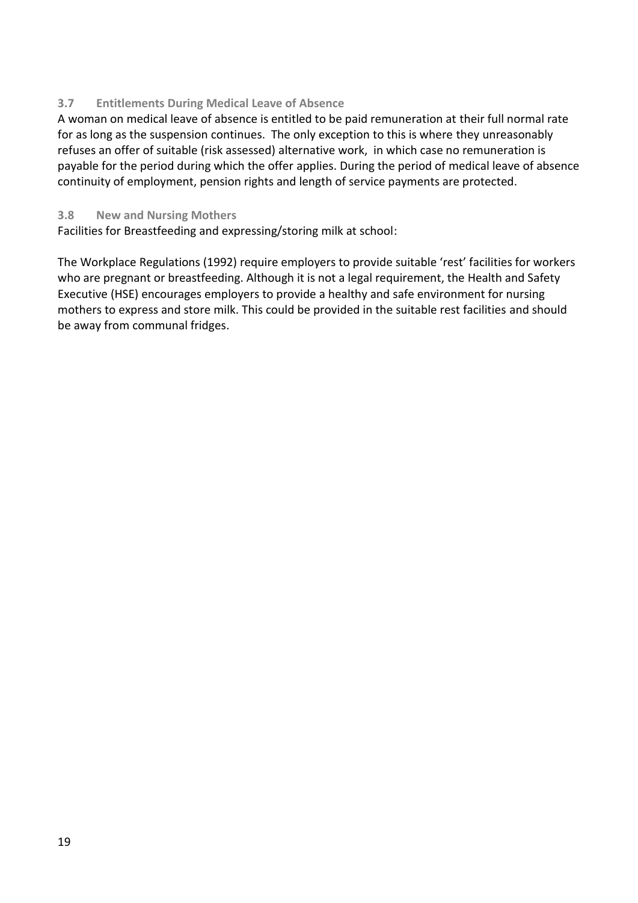### 3.7 Entitlements During Medical Leave of Absence

A woman on medical leave of absence is entitled to be paid remuneration at their full normal rate for as long as the suspension continues. The only exception to this is where they unreasonably refuses an offer of suitable (risk assessed) alternative work, in which case no remuneration is payable for the period during which the offer applies. During the period of medical leave of absence continuity of employment, pension rights and length of service payments are protected.

### 3.8 New and Nursing Mothers

Facilities for Breastfeeding and expressing/storing milk at school:

The Workplace Regulations (1992) require employers to provide suitable 'rest' facilities for workers who are pregnant or breastfeeding. Although it is not a legal requirement, the Health and Safety Executive (HSE) encourages employers to provide a healthy and safe environment for nursing mothers to express and store milk. This could be provided in the suitable rest facilities and should be away from communal fridges.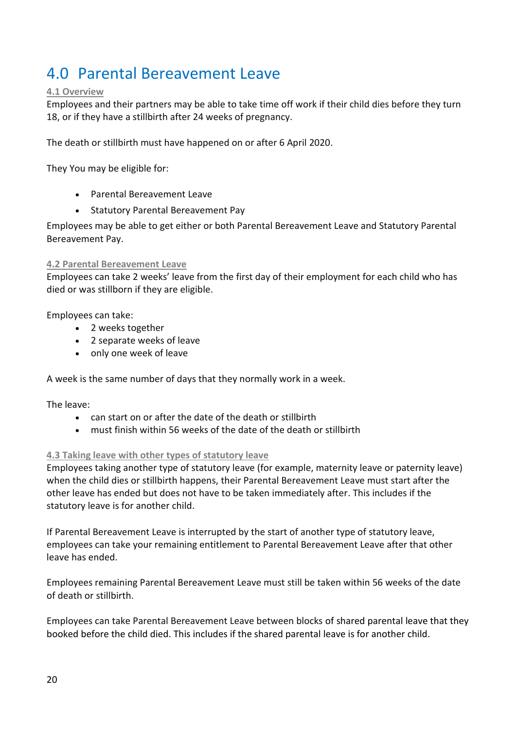# 4.0 Parental Bereavement Leave

**4.1 Overview**

Employees and their partners may be able to take time off work if their child dies before they turn 18, or if they have a stillbirth after 24 weeks of pregnancy.

The death or stillbirth must have happened on or after 6 April 2020.

They You may be eligible for:

- Parental Bereavement Leave
- Statutory Parental Bereavement Pay

Employees may be able to get either or both Parental Bereavement Leave and Statutory Parental Bereavement Pay.

**4.2 Parental Bereavement Leave**

Employees can take 2 weeks' leave from the first day of their employment for each child who has died or was stillborn if they are eligible.

Employees can take:

- 2 weeks together
- 2 separate weeks of leave
- only one week of leave

A week is the same number of days that they normally work in a week.

The leave:

- can start on or after the date of the death or stillbirth
- must finish within 56 weeks of the date of the death or stillbirth

**4.3 Taking leave with other types of statutory leave**

Employees taking another type of statutory leave (for example, maternity leave or paternity leave) when the child dies or stillbirth happens, their Parental Bereavement Leave must start after the other leave has ended but does not have to be taken immediately after. This includes if the statutory leave is for another child.

If Parental Bereavement Leave is interrupted by the start of another type of statutory leave, employees can take your remaining entitlement to Parental Bereavement Leave after that other leave has ended.

Employees remaining Parental Bereavement Leave must still be taken within 56 weeks of the date of death or stillbirth.

Employees can take Parental Bereavement Leave between blocks of shared parental leave that they booked before the child died. This includes if the shared parental leave is for another child.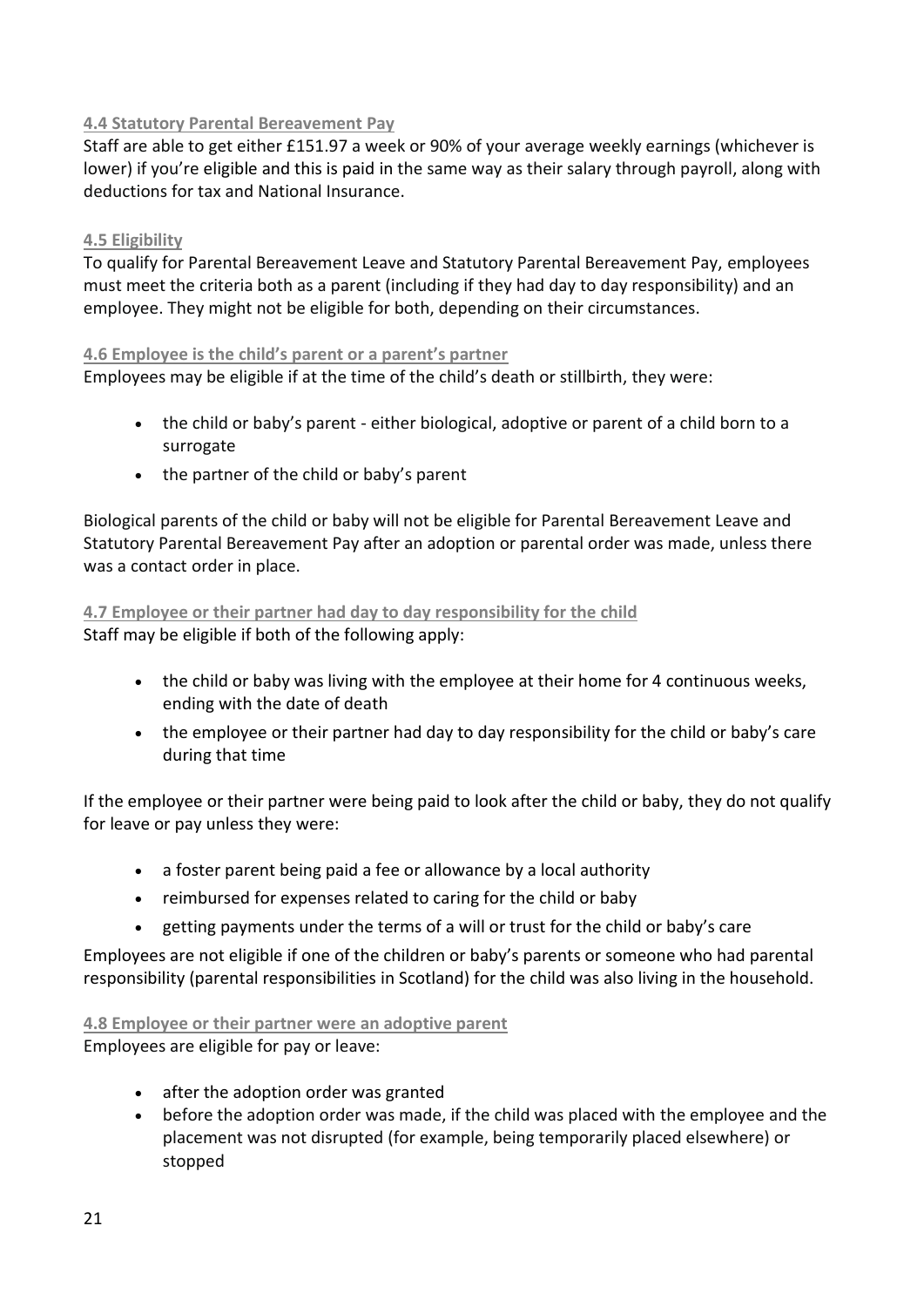### 4.4 Statutory Parental Bereavement Pay

Staff are able to get either £151.97 a week or 90% of your average weekly earnings (whichever is lower) if you're eligible and this is paid in the same way as their salary through payroll, along with deductions for tax and National Insurance.

### 4.5 Eligibility

To qualify for Parental Bereavement Leave and Statutory Parental Bereavement Pay, employees must meet the criteria both as a parent (including if they had day to day responsibility) and an employee. They might not be eligible for both, depending on their circumstances.

### 4.6 Employee is the child's parent or a parent's partner

Employees may be eligible if at the time of the child's death or stillbirth, they were:

- the child or baby's parent - either biological, adoptive or parent of a child born to a surrogate
- the partner of the child or baby's parent

Biological parents of the child or baby will not be eligible for Parental Bereavement Leave and Statutory Parental Bereavement Pay after an adoption or parental order was made, unless there was a contact order in place.

### 4.7 Employee or their partner had day to day responsibility for the child

Staff may be eligible if both of the following apply:

- the child or baby was living with the employee at their home for 4 continuous weeks, ending with the date of death
- the employee or their partner had day to day responsibility for the child or baby's care during that time

If the employee or their partner were being paid to look after the child or baby, they do not qualify for leave or pay unless they were:

- a foster parent being paid a fee or allowance by a local authority
- reimbursed for expenses related to caring for the child or baby
- getting payments under the terms of a will or trust for the child or baby's care

Employees are not eligible if one of the children or baby's parents or someone who had parental responsibility (parental responsibilities in Scotland) for the child was also living in the household.

### 4.8 Employee or their partner were an adoptive parent

Employees are eligible for pay or leave:

- after the adoption order was granted
- before the adoption order was made, if the child was placed with the employee and the placement was not disrupted (for example, being temporarily placed elsewhere) or stopped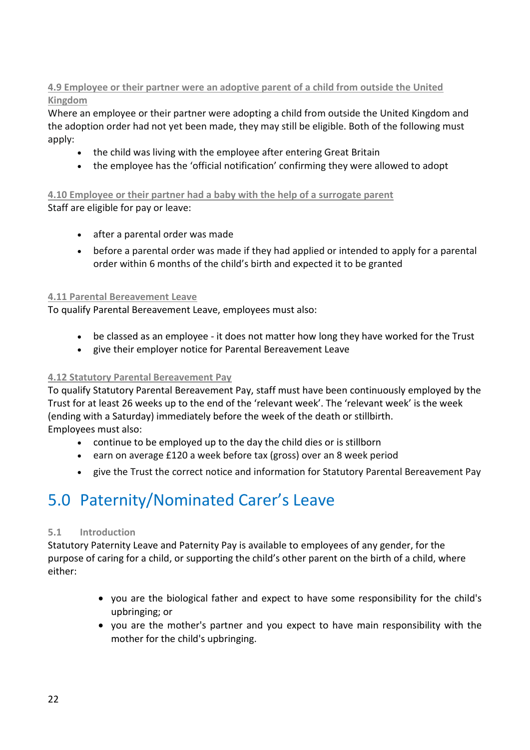### 4.9 Employee or their partner were an adoptive parent of a child from outside the United Kingdom

Where an employee or their partner were adopting a child from outside the United Kingdom and the adoption order had not yet been made, they may still be eligible. Both of the following must apply:

- the child was living with the employee after entering Great Britain
- the employee has the 'official notification' confirming they were allowed to adopt

### 4.10 Employee or their partner had a baby with the help of a surrogate parent

Staff are eligible for pay or leave:

- after a parental order was made
- before a parental order was made if they had applied or intended to apply for a parental order within 6 months of the child's birth and expected it to be granted

### 4.11 Parental Bereavement Leave

To qualify Parental Bereavement Leave, employees must also:

- be classed as an employee - it does not matter how long they have worked for the Trust
- give their employer notice for Parental Bereavement Leave

### 4.12 Statutory Parental Bereavement Pay

To qualify Statutory Parental Bereavement Pay, staff must have been continuously employed by the Trust for at least 26 weeks up to the end of the 'relevant week'. The 'relevant week' is the week (ending with a Saturday) immediately before the week of the death or stillbirth.
Employees must also:

- continue to be employed up to the day the child dies or is stillborn
- earn on average £120 a week before tax (gross) over an 8 week period
- give the Trust the correct notice and information for Statutory Parental Bereavement Pay

# 5.0 Paternity/Nominated Carer's Leave

### 5.1 Introduction

Statutory Paternity Leave and Paternity Pay is available to employees of any gender, for the purpose of caring for a child, or supporting the child's other parent on the birth of a child, where either:

- you are the biological father and expect to have some responsibility for the child's upbringing; or
- you are the mother's partner and you expect to have main responsibility with the mother for the child's upbringing.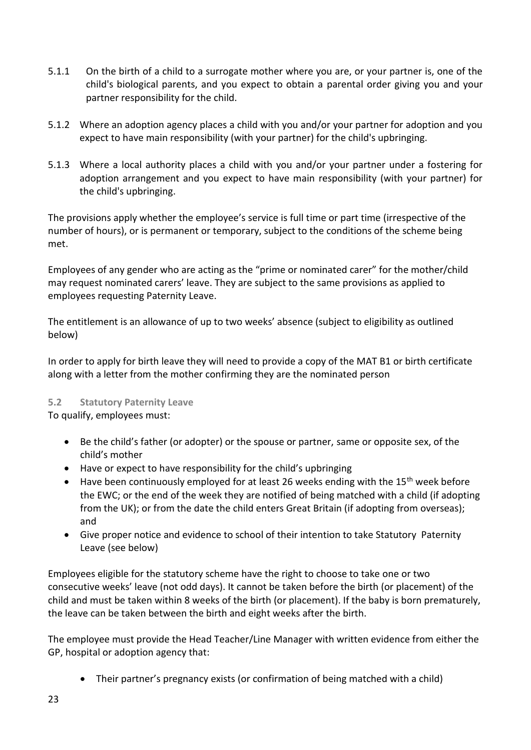5.1.1 On the birth of a child to a surrogate mother where you are, or your partner is, one of the child's biological parents, and you expect to obtain a parental order giving you and your partner responsibility for the child.

5.1.2 Where an adoption agency places a child with you and/or your partner for adoption and you expect to have main responsibility (with your partner) for the child's upbringing.

5.1.3 Where a local authority places a child with you and/or your partner under a fostering for adoption arrangement and you expect to have main responsibility (with your partner) for the child's upbringing.

The provisions apply whether the employee's service is full time or part time (irrespective of the number of hours), or is permanent or temporary, subject to the conditions of the scheme being met.

Employees of any gender who are acting as the "prime or nominated carer" for the mother/child may request nominated carers' leave. They are subject to the same provisions as applied to employees requesting Paternity Leave.

The entitlement is an allowance of up to two weeks' absence (subject to eligibility as outlined below)

In order to apply for birth leave they will need to provide a copy of the MAT B1 or birth certificate along with a letter from the mother confirming they are the nominated person

### 5.2 Statutory Paternity Leave

To qualify, employees must:

- Be the child's father (or adopter) or the spouse or partner, same or opposite sex, of the child's mother
- Have or expect to have responsibility for the child's upbringing
- Have been continuously employed for at least 26 weeks ending with the 15th week before the EWC; or the end of the week they are notified of being matched with a child (if adopting from the UK); or from the date the child enters Great Britain (if adopting from overseas); and
- Give proper notice and evidence to school of their intention to take Statutory Paternity Leave (see below)

Employees eligible for the statutory scheme have the right to choose to take one or two consecutive weeks' leave (not odd days). It cannot be taken before the birth (or placement) of the child and must be taken within 8 weeks of the birth (or placement). If the baby is born prematurely, the leave can be taken between the birth and eight weeks after the birth.

The employee must provide the Head Teacher/Line Manager with written evidence from either the GP, hospital or adoption agency that:

- Their partner's pregnancy exists (or confirmation of being matched with a child)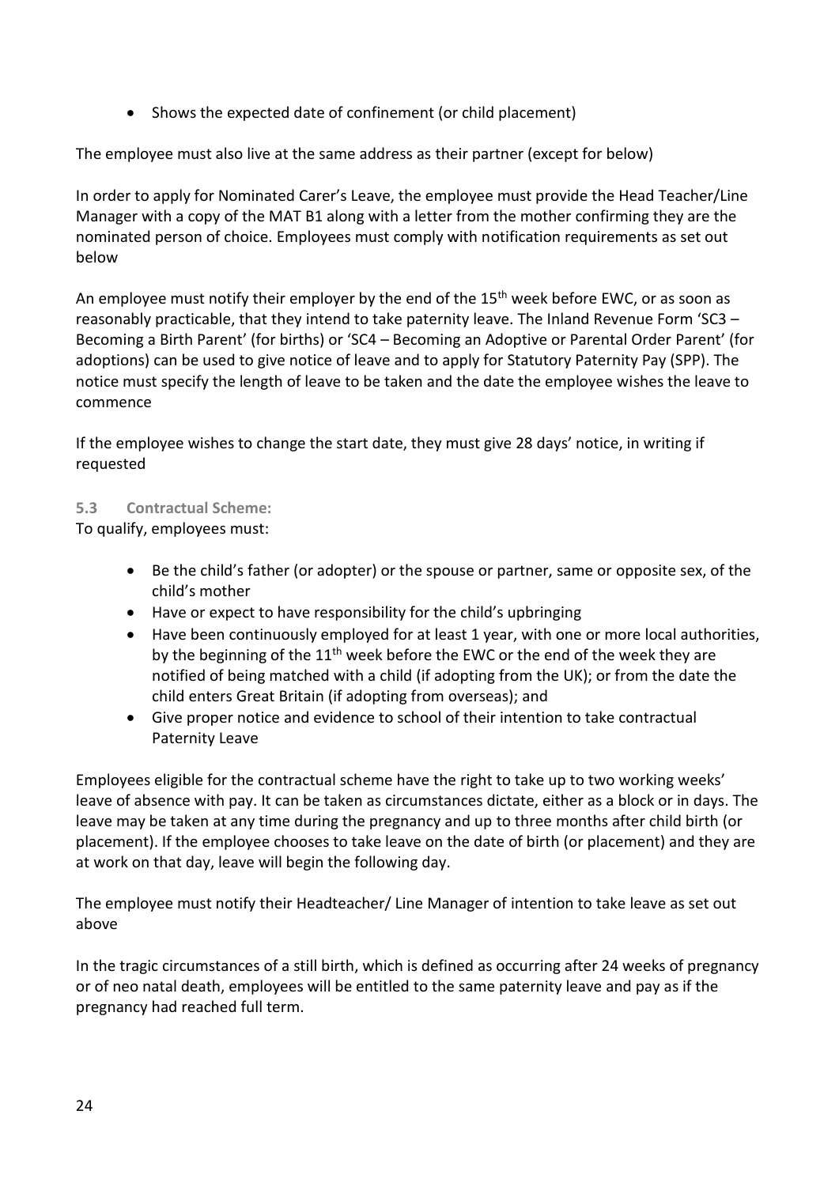- Shows the expected date of confinement (or child placement)

The employee must also live at the same address as their partner (except for below)

In order to apply for Nominated Carer's Leave, the employee must provide the Head Teacher/Line Manager with a copy of the MAT B1 along with a letter from the mother confirming they are the nominated person of choice. Employees must comply with notification requirements as set out below

An employee must notify their employer by the end of the 15th week before EWC, or as soon as reasonably practicable, that they intend to take paternity leave. The Inland Revenue Form 'SC3 – Becoming a Birth Parent' (for births) or 'SC4 – Becoming an Adoptive or Parental Order Parent' (for adoptions) can be used to give notice of leave and to apply for Statutory Paternity Pay (SPP). The notice must specify the length of leave to be taken and the date the employee wishes the leave to commence

If the employee wishes to change the start date, they must give 28 days' notice, in writing if requested

### 5.3 Contractual Scheme:

To qualify, employees must:

- Be the child's father (or adopter) or the spouse or partner, same or opposite sex, of the child's mother
- Have or expect to have responsibility for the child's upbringing
- Have been continuously employed for at least 1 year, with one or more local authorities, by the beginning of the 11th week before the EWC or the end of the week they are notified of being matched with a child (if adopting from the UK); or from the date the child enters Great Britain (if adopting from overseas); and
- Give proper notice and evidence to school of their intention to take contractual Paternity Leave

Employees eligible for the contractual scheme have the right to take up to two working weeks' leave of absence with pay. It can be taken as circumstances dictate, either as a block or in days. The leave may be taken at any time during the pregnancy and up to three months after child birth (or placement). If the employee chooses to take leave on the date of birth (or placement) and they are at work on that day, leave will begin the following day.

The employee must notify their Headteacher/ Line Manager of intention to take leave as set out above

In the tragic circumstances of a still birth, which is defined as occurring after 24 weeks of pregnancy or of neo natal death, employees will be entitled to the same paternity leave and pay as if the pregnancy had reached full term.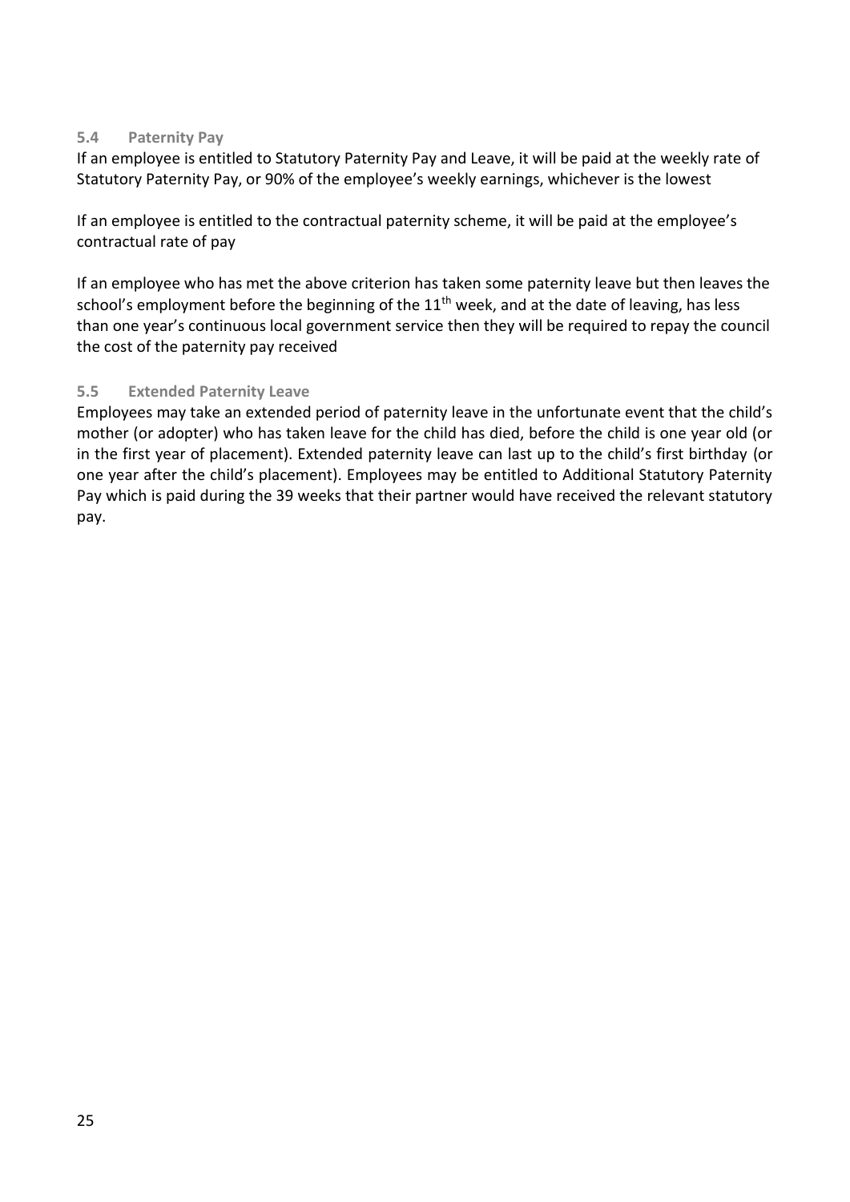### 5.4 Paternity Pay

If an employee is entitled to Statutory Paternity Pay and Leave, it will be paid at the weekly rate of Statutory Paternity Pay, or 90% of the employee's weekly earnings, whichever is the lowest

If an employee is entitled to the contractual paternity scheme, it will be paid at the employee's contractual rate of pay

If an employee who has met the above criterion has taken some paternity leave but then leaves the school's employment before the beginning of the 11th week, and at the date of leaving, has less than one year's continuous local government service then they will be required to repay the council the cost of the paternity pay received

### 5.5 Extended Paternity Leave

Employees may take an extended period of paternity leave in the unfortunate event that the child's mother (or adopter) who has taken leave for the child has died, before the child is one year old (or in the first year of placement). Extended paternity leave can last up to the child's first birthday (or one year after the child's placement). Employees may be entitled to Additional Statutory Paternity Pay which is paid during the 39 weeks that their partner would have received the relevant statutory pay.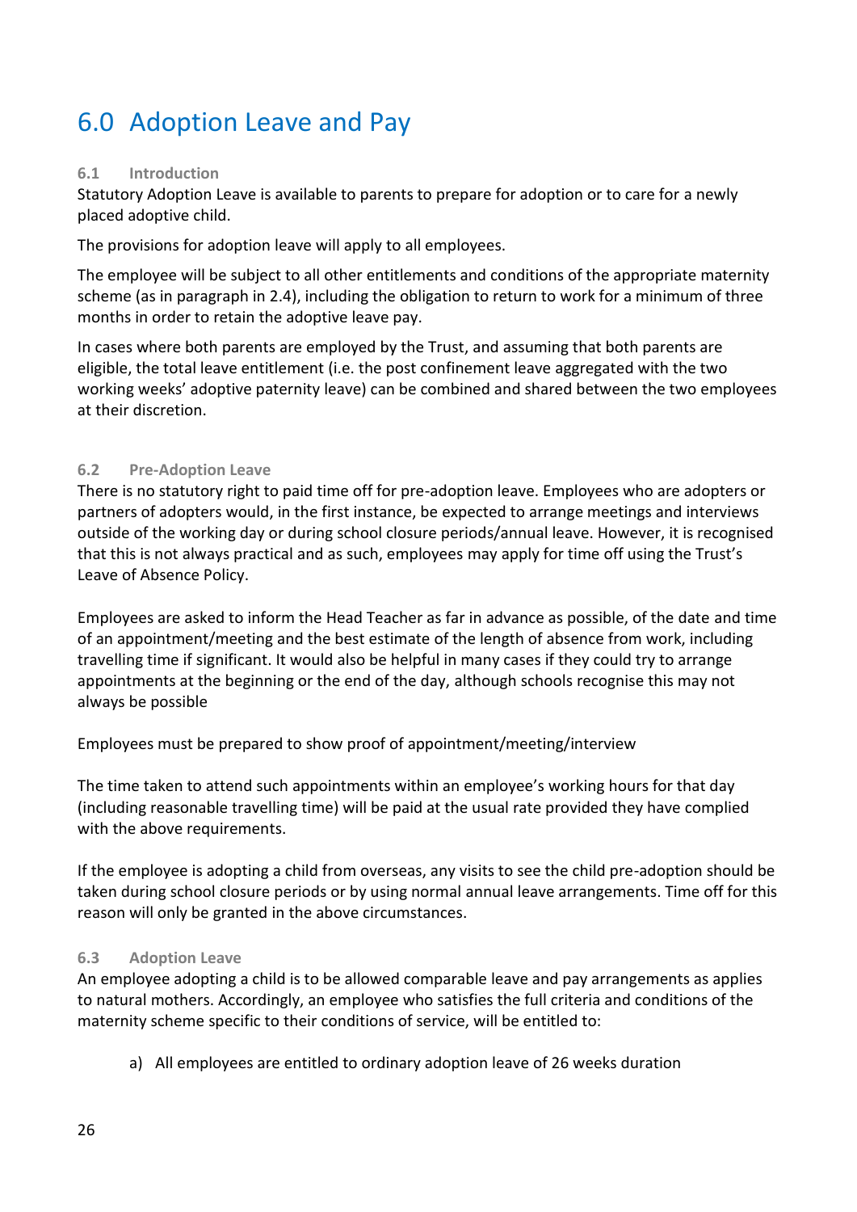# 6.0 Adoption Leave and Pay

### 6.1 Introduction

Statutory Adoption Leave is available to parents to prepare for adoption or to care for a newly placed adoptive child.

The provisions for adoption leave will apply to all employees.

The employee will be subject to all other entitlements and conditions of the appropriate maternity scheme (as in paragraph in 2.4), including the obligation to return to work for a minimum of three months in order to retain the adoptive leave pay.

In cases where both parents are employed by the Trust, and assuming that both parents are eligible, the total leave entitlement (i.e. the post confinement leave aggregated with the two working weeks' adoptive paternity leave) can be combined and shared between the two employees at their discretion.

### 6.2 Pre-Adoption Leave

There is no statutory right to paid time off for pre-adoption leave. Employees who are adopters or partners of adopters would, in the first instance, be expected to arrange meetings and interviews outside of the working day or during school closure periods/annual leave. However, it is recognised that this is not always practical and as such, employees may apply for time off using the Trust's Leave of Absence Policy.

Employees are asked to inform the Head Teacher as far in advance as possible, of the date and time of an appointment/meeting and the best estimate of the length of absence from work, including travelling time if significant. It would also be helpful in many cases if they could try to arrange appointments at the beginning or the end of the day, although schools recognise this may not always be possible

Employees must be prepared to show proof of appointment/meeting/interview

The time taken to attend such appointments within an employee's working hours for that day (including reasonable travelling time) will be paid at the usual rate provided they have complied with the above requirements.

If the employee is adopting a child from overseas, any visits to see the child pre-adoption should be taken during school closure periods or by using normal annual leave arrangements. Time off for this reason will only be granted in the above circumstances.

### 6.3 Adoption Leave

An employee adopting a child is to be allowed comparable leave and pay arrangements as applies to natural mothers. Accordingly, an employee who satisfies the full criteria and conditions of the maternity scheme specific to their conditions of service, will be entitled to:

a) All employees are entitled to ordinary adoption leave of 26 weeks duration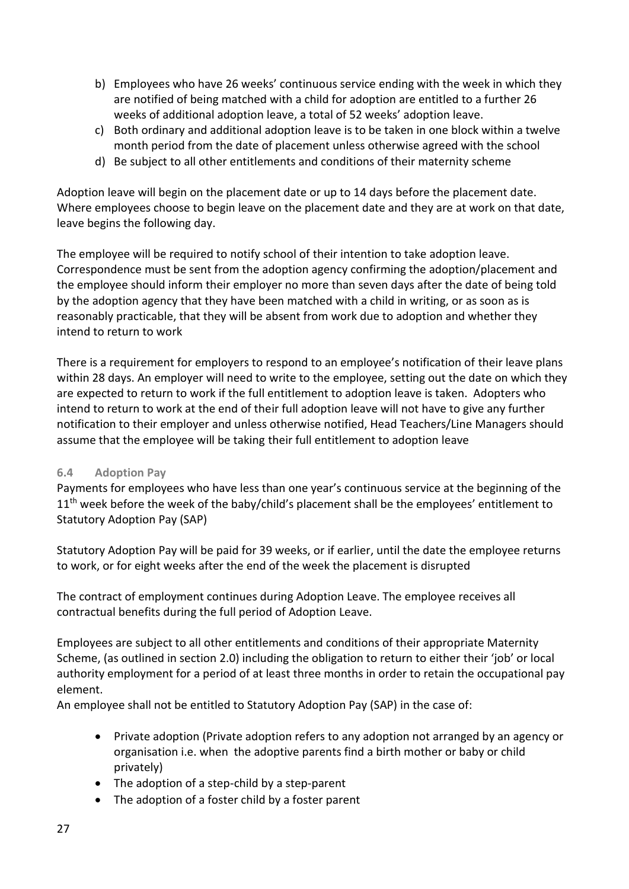b) Employees who have 26 weeks' continuous service ending with the week in which they are notified of being matched with a child for adoption are entitled to a further 26 weeks of additional adoption leave, a total of 52 weeks' adoption leave.
c) Both ordinary and additional adoption leave is to be taken in one block within a twelve month period from the date of placement unless otherwise agreed with the school
d) Be subject to all other entitlements and conditions of their maternity scheme

Adoption leave will begin on the placement date or up to 14 days before the placement date. Where employees choose to begin leave on the placement date and they are at work on that date, leave begins the following day.

The employee will be required to notify school of their intention to take adoption leave. Correspondence must be sent from the adoption agency confirming the adoption/placement and the employee should inform their employer no more than seven days after the date of being told by the adoption agency that they have been matched with a child in writing, or as soon as is reasonably practicable, that they will be absent from work due to adoption and whether they intend to return to work

There is a requirement for employers to respond to an employee's notification of their leave plans within 28 days. An employer will need to write to the employee, setting out the date on which they are expected to return to work if the full entitlement to adoption leave is taken. Adopters who intend to return to work at the end of their full adoption leave will not have to give any further notification to their employer and unless otherwise notified, Head Teachers/Line Managers should assume that the employee will be taking their full entitlement to adoption leave

### 6.4 Adoption Pay

Payments for employees who have less than one year's continuous service at the beginning of the 11th week before the week of the baby/child's placement shall be the employees' entitlement to Statutory Adoption Pay (SAP)

Statutory Adoption Pay will be paid for 39 weeks, or if earlier, until the date the employee returns to work, or for eight weeks after the end of the week the placement is disrupted

The contract of employment continues during Adoption Leave. The employee receives all contractual benefits during the full period of Adoption Leave.

Employees are subject to all other entitlements and conditions of their appropriate Maternity Scheme, (as outlined in section 2.0) including the obligation to return to either their 'job' or local authority employment for a period of at least three months in order to retain the occupational pay element.

An employee shall not be entitled to Statutory Adoption Pay (SAP) in the case of:

- Private adoption (Private adoption refers to any adoption not arranged by an agency or organisation i.e. when the adoptive parents find a birth mother or baby or child privately)
- The adoption of a step-child by a step-parent
- The adoption of a foster child by a foster parent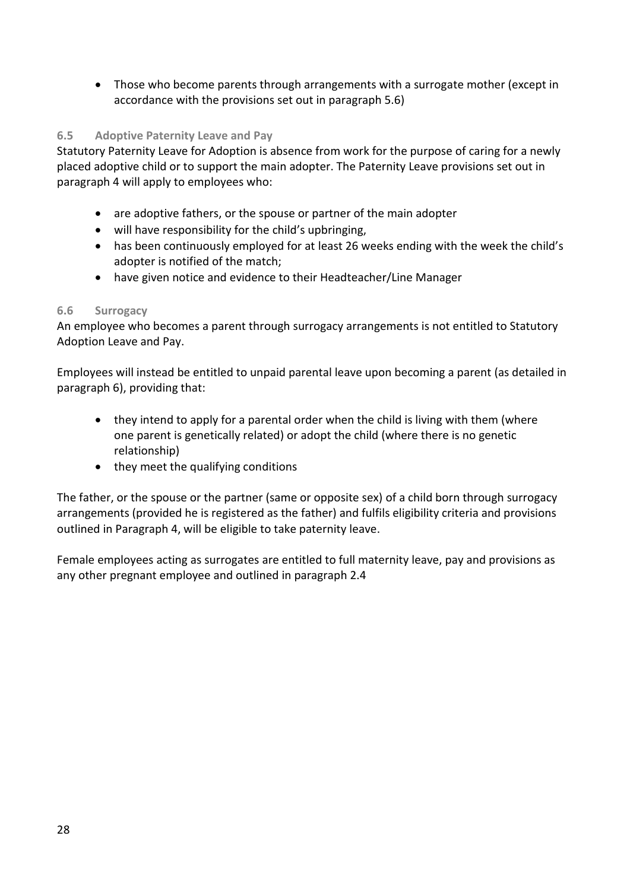- Those who become parents through arrangements with a surrogate mother (except in accordance with the provisions set out in paragraph 5.6)

### 6.5 Adoptive Paternity Leave and Pay

Statutory Paternity Leave for Adoption is absence from work for the purpose of caring for a newly placed adoptive child or to support the main adopter. The Paternity Leave provisions set out in paragraph 4 will apply to employees who:

- are adoptive fathers, or the spouse or partner of the main adopter
- will have responsibility for the child's upbringing,
- has been continuously employed for at least 26 weeks ending with the week the child's adopter is notified of the match;
- have given notice and evidence to their Headteacher/Line Manager

### 6.6 Surrogacy

An employee who becomes a parent through surrogacy arrangements is not entitled to Statutory Adoption Leave and Pay.

Employees will instead be entitled to unpaid parental leave upon becoming a parent (as detailed in paragraph 6), providing that:

- they intend to apply for a parental order when the child is living with them (where one parent is genetically related) or adopt the child (where there is no genetic relationship)
- they meet the qualifying conditions

The father, or the spouse or the partner (same or opposite sex) of a child born through surrogacy arrangements (provided he is registered as the father) and fulfils eligibility criteria and provisions outlined in Paragraph 4, will be eligible to take paternity leave.

Female employees acting as surrogates are entitled to full maternity leave, pay and provisions as any other pregnant employee and outlined in paragraph 2.4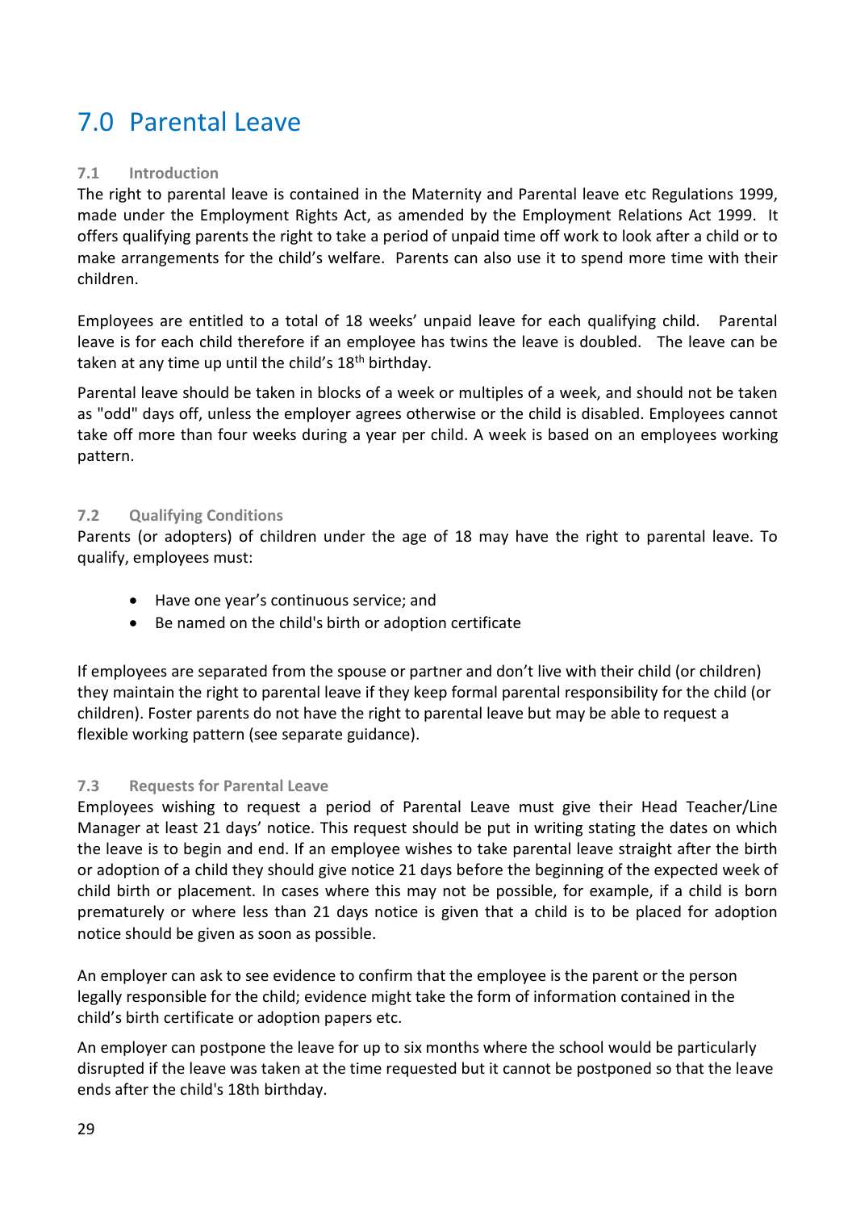# 7.0 Parental Leave

### 7.1 Introduction

The right to parental leave is contained in the Maternity and Parental leave etc Regulations 1999, made under the Employment Rights Act, as amended by the Employment Relations Act 1999. It offers qualifying parents the right to take a period of unpaid time off work to look after a child or to make arrangements for the child's welfare. Parents can also use it to spend more time with their children.

Employees are entitled to a total of 18 weeks' unpaid leave for each qualifying child. Parental leave is for each child therefore if an employee has twins the leave is doubled. The leave can be taken at any time up until the child's 18th birthday.

Parental leave should be taken in blocks of a week or multiples of a week, and should not be taken as "odd" days off, unless the employer agrees otherwise or the child is disabled. Employees cannot take off more than four weeks during a year per child. A week is based on an employees working pattern.

### 7.2 Qualifying Conditions

Parents (or adopters) of children under the age of 18 may have the right to parental leave. To qualify, employees must:

- Have one year's continuous service; and
- Be named on the child's birth or adoption certificate

If employees are separated from the spouse or partner and don't live with their child (or children) they maintain the right to parental leave if they keep formal parental responsibility for the child (or children). Foster parents do not have the right to parental leave but may be able to request a flexible working pattern (see separate guidance).

### 7.3 Requests for Parental Leave

Employees wishing to request a period of Parental Leave must give their Head Teacher/Line Manager at least 21 days' notice. This request should be put in writing stating the dates on which the leave is to begin and end. If an employee wishes to take parental leave straight after the birth or adoption of a child they should give notice 21 days before the beginning of the expected week of child birth or placement. In cases where this may not be possible, for example, if a child is born prematurely or where less than 21 days notice is given that a child is to be placed for adoption notice should be given as soon as possible.

An employer can ask to see evidence to confirm that the employee is the parent or the person legally responsible for the child; evidence might take the form of information contained in the child's birth certificate or adoption papers etc.

An employer can postpone the leave for up to six months where the school would be particularly disrupted if the leave was taken at the time requested but it cannot be postponed so that the leave ends after the child's 18th birthday.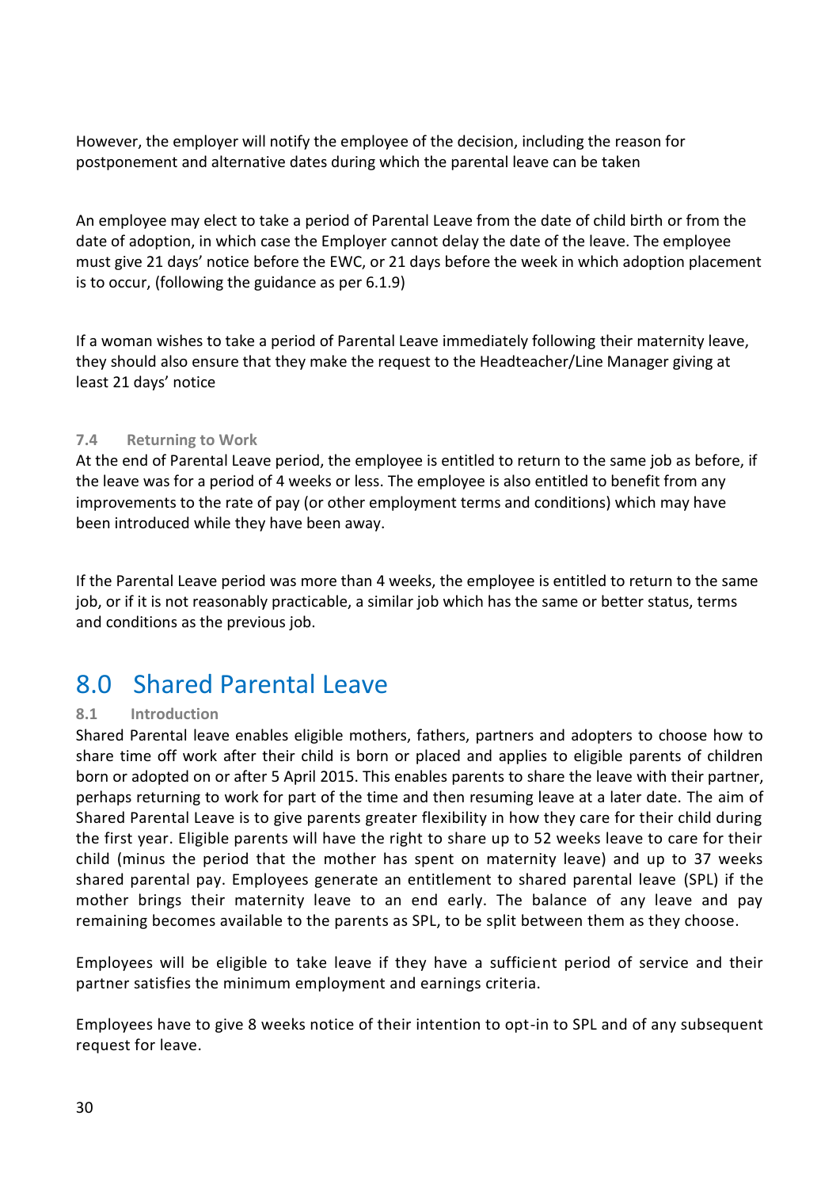However, the employer will notify the employee of the decision, including the reason for postponement and alternative dates during which the parental leave can be taken

An employee may elect to take a period of Parental Leave from the date of child birth or from the date of adoption, in which case the Employer cannot delay the date of the leave. The employee must give 21 days' notice before the EWC, or 21 days before the week in which adoption placement is to occur, (following the guidance as per 6.1.9)

If a woman wishes to take a period of Parental Leave immediately following their maternity leave, they should also ensure that they make the request to the Headteacher/Line Manager giving at least 21 days' notice

### 7.4 Returning to Work

At the end of Parental Leave period, the employee is entitled to return to the same job as before, if the leave was for a period of 4 weeks or less. The employee is also entitled to benefit from any improvements to the rate of pay (or other employment terms and conditions) which may have been introduced while they have been away.

If the Parental Leave period was more than 4 weeks, the employee is entitled to return to the same job, or if it is not reasonably practicable, a similar job which has the same or better status, terms and conditions as the previous job.

## 8.0 Shared Parental Leave

### 8.1 Introduction

Shared Parental leave enables eligible mothers, fathers, partners and adopters to choose how to share time off work after their child is born or placed and applies to eligible parents of children born or adopted on or after 5 April 2015. This enables parents to share the leave with their partner, perhaps returning to work for part of the time and then resuming leave at a later date. The aim of Shared Parental Leave is to give parents greater flexibility in how they care for their child during the first year. Eligible parents will have the right to share up to 52 weeks leave to care for their child (minus the period that the mother has spent on maternity leave) and up to 37 weeks shared parental pay. Employees generate an entitlement to shared parental leave (SPL) if the mother brings their maternity leave to an end early. The balance of any leave and pay remaining becomes available to the parents as SPL, to be split between them as they choose.

Employees will be eligible to take leave if they have a sufficient period of service and their partner satisfies the minimum employment and earnings criteria.

Employees have to give 8 weeks notice of their intention to opt-in to SPL and of any subsequent request for leave.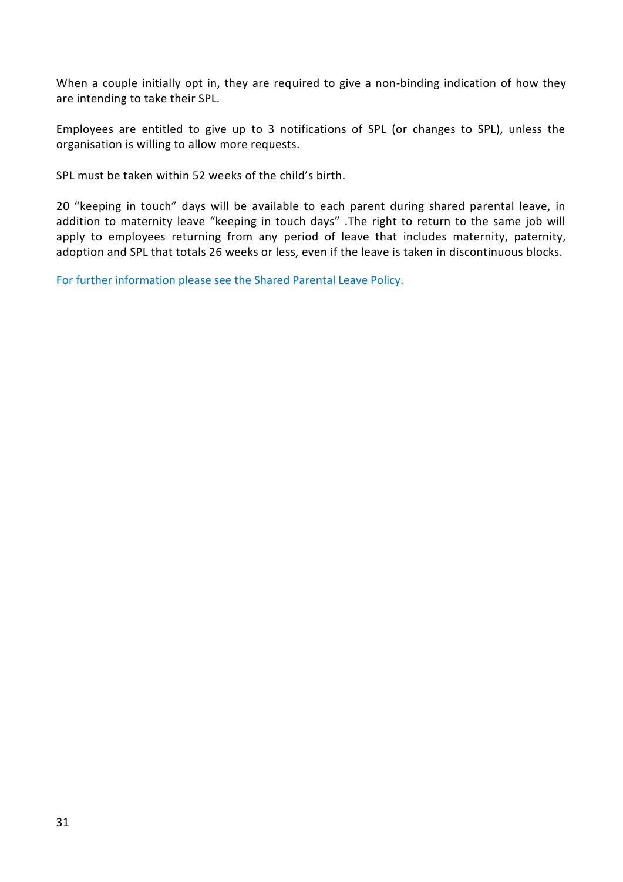When a couple initially opt in, they are required to give a non-binding indication of how they are intending to take their SPL.

Employees are entitled to give up to 3 notifications of SPL (or changes to SPL), unless the organisation is willing to allow more requests.

SPL must be taken within 52 weeks of the child's birth.

20 "keeping in touch" days will be available to each parent during shared parental leave, in addition to maternity leave "keeping in touch days" .The right to return to the same job will apply to employees returning from any period of leave that includes maternity, paternity, adoption and SPL that totals 26 weeks or less, even if the leave is taken in discontinuous blocks.

For further information please see the Shared Parental Leave Policy.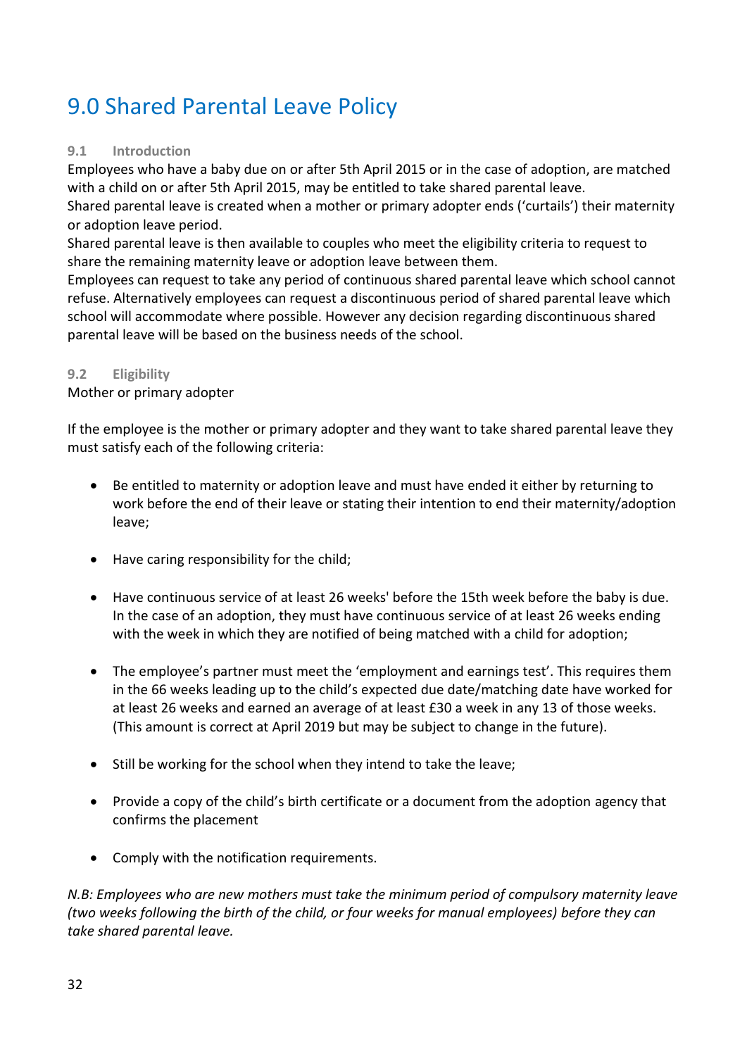# 9.0 Shared Parental Leave Policy

### 9.1 Introduction

Employees who have a baby due on or after 5th April 2015 or in the case of adoption, are matched with a child on or after 5th April 2015, may be entitled to take shared parental leave.

Shared parental leave is created when a mother or primary adopter ends ('curtails') their maternity or adoption leave period.

Shared parental leave is then available to couples who meet the eligibility criteria to request to share the remaining maternity leave or adoption leave between them.

Employees can request to take any period of continuous shared parental leave which school cannot refuse. Alternatively employees can request a discontinuous period of shared parental leave which school will accommodate where possible. However any decision regarding discontinuous shared parental leave will be based on the business needs of the school.

### 9.2 Eligibility

Mother or primary adopter

If the employee is the mother or primary adopter and they want to take shared parental leave they must satisfy each of the following criteria:

- Be entitled to maternity or adoption leave and must have ended it either by returning to work before the end of their leave or stating their intention to end their maternity/adoption leave;
- Have caring responsibility for the child;
- Have continuous service of at least 26 weeks' before the 15th week before the baby is due. In the case of an adoption, they must have continuous service of at least 26 weeks ending with the week in which they are notified of being matched with a child for adoption;
- The employee's partner must meet the 'employment and earnings test'. This requires them in the 66 weeks leading up to the child's expected due date/matching date have worked for at least 26 weeks and earned an average of at least £30 a week in any 13 of those weeks. (This amount is correct at April 2019 but may be subject to change in the future).
- Still be working for the school when they intend to take the leave;
- Provide a copy of the child's birth certificate or a document from the adoption agency that confirms the placement
- Comply with the notification requirements.

*N.B: Employees who are new mothers must take the minimum period of compulsory maternity leave (two weeks following the birth of the child, or four weeks for manual employees) before they can take shared parental leave.*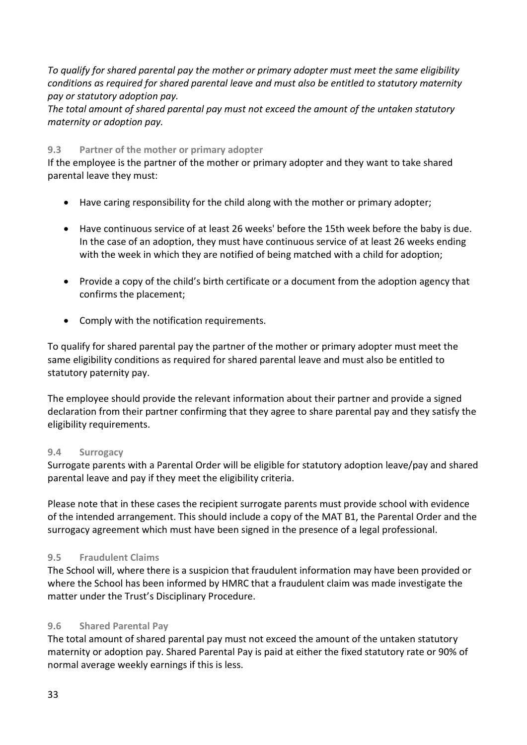*To qualify for shared parental pay the mother or primary adopter must meet the same eligibility conditions as required for shared parental leave and must also be entitled to statutory maternity pay or statutory adoption pay.*

*The total amount of shared parental pay must not exceed the amount of the untaken statutory maternity or adoption pay.*

### 9.3 Partner of the mother or primary adopter

If the employee is the partner of the mother or primary adopter and they want to take shared parental leave they must:

- Have caring responsibility for the child along with the mother or primary adopter;
- Have continuous service of at least 26 weeks' before the 15th week before the baby is due. In the case of an adoption, they must have continuous service of at least 26 weeks ending with the week in which they are notified of being matched with a child for adoption;
- Provide a copy of the child's birth certificate or a document from the adoption agency that confirms the placement;
- Comply with the notification requirements.

To qualify for shared parental pay the partner of the mother or primary adopter must meet the same eligibility conditions as required for shared parental leave and must also be entitled to statutory paternity pay.

The employee should provide the relevant information about their partner and provide a signed declaration from their partner confirming that they agree to share parental pay and they satisfy the eligibility requirements.

### 9.4 Surrogacy

Surrogate parents with a Parental Order will be eligible for statutory adoption leave/pay and shared parental leave and pay if they meet the eligibility criteria.

Please note that in these cases the recipient surrogate parents must provide school with evidence of the intended arrangement. This should include a copy of the MAT B1, the Parental Order and the surrogacy agreement which must have been signed in the presence of a legal professional.

### 9.5 Fraudulent Claims

The School will, where there is a suspicion that fraudulent information may have been provided or where the School has been informed by HMRC that a fraudulent claim was made investigate the matter under the Trust's Disciplinary Procedure.

### 9.6 Shared Parental Pay

The total amount of shared parental pay must not exceed the amount of the untaken statutory maternity or adoption pay. Shared Parental Pay is paid at either the fixed statutory rate or 90% of normal average weekly earnings if this is less.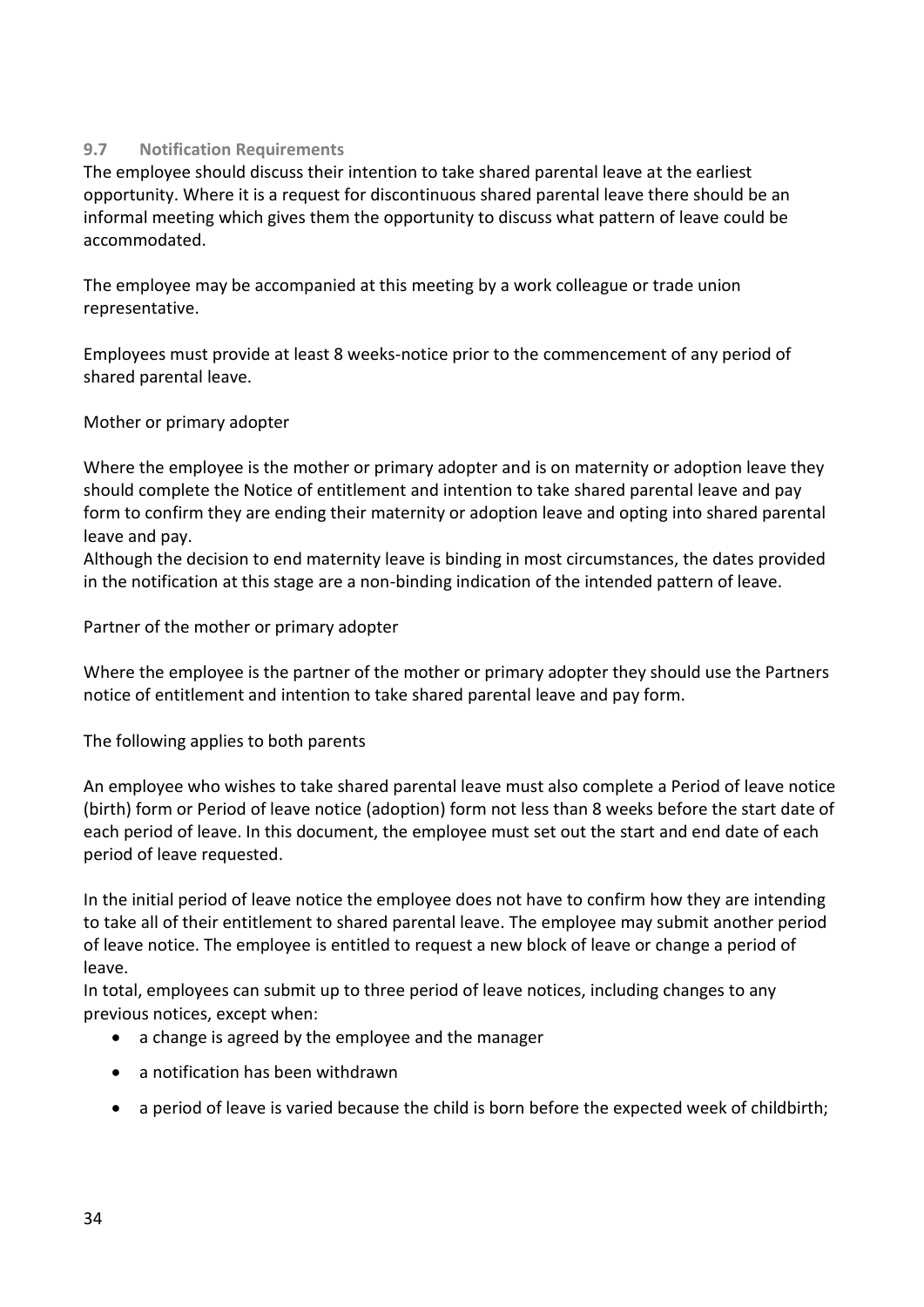### 9.7 Notification Requirements

The employee should discuss their intention to take shared parental leave at the earliest opportunity. Where it is a request for discontinuous shared parental leave there should be an informal meeting which gives them the opportunity to discuss what pattern of leave could be accommodated.

The employee may be accompanied at this meeting by a work colleague or trade union representative.

Employees must provide at least 8 weeks-notice prior to the commencement of any period of shared parental leave.

Mother or primary adopter

Where the employee is the mother or primary adopter and is on maternity or adoption leave they should complete the Notice of entitlement and intention to take shared parental leave and pay form to confirm they are ending their maternity or adoption leave and opting into shared parental leave and pay.
Although the decision to end maternity leave is binding in most circumstances, the dates provided in the notification at this stage are a non-binding indication of the intended pattern of leave.

Partner of the mother or primary adopter

Where the employee is the partner of the mother or primary adopter they should use the Partners notice of entitlement and intention to take shared parental leave and pay form.

The following applies to both parents

An employee who wishes to take shared parental leave must also complete a Period of leave notice (birth) form or Period of leave notice (adoption) form not less than 8 weeks before the start date of each period of leave. In this document, the employee must set out the start and end date of each period of leave requested.

In the initial period of leave notice the employee does not have to confirm how they are intending to take all of their entitlement to shared parental leave. The employee may submit another period of leave notice. The employee is entitled to request a new block of leave or change a period of leave.
In total, employees can submit up to three period of leave notices, including changes to any previous notices, except when:

- a change is agreed by the employee and the manager
- a notification has been withdrawn
- a period of leave is varied because the child is born before the expected week of childbirth;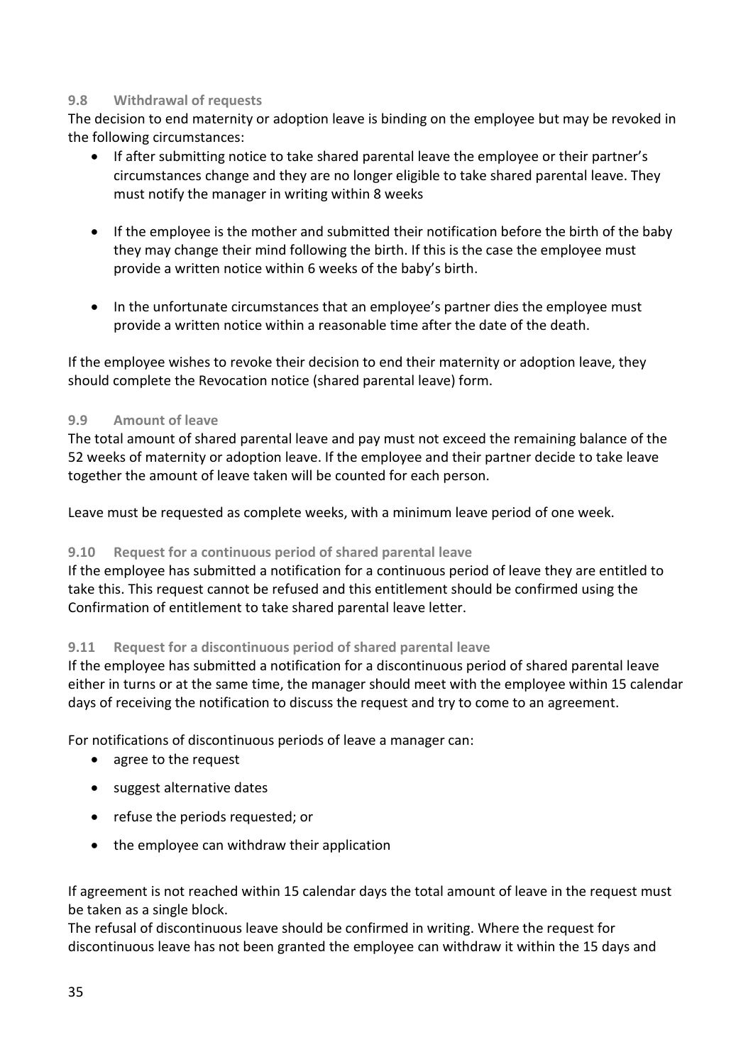### 9.8 Withdrawal of requests

The decision to end maternity or adoption leave is binding on the employee but may be revoked in the following circumstances:

- If after submitting notice to take shared parental leave the employee or their partner's circumstances change and they are no longer eligible to take shared parental leave. They must notify the manager in writing within 8 weeks
- If the employee is the mother and submitted their notification before the birth of the baby they may change their mind following the birth. If this is the case the employee must provide a written notice within 6 weeks of the baby's birth.
- In the unfortunate circumstances that an employee's partner dies the employee must provide a written notice within a reasonable time after the date of the death.

If the employee wishes to revoke their decision to end their maternity or adoption leave, they should complete the Revocation notice (shared parental leave) form.

### 9.9 Amount of leave

The total amount of shared parental leave and pay must not exceed the remaining balance of the 52 weeks of maternity or adoption leave. If the employee and their partner decide to take leave together the amount of leave taken will be counted for each person.

Leave must be requested as complete weeks, with a minimum leave period of one week.

### 9.10 Request for a continuous period of shared parental leave

If the employee has submitted a notification for a continuous period of leave they are entitled to take this. This request cannot be refused and this entitlement should be confirmed using the Confirmation of entitlement to take shared parental leave letter.

### 9.11 Request for a discontinuous period of shared parental leave

If the employee has submitted a notification for a discontinuous period of shared parental leave either in turns or at the same time, the manager should meet with the employee within 15 calendar days of receiving the notification to discuss the request and try to come to an agreement.

For notifications of discontinuous periods of leave a manager can:

- agree to the request
- suggest alternative dates
- refuse the periods requested; or
- the employee can withdraw their application

If agreement is not reached within 15 calendar days the total amount of leave in the request must be taken as a single block.
The refusal of discontinuous leave should be confirmed in writing. Where the request for discontinuous leave has not been granted the employee can withdraw it within the 15 days and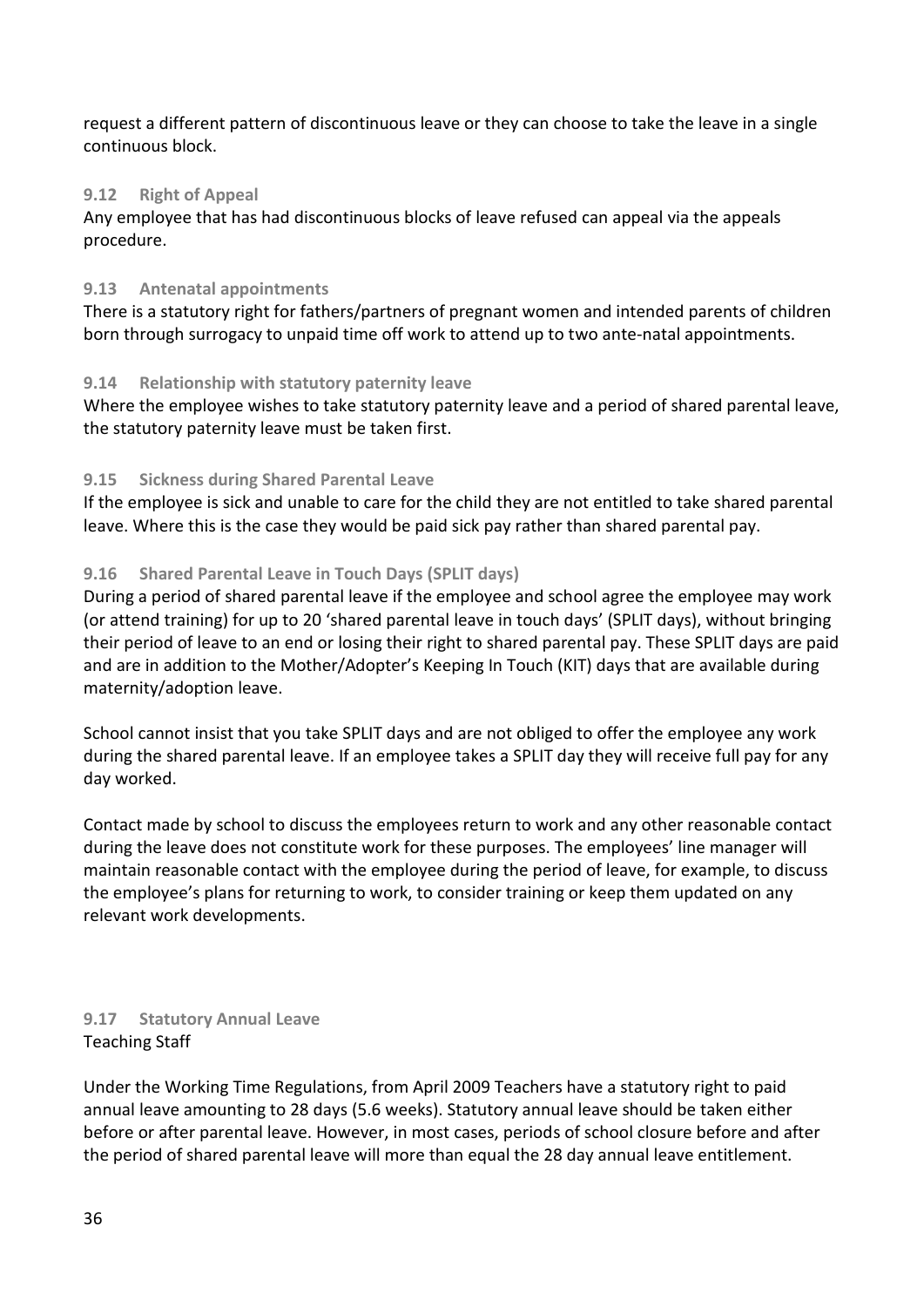request a different pattern of discontinuous leave or they can choose to take the leave in a single continuous block.

### 9.12 Right of Appeal

Any employee that has had discontinuous blocks of leave refused can appeal via the appeals procedure.

### 9.13 Antenatal appointments

There is a statutory right for fathers/partners of pregnant women and intended parents of children born through surrogacy to unpaid time off work to attend up to two ante-natal appointments.

### 9.14 Relationship with statutory paternity leave

Where the employee wishes to take statutory paternity leave and a period of shared parental leave, the statutory paternity leave must be taken first.

### 9.15 Sickness during Shared Parental Leave

If the employee is sick and unable to care for the child they are not entitled to take shared parental leave. Where this is the case they would be paid sick pay rather than shared parental pay.

### 9.16 Shared Parental Leave in Touch Days (SPLIT days)

During a period of shared parental leave if the employee and school agree the employee may work (or attend training) for up to 20 'shared parental leave in touch days' (SPLIT days), without bringing their period of leave to an end or losing their right to shared parental pay. These SPLIT days are paid and are in addition to the Mother/Adopter's Keeping In Touch (KIT) days that are available during maternity/adoption leave.

School cannot insist that you take SPLIT days and are not obliged to offer the employee any work during the shared parental leave. If an employee takes a SPLIT day they will receive full pay for any day worked.

Contact made by school to discuss the employees return to work and any other reasonable contact during the leave does not constitute work for these purposes. The employees' line manager will maintain reasonable contact with the employee during the period of leave, for example, to discuss the employee's plans for returning to work, to consider training or keep them updated on any relevant work developments.

### 9.17 Statutory Annual Leave

Teaching Staff

Under the Working Time Regulations, from April 2009 Teachers have a statutory right to paid annual leave amounting to 28 days (5.6 weeks). Statutory annual leave should be taken either before or after parental leave. However, in most cases, periods of school closure before and after the period of shared parental leave will more than equal the 28 day annual leave entitlement.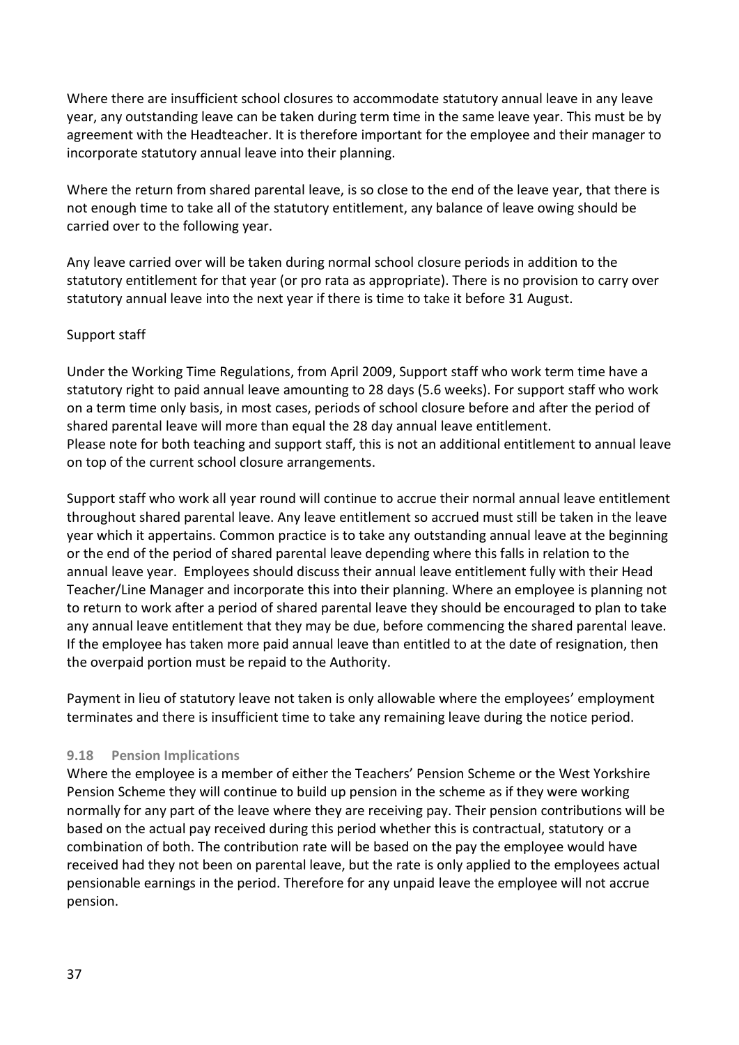Where there are insufficient school closures to accommodate statutory annual leave in any leave year, any outstanding leave can be taken during term time in the same leave year. This must be by agreement with the Headteacher. It is therefore important for the employee and their manager to incorporate statutory annual leave into their planning.

Where the return from shared parental leave, is so close to the end of the leave year, that there is not enough time to take all of the statutory entitlement, any balance of leave owing should be carried over to the following year.

Any leave carried over will be taken during normal school closure periods in addition to the statutory entitlement for that year (or pro rata as appropriate). There is no provision to carry over statutory annual leave into the next year if there is time to take it before 31 August.

Support staff

Under the Working Time Regulations, from April 2009, Support staff who work term time have a statutory right to paid annual leave amounting to 28 days (5.6 weeks). For support staff who work on a term time only basis, in most cases, periods of school closure before and after the period of shared parental leave will more than equal the 28 day annual leave entitlement.
Please note for both teaching and support staff, this is not an additional entitlement to annual leave on top of the current school closure arrangements.

Support staff who work all year round will continue to accrue their normal annual leave entitlement throughout shared parental leave. Any leave entitlement so accrued must still be taken in the leave year which it appertains. Common practice is to take any outstanding annual leave at the beginning or the end of the period of shared parental leave depending where this falls in relation to the annual leave year. Employees should discuss their annual leave entitlement fully with their Head Teacher/Line Manager and incorporate this into their planning. Where an employee is planning not to return to work after a period of shared parental leave they should be encouraged to plan to take any annual leave entitlement that they may be due, before commencing the shared parental leave. If the employee has taken more paid annual leave than entitled to at the date of resignation, then the overpaid portion must be repaid to the Authority.

Payment in lieu of statutory leave not taken is only allowable where the employees' employment terminates and there is insufficient time to take any remaining leave during the notice period.

### 9.18 Pension Implications

Where the employee is a member of either the Teachers' Pension Scheme or the West Yorkshire Pension Scheme they will continue to build up pension in the scheme as if they were working normally for any part of the leave where they are receiving pay. Their pension contributions will be based on the actual pay received during this period whether this is contractual, statutory or a combination of both. The contribution rate will be based on the pay the employee would have received had they not been on parental leave, but the rate is only applied to the employees actual pensionable earnings in the period. Therefore for any unpaid leave the employee will not accrue pension.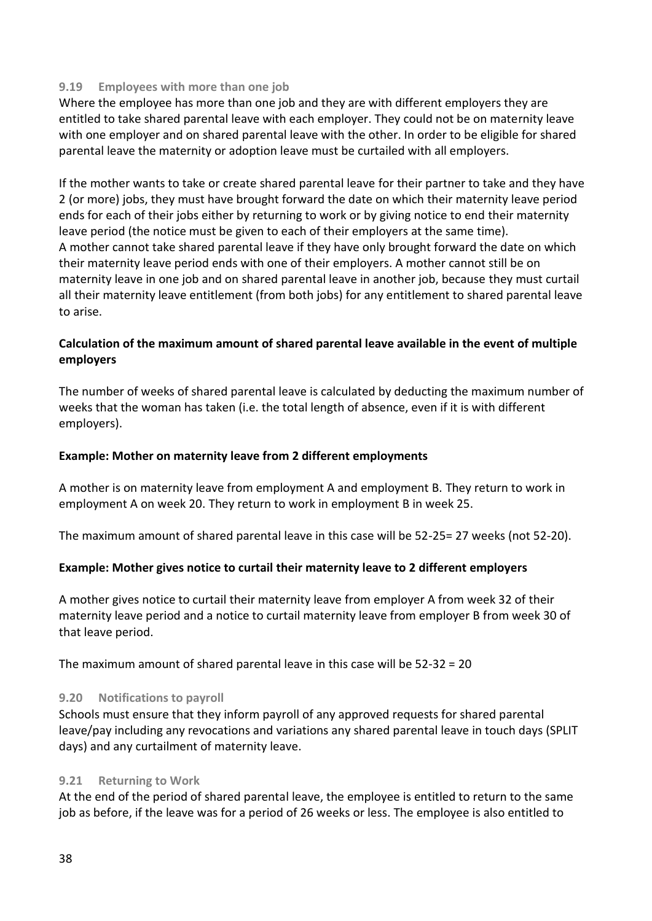### 9.19 Employees with more than one job

Where the employee has more than one job and they are with different employers they are entitled to take shared parental leave with each employer. They could not be on maternity leave with one employer and on shared parental leave with the other. In order to be eligible for shared parental leave the maternity or adoption leave must be curtailed with all employers.

If the mother wants to take or create shared parental leave for their partner to take and they have 2 (or more) jobs, they must have brought forward the date on which their maternity leave period ends for each of their jobs either by returning to work or by giving notice to end their maternity leave period (the notice must be given to each of their employers at the same time).
A mother cannot take shared parental leave if they have only brought forward the date on which their maternity leave period ends with one of their employers. A mother cannot still be on maternity leave in one job and on shared parental leave in another job, because they must curtail all their maternity leave entitlement (from both jobs) for any entitlement to shared parental leave to arise.

**Calculation of the maximum amount of shared parental leave available in the event of multiple employers**

The number of weeks of shared parental leave is calculated by deducting the maximum number of weeks that the woman has taken (i.e. the total length of absence, even if it is with different employers).

**Example: Mother on maternity leave from 2 different employments**

A mother is on maternity leave from employment A and employment B. They return to work in employment A on week 20. They return to work in employment B in week 25.

The maximum amount of shared parental leave in this case will be 52-25= 27 weeks (not 52-20).

**Example: Mother gives notice to curtail their maternity leave to 2 different employers**

A mother gives notice to curtail their maternity leave from employer A from week 32 of their maternity leave period and a notice to curtail maternity leave from employer B from week 30 of that leave period.

The maximum amount of shared parental leave in this case will be 52-32 = 20

### 9.20 Notifications to payroll

Schools must ensure that they inform payroll of any approved requests for shared parental leave/pay including any revocations and variations any shared parental leave in touch days (SPLIT days) and any curtailment of maternity leave.

### 9.21 Returning to Work

At the end of the period of shared parental leave, the employee is entitled to return to the same job as before, if the leave was for a period of 26 weeks or less. The employee is also entitled to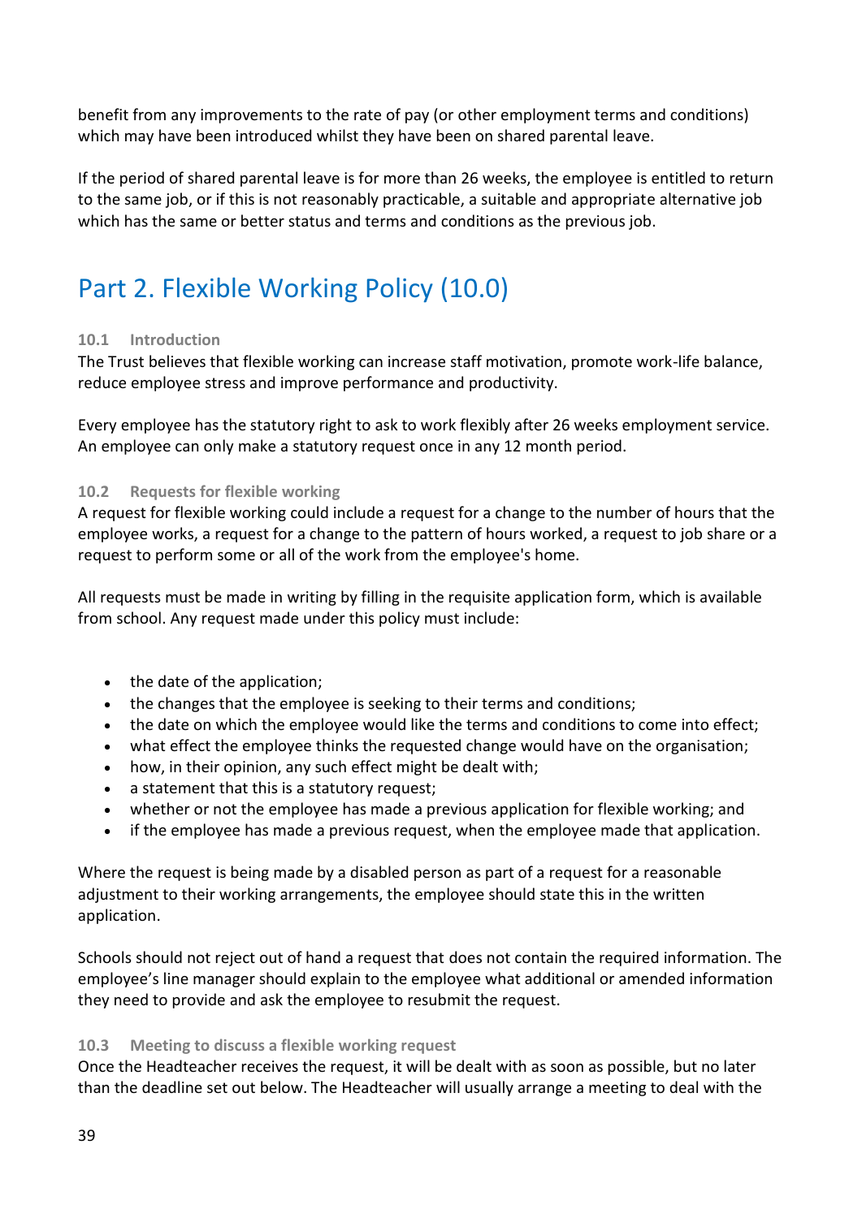benefit from any improvements to the rate of pay (or other employment terms and conditions) which may have been introduced whilst they have been on shared parental leave.

If the period of shared parental leave is for more than 26 weeks, the employee is entitled to return to the same job, or if this is not reasonably practicable, a suitable and appropriate alternative job which has the same or better status and terms and conditions as the previous job.

# Part 2. Flexible Working Policy (10.0)

### 10.1 Introduction

The Trust believes that flexible working can increase staff motivation, promote work-life balance, reduce employee stress and improve performance and productivity.

Every employee has the statutory right to ask to work flexibly after 26 weeks employment service. An employee can only make a statutory request once in any 12 month period.

### 10.2 Requests for flexible working

A request for flexible working could include a request for a change to the number of hours that the employee works, a request for a change to the pattern of hours worked, a request to job share or a request to perform some or all of the work from the employee's home.

All requests must be made in writing by filling in the requisite application form, which is available from school. Any request made under this policy must include:

- the date of the application;
- the changes that the employee is seeking to their terms and conditions;
- the date on which the employee would like the terms and conditions to come into effect;
- what effect the employee thinks the requested change would have on the organisation;
- how, in their opinion, any such effect might be dealt with;
- a statement that this is a statutory request;
- whether or not the employee has made a previous application for flexible working; and
- if the employee has made a previous request, when the employee made that application.

Where the request is being made by a disabled person as part of a request for a reasonable adjustment to their working arrangements, the employee should state this in the written application.

Schools should not reject out of hand a request that does not contain the required information. The employee's line manager should explain to the employee what additional or amended information they need to provide and ask the employee to resubmit the request.

### 10.3 Meeting to discuss a flexible working request

Once the Headteacher receives the request, it will be dealt with as soon as possible, but no later than the deadline set out below. The Headteacher will usually arrange a meeting to deal with the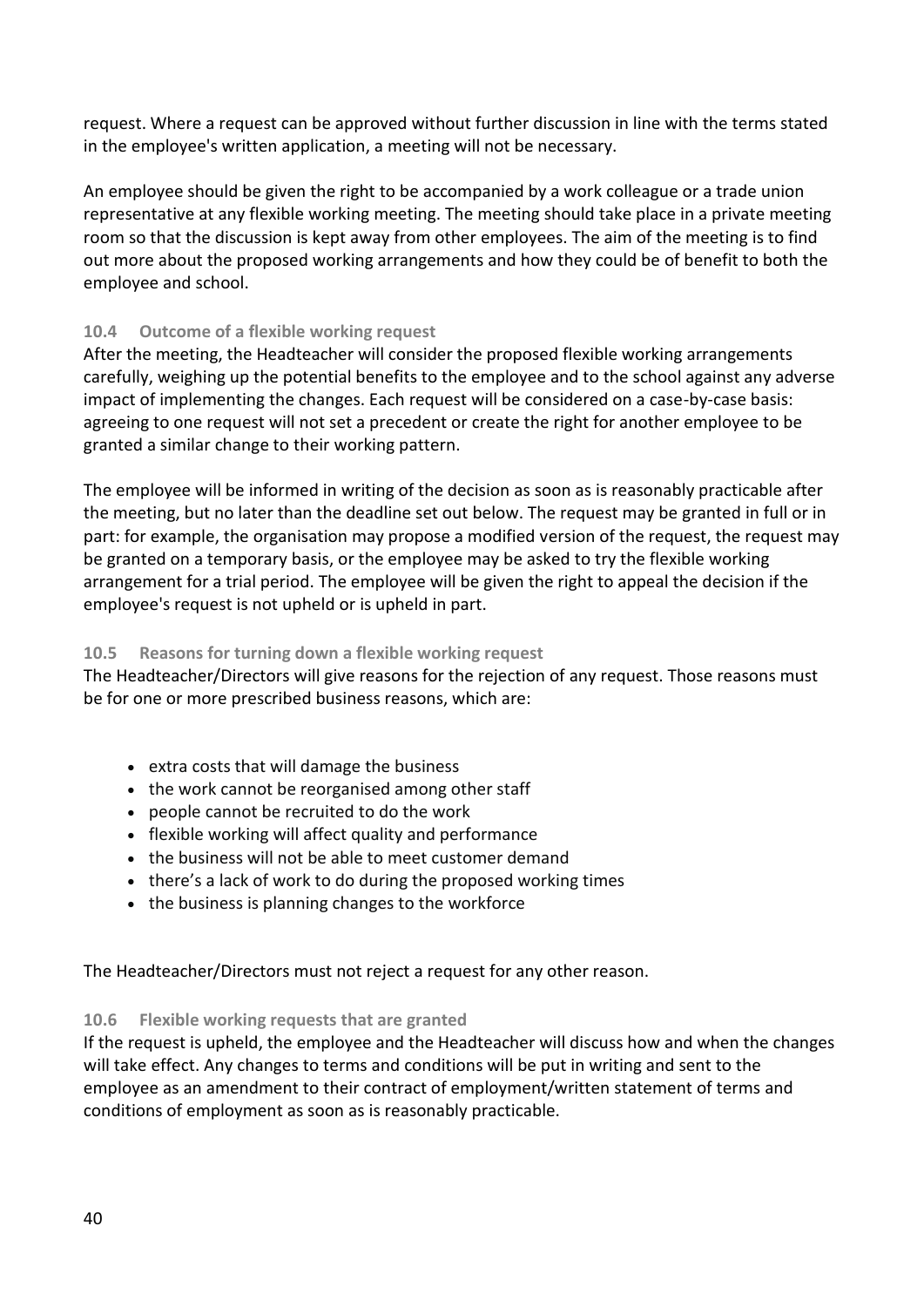request. Where a request can be approved without further discussion in line with the terms stated in the employee's written application, a meeting will not be necessary.

An employee should be given the right to be accompanied by a work colleague or a trade union representative at any flexible working meeting. The meeting should take place in a private meeting room so that the discussion is kept away from other employees. The aim of the meeting is to find out more about the proposed working arrangements and how they could be of benefit to both the employee and school.

### 10.4 Outcome of a flexible working request

After the meeting, the Headteacher will consider the proposed flexible working arrangements carefully, weighing up the potential benefits to the employee and to the school against any adverse impact of implementing the changes. Each request will be considered on a case-by-case basis: agreeing to one request will not set a precedent or create the right for another employee to be granted a similar change to their working pattern.

The employee will be informed in writing of the decision as soon as is reasonably practicable after the meeting, but no later than the deadline set out below. The request may be granted in full or in part: for example, the organisation may propose a modified version of the request, the request may be granted on a temporary basis, or the employee may be asked to try the flexible working arrangement for a trial period. The employee will be given the right to appeal the decision if the employee's request is not upheld or is upheld in part.

### 10.5 Reasons for turning down a flexible working request

The Headteacher/Directors will give reasons for the rejection of any request. Those reasons must be for one or more prescribed business reasons, which are:

- extra costs that will damage the business
- the work cannot be reorganised among other staff
- people cannot be recruited to do the work
- flexible working will affect quality and performance
- the business will not be able to meet customer demand
- there's a lack of work to do during the proposed working times
- the business is planning changes to the workforce

The Headteacher/Directors must not reject a request for any other reason.

### 10.6 Flexible working requests that are granted

If the request is upheld, the employee and the Headteacher will discuss how and when the changes will take effect. Any changes to terms and conditions will be put in writing and sent to the employee as an amendment to their contract of employment/written statement of terms and conditions of employment as soon as is reasonably practicable.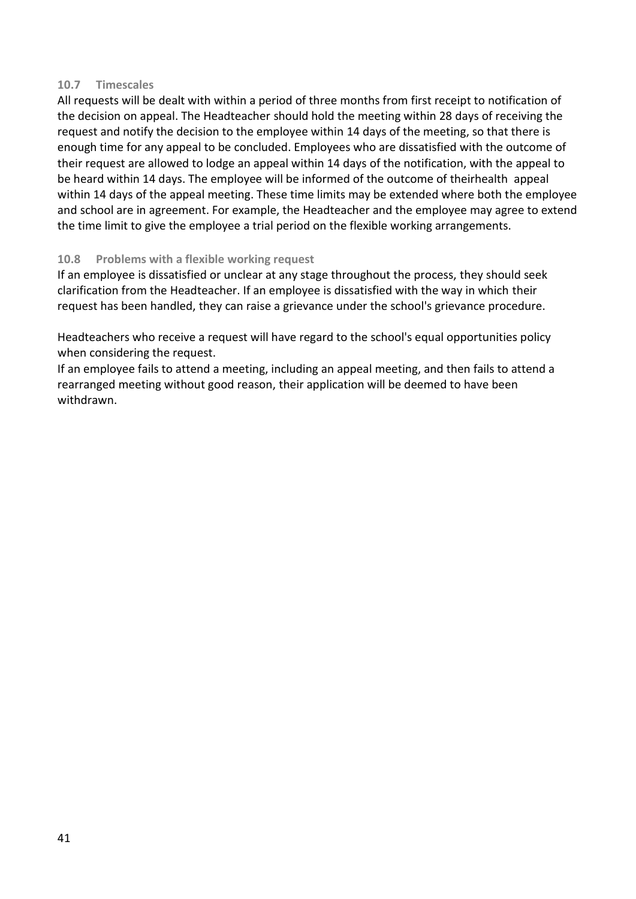### 10.7 Timescales

All requests will be dealt with within a period of three months from first receipt to notification of the decision on appeal. The Headteacher should hold the meeting within 28 days of receiving the request and notify the decision to the employee within 14 days of the meeting, so that there is enough time for any appeal to be concluded. Employees who are dissatisfied with the outcome of their request are allowed to lodge an appeal within 14 days of the notification, with the appeal to be heard within 14 days. The employee will be informed of the outcome of theirhealth appeal within 14 days of the appeal meeting. These time limits may be extended where both the employee and school are in agreement. For example, the Headteacher and the employee may agree to extend the time limit to give the employee a trial period on the flexible working arrangements.

### 10.8 Problems with a flexible working request

If an employee is dissatisfied or unclear at any stage throughout the process, they should seek clarification from the Headteacher. If an employee is dissatisfied with the way in which their request has been handled, they can raise a grievance under the school's grievance procedure.

Headteachers who receive a request will have regard to the school's equal opportunities policy when considering the request.

If an employee fails to attend a meeting, including an appeal meeting, and then fails to attend a rearranged meeting without good reason, their application will be deemed to have been withdrawn.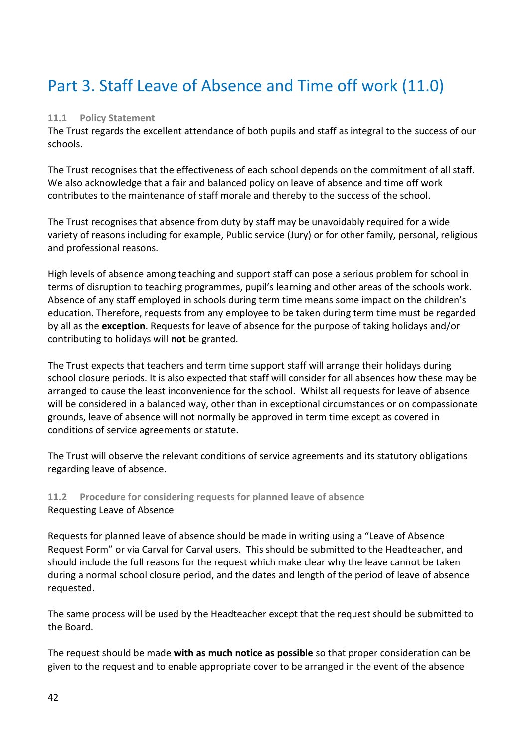# Part 3. Staff Leave of Absence and Time off work (11.0)

### 11.1 Policy Statement

The Trust regards the excellent attendance of both pupils and staff as integral to the success of our schools.

The Trust recognises that the effectiveness of each school depends on the commitment of all staff. We also acknowledge that a fair and balanced policy on leave of absence and time off work contributes to the maintenance of staff morale and thereby to the success of the school.

The Trust recognises that absence from duty by staff may be unavoidably required for a wide variety of reasons including for example, Public service (Jury) or for other family, personal, religious and professional reasons.

High levels of absence among teaching and support staff can pose a serious problem for school in terms of disruption to teaching programmes, pupil's learning and other areas of the schools work. Absence of any staff employed in schools during term time means some impact on the children's education. Therefore, requests from any employee to be taken during term time must be regarded by all as the **exception**. Requests for leave of absence for the purpose of taking holidays and/or contributing to holidays will **not** be granted.

The Trust expects that teachers and term time support staff will arrange their holidays during school closure periods. It is also expected that staff will consider for all absences how these may be arranged to cause the least inconvenience for the school. Whilst all requests for leave of absence will be considered in a balanced way, other than in exceptional circumstances or on compassionate grounds, leave of absence will not normally be approved in term time except as covered in conditions of service agreements or statute.

The Trust will observe the relevant conditions of service agreements and its statutory obligations regarding leave of absence.

### 11.2 Procedure for considering requests for planned leave of absence

Requesting Leave of Absence

Requests for planned leave of absence should be made in writing using a "Leave of Absence Request Form" or via Carval for Carval users. This should be submitted to the Headteacher, and should include the full reasons for the request which make clear why the leave cannot be taken during a normal school closure period, and the dates and length of the period of leave of absence requested.

The same process will be used by the Headteacher except that the request should be submitted to the Board.

The request should be made **with as much notice as possible** so that proper consideration can be given to the request and to enable appropriate cover to be arranged in the event of the absence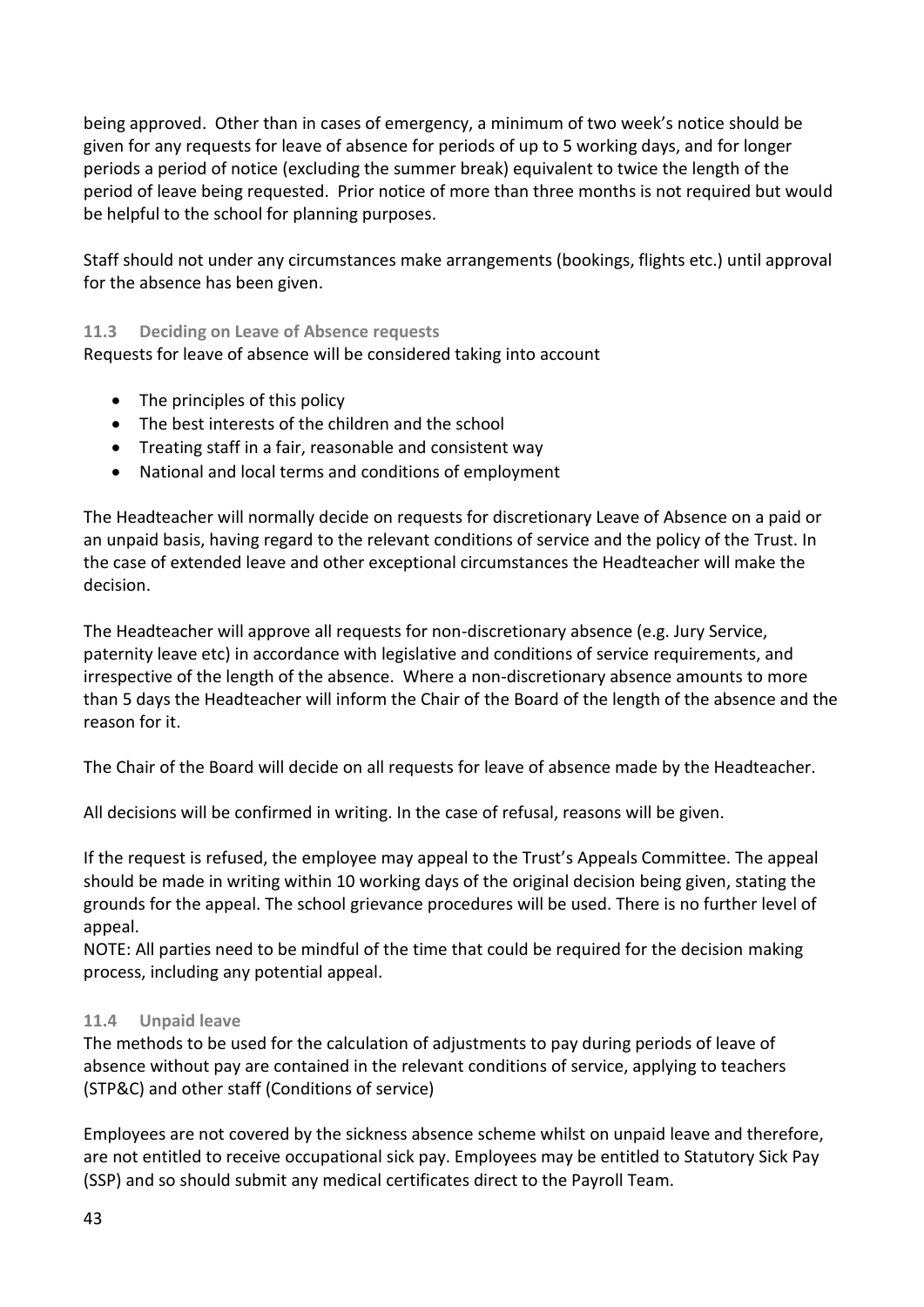being approved. Other than in cases of emergency, a minimum of two week's notice should be given for any requests for leave of absence for periods of up to 5 working days, and for longer periods a period of notice (excluding the summer break) equivalent to twice the length of the period of leave being requested. Prior notice of more than three months is not required but would be helpful to the school for planning purposes.

Staff should not under any circumstances make arrangements (bookings, flights etc.) until approval for the absence has been given.

### 11.3 Deciding on Leave of Absence requests

Requests for leave of absence will be considered taking into account

- The principles of this policy
- The best interests of the children and the school
- Treating staff in a fair, reasonable and consistent way
- National and local terms and conditions of employment

The Headteacher will normally decide on requests for discretionary Leave of Absence on a paid or an unpaid basis, having regard to the relevant conditions of service and the policy of the Trust. In the case of extended leave and other exceptional circumstances the Headteacher will make the decision.

The Headteacher will approve all requests for non-discretionary absence (e.g. Jury Service, paternity leave etc) in accordance with legislative and conditions of service requirements, and irrespective of the length of the absence. Where a non-discretionary absence amounts to more than 5 days the Headteacher will inform the Chair of the Board of the length of the absence and the reason for it.

The Chair of the Board will decide on all requests for leave of absence made by the Headteacher.

All decisions will be confirmed in writing. In the case of refusal, reasons will be given.

If the request is refused, the employee may appeal to the Trust's Appeals Committee. The appeal should be made in writing within 10 working days of the original decision being given, stating the grounds for the appeal. The school grievance procedures will be used. There is no further level of appeal.

NOTE: All parties need to be mindful of the time that could be required for the decision making process, including any potential appeal.

### 11.4 Unpaid leave

The methods to be used for the calculation of adjustments to pay during periods of leave of absence without pay are contained in the relevant conditions of service, applying to teachers (STP&C) and other staff (Conditions of service)

Employees are not covered by the sickness absence scheme whilst on unpaid leave and therefore, are not entitled to receive occupational sick pay. Employees may be entitled to Statutory Sick Pay (SSP) and so should submit any medical certificates direct to the Payroll Team.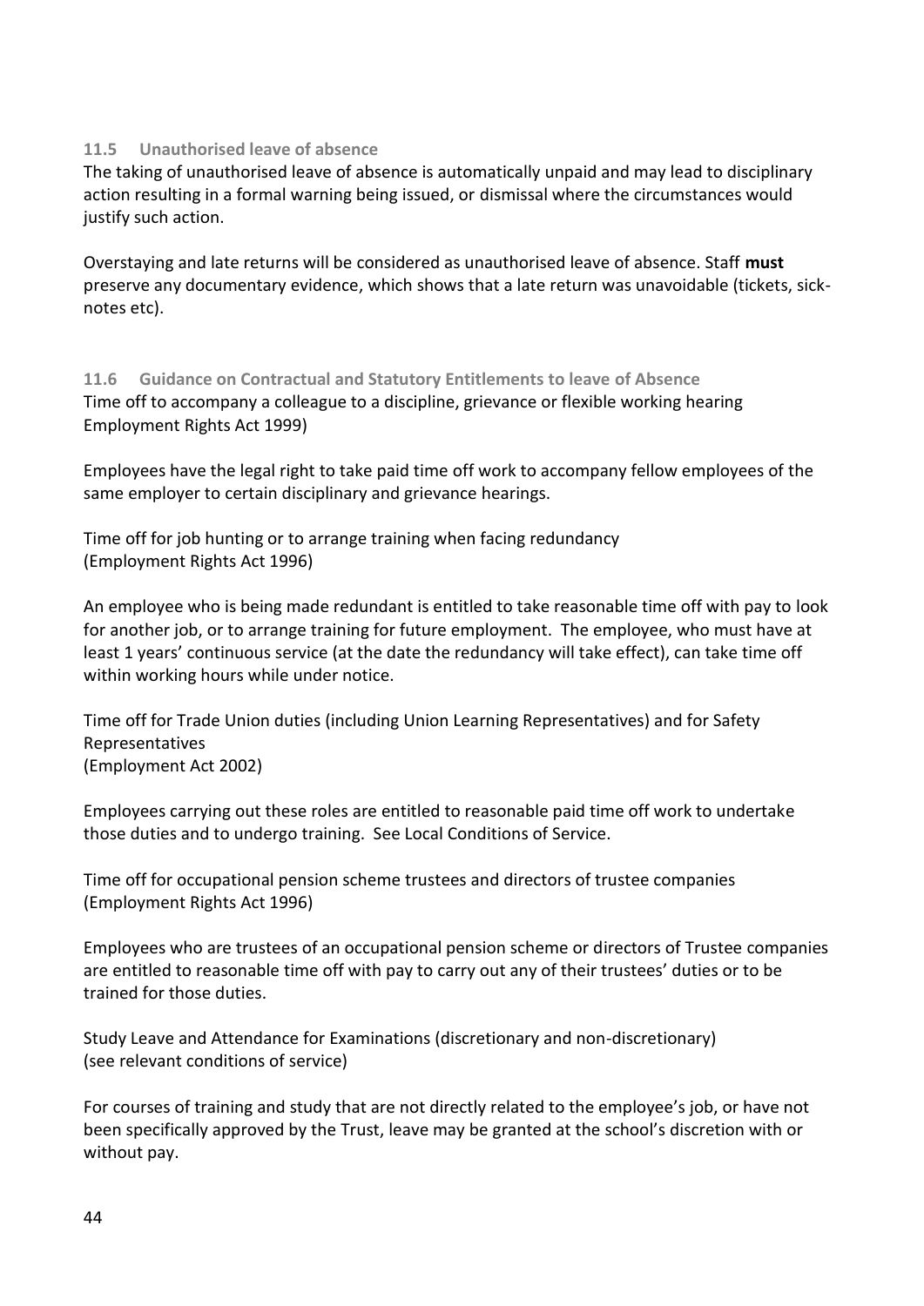### 11.5 Unauthorised leave of absence

The taking of unauthorised leave of absence is automatically unpaid and may lead to disciplinary action resulting in a formal warning being issued, or dismissal where the circumstances would justify such action.

Overstaying and late returns will be considered as unauthorised leave of absence. Staff **must** preserve any documentary evidence, which shows that a late return was unavoidable (tickets, sick-notes etc).

### 11.6 Guidance on Contractual and Statutory Entitlements to leave of Absence

Time off to accompany a colleague to a discipline, grievance or flexible working hearing Employment Rights Act 1999)

Employees have the legal right to take paid time off work to accompany fellow employees of the same employer to certain disciplinary and grievance hearings.

Time off for job hunting or to arrange training when facing redundancy
(Employment Rights Act 1996)

An employee who is being made redundant is entitled to take reasonable time off with pay to look for another job, or to arrange training for future employment. The employee, who must have at least 1 years' continuous service (at the date the redundancy will take effect), can take time off within working hours while under notice.

Time off for Trade Union duties (including Union Learning Representatives) and for Safety Representatives
(Employment Act 2002)

Employees carrying out these roles are entitled to reasonable paid time off work to undertake those duties and to undergo training. See Local Conditions of Service.

Time off for occupational pension scheme trustees and directors of trustee companies
(Employment Rights Act 1996)

Employees who are trustees of an occupational pension scheme or directors of Trustee companies are entitled to reasonable time off with pay to carry out any of their trustees' duties or to be trained for those duties.

Study Leave and Attendance for Examinations (discretionary and non-discretionary)
(see relevant conditions of service)

For courses of training and study that are not directly related to the employee's job, or have not been specifically approved by the Trust, leave may be granted at the school's discretion with or without pay.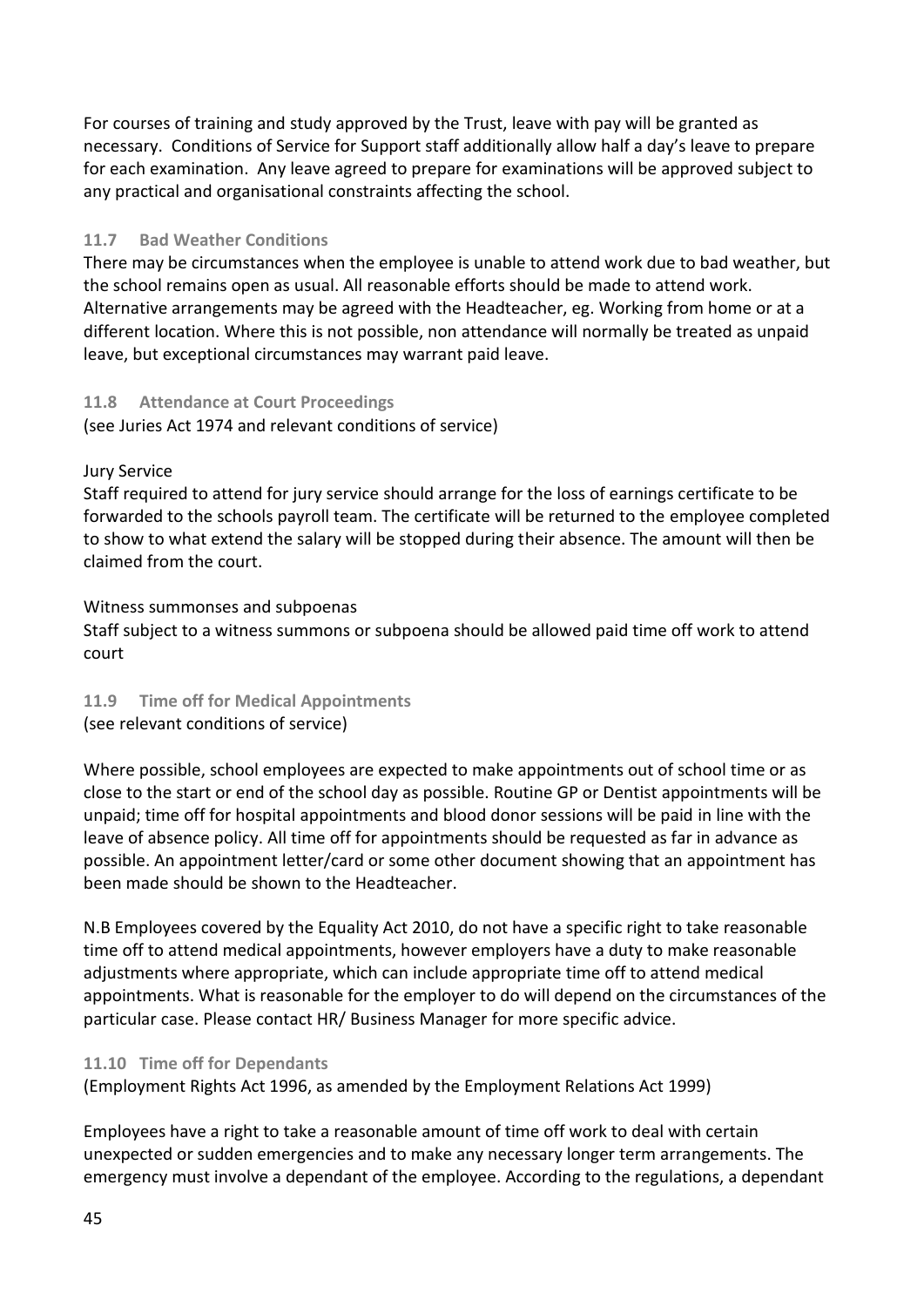For courses of training and study approved by the Trust, leave with pay will be granted as necessary. Conditions of Service for Support staff additionally allow half a day's leave to prepare for each examination. Any leave agreed to prepare for examinations will be approved subject to any practical and organisational constraints affecting the school.

### 11.7 Bad Weather Conditions

There may be circumstances when the employee is unable to attend work due to bad weather, but the school remains open as usual. All reasonable efforts should be made to attend work. Alternative arrangements may be agreed with the Headteacher, eg. Working from home or at a different location. Where this is not possible, non attendance will normally be treated as unpaid leave, but exceptional circumstances may warrant paid leave.

### 11.8 Attendance at Court Proceedings

(see Juries Act 1974 and relevant conditions of service)

Jury Service

Staff required to attend for jury service should arrange for the loss of earnings certificate to be forwarded to the schools payroll team. The certificate will be returned to the employee completed to show to what extend the salary will be stopped during their absence. The amount will then be claimed from the court.

Witness summonses and subpoenas

Staff subject to a witness summons or subpoena should be allowed paid time off work to attend court

### 11.9 Time off for Medical Appointments

(see relevant conditions of service)

Where possible, school employees are expected to make appointments out of school time or as close to the start or end of the school day as possible. Routine GP or Dentist appointments will be unpaid; time off for hospital appointments and blood donor sessions will be paid in line with the leave of absence policy. All time off for appointments should be requested as far in advance as possible. An appointment letter/card or some other document showing that an appointment has been made should be shown to the Headteacher.

N.B Employees covered by the Equality Act 2010, do not have a specific right to take reasonable time off to attend medical appointments, however employers have a duty to make reasonable adjustments where appropriate, which can include appropriate time off to attend medical appointments. What is reasonable for the employer to do will depend on the circumstances of the particular case. Please contact HR/ Business Manager for more specific advice.

### 11.10 Time off for Dependants

(Employment Rights Act 1996, as amended by the Employment Relations Act 1999)

Employees have a right to take a reasonable amount of time off work to deal with certain unexpected or sudden emergencies and to make any necessary longer term arrangements. The emergency must involve a dependant of the employee. According to the regulations, a dependant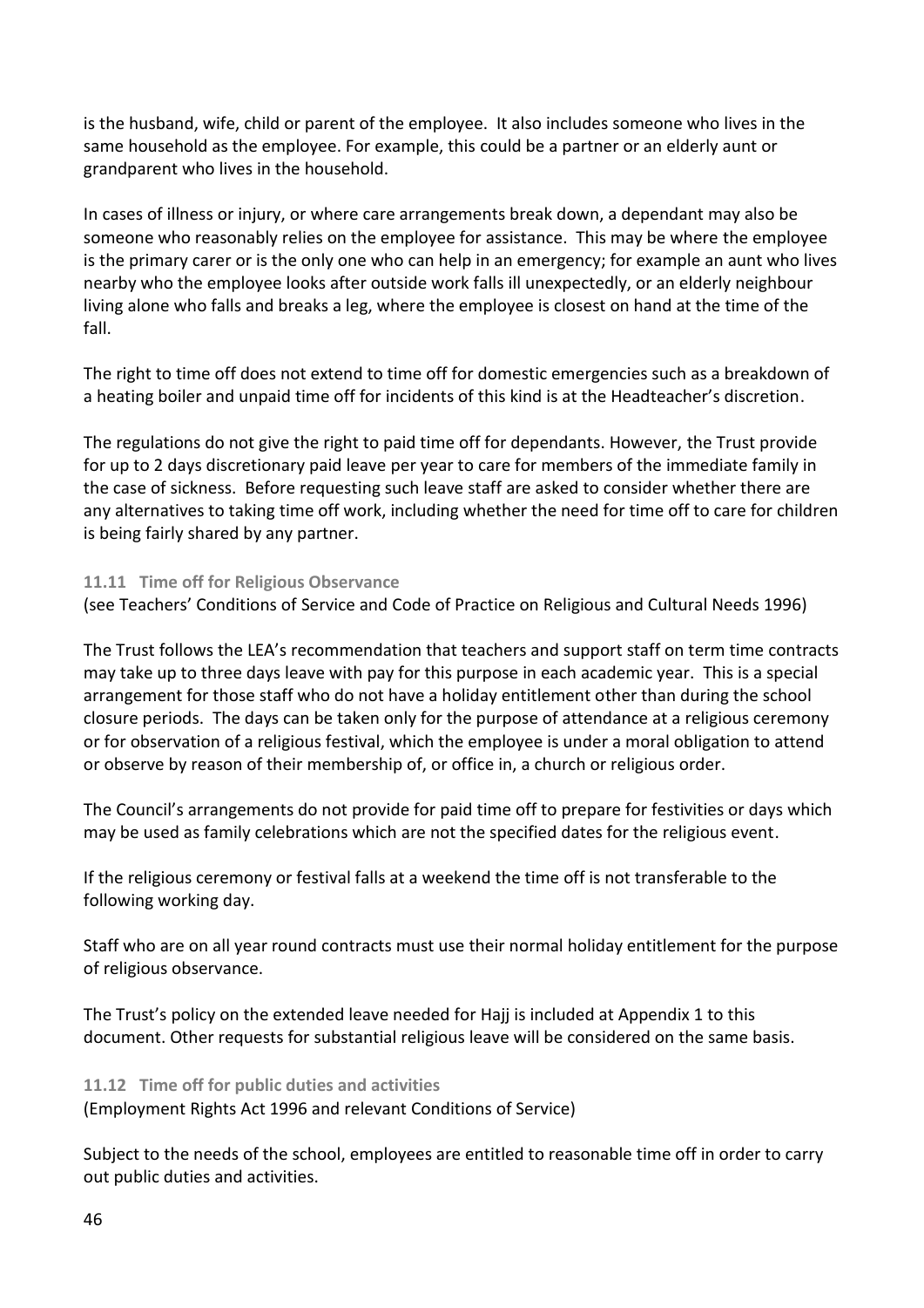is the husband, wife, child or parent of the employee. It also includes someone who lives in the same household as the employee. For example, this could be a partner or an elderly aunt or grandparent who lives in the household.

In cases of illness or injury, or where care arrangements break down, a dependant may also be someone who reasonably relies on the employee for assistance. This may be where the employee is the primary carer or is the only one who can help in an emergency; for example an aunt who lives nearby who the employee looks after outside work falls ill unexpectedly, or an elderly neighbour living alone who falls and breaks a leg, where the employee is closest on hand at the time of the fall.

The right to time off does not extend to time off for domestic emergencies such as a breakdown of a heating boiler and unpaid time off for incidents of this kind is at the Headteacher's discretion.

The regulations do not give the right to paid time off for dependants. However, the Trust provide for up to 2 days discretionary paid leave per year to care for members of the immediate family in the case of sickness. Before requesting such leave staff are asked to consider whether there are any alternatives to taking time off work, including whether the need for time off to care for children is being fairly shared by any partner.

### 11.11 Time off for Religious Observance

(see Teachers' Conditions of Service and Code of Practice on Religious and Cultural Needs 1996)

The Trust follows the LEA's recommendation that teachers and support staff on term time contracts may take up to three days leave with pay for this purpose in each academic year. This is a special arrangement for those staff who do not have a holiday entitlement other than during the school closure periods. The days can be taken only for the purpose of attendance at a religious ceremony or for observation of a religious festival, which the employee is under a moral obligation to attend or observe by reason of their membership of, or office in, a church or religious order.

The Council's arrangements do not provide for paid time off to prepare for festivities or days which may be used as family celebrations which are not the specified dates for the religious event.

If the religious ceremony or festival falls at a weekend the time off is not transferable to the following working day.

Staff who are on all year round contracts must use their normal holiday entitlement for the purpose of religious observance.

The Trust's policy on the extended leave needed for Hajj is included at Appendix 1 to this document. Other requests for substantial religious leave will be considered on the same basis.

### 11.12 Time off for public duties and activities

(Employment Rights Act 1996 and relevant Conditions of Service)

Subject to the needs of the school, employees are entitled to reasonable time off in order to carry out public duties and activities.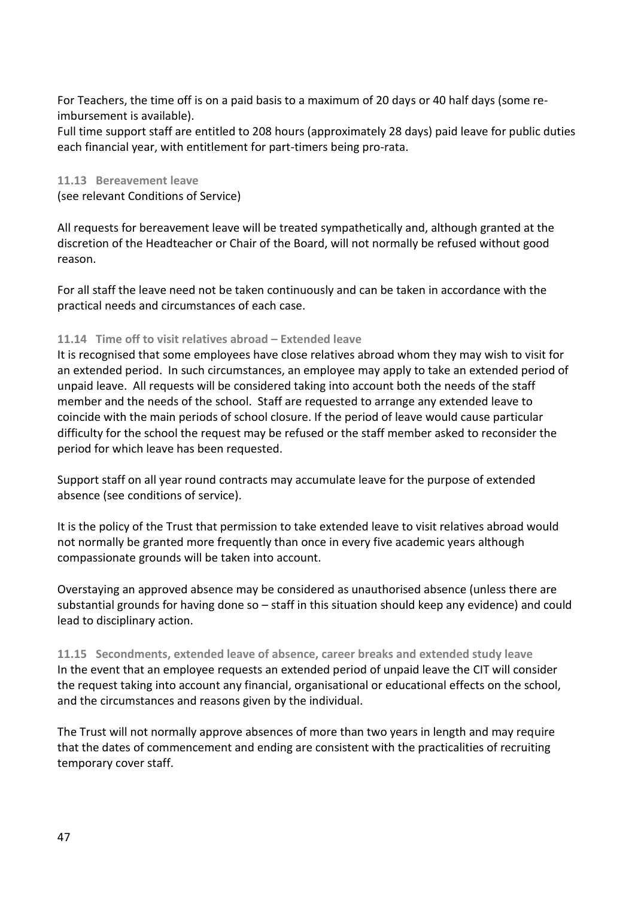For Teachers, the time off is on a paid basis to a maximum of 20 days or 40 half days (some re-imbursement is available).

Full time support staff are entitled to 208 hours (approximately 28 days) paid leave for public duties each financial year, with entitlement for part-timers being pro-rata.

### 11.13 Bereavement leave

(see relevant Conditions of Service)

All requests for bereavement leave will be treated sympathetically and, although granted at the discretion of the Headteacher or Chair of the Board, will not normally be refused without good reason.

For all staff the leave need not be taken continuously and can be taken in accordance with the practical needs and circumstances of each case.

### 11.14 Time off to visit relatives abroad – Extended leave

It is recognised that some employees have close relatives abroad whom they may wish to visit for an extended period. In such circumstances, an employee may apply to take an extended period of unpaid leave. All requests will be considered taking into account both the needs of the staff member and the needs of the school. Staff are requested to arrange any extended leave to coincide with the main periods of school closure. If the period of leave would cause particular difficulty for the school the request may be refused or the staff member asked to reconsider the period for which leave has been requested.

Support staff on all year round contracts may accumulate leave for the purpose of extended absence (see conditions of service).

It is the policy of the Trust that permission to take extended leave to visit relatives abroad would not normally be granted more frequently than once in every five academic years although compassionate grounds will be taken into account.

Overstaying an approved absence may be considered as unauthorised absence (unless there are substantial grounds for having done so – staff in this situation should keep any evidence) and could lead to disciplinary action.

### 11.15 Secondments, extended leave of absence, career breaks and extended study leave

In the event that an employee requests an extended period of unpaid leave the CIT will consider the request taking into account any financial, organisational or educational effects on the school, and the circumstances and reasons given by the individual.

The Trust will not normally approve absences of more than two years in length and may require that the dates of commencement and ending are consistent with the practicalities of recruiting temporary cover staff.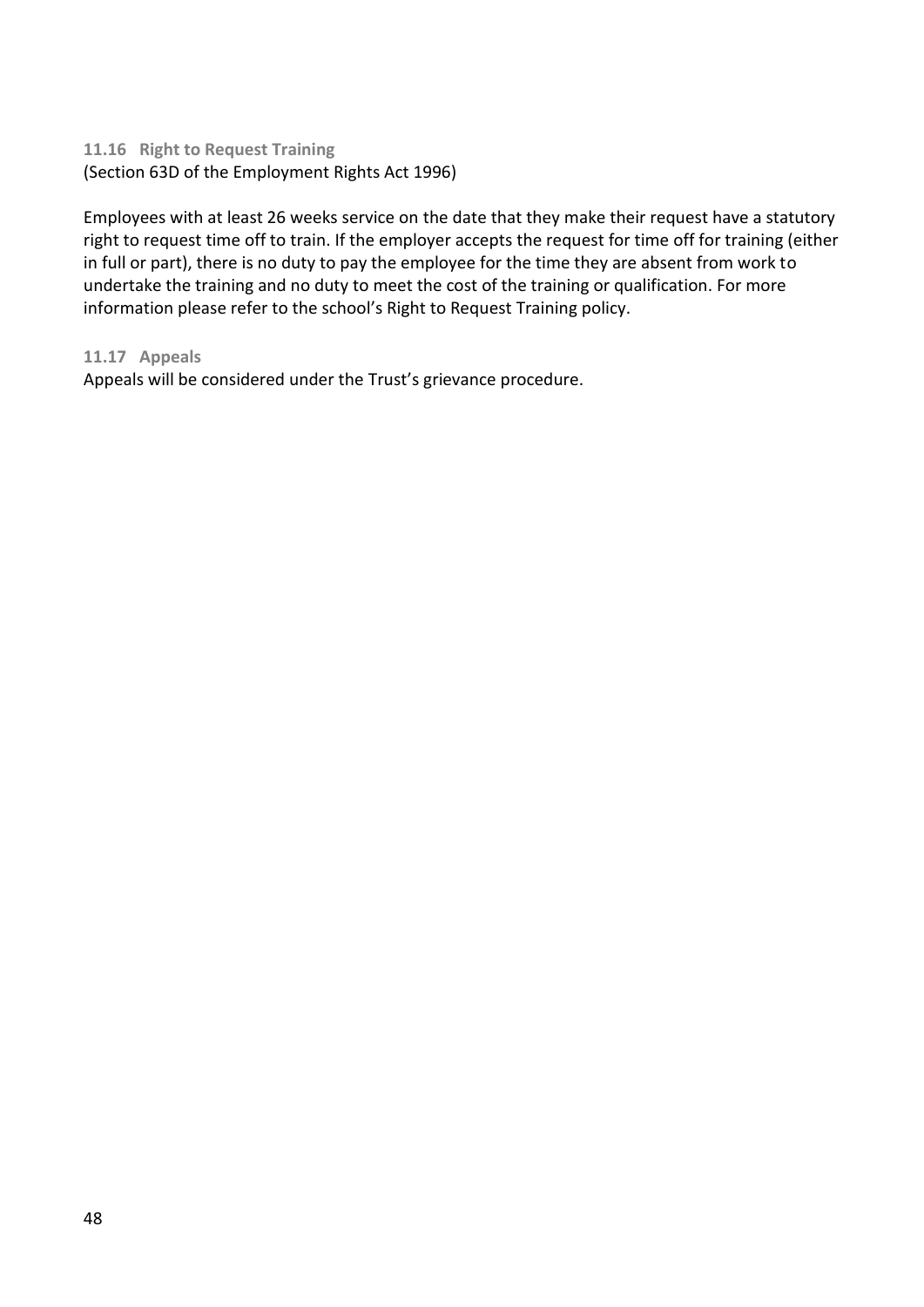### 11.16 Right to Request Training

(Section 63D of the Employment Rights Act 1996)

Employees with at least 26 weeks service on the date that they make their request have a statutory right to request time off to train. If the employer accepts the request for time off for training (either in full or part), there is no duty to pay the employee for the time they are absent from work to undertake the training and no duty to meet the cost of the training or qualification. For more information please refer to the school's Right to Request Training policy.

### 11.17 Appeals

Appeals will be considered under the Trust's grievance procedure.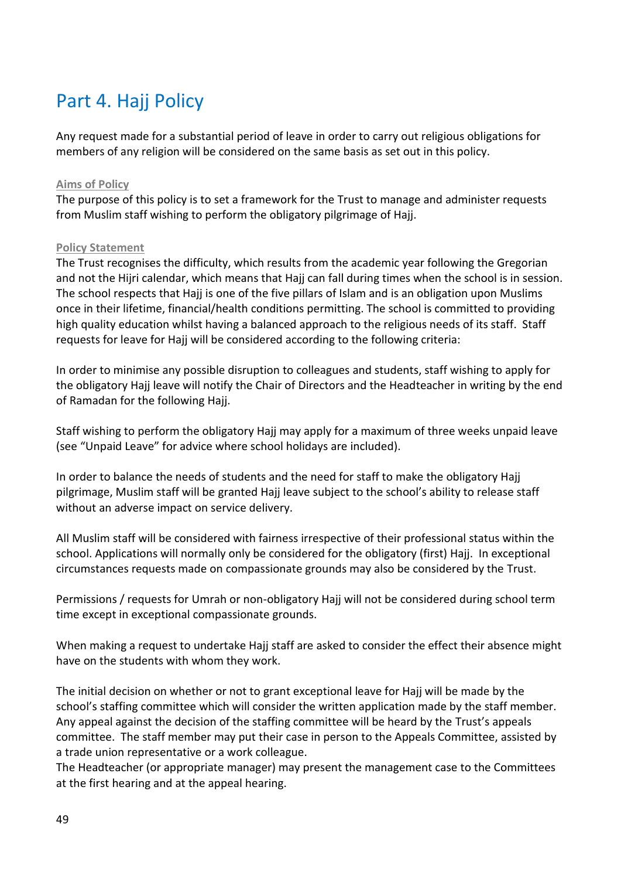# Part 4. Hajj Policy

Any request made for a substantial period of leave in order to carry out religious obligations for members of any religion will be considered on the same basis as set out in this policy.

**Aims of Policy**

The purpose of this policy is to set a framework for the Trust to manage and administer requests from Muslim staff wishing to perform the obligatory pilgrimage of Hajj.

**Policy Statement**

The Trust recognises the difficulty, which results from the academic year following the Gregorian and not the Hijri calendar, which means that Hajj can fall during times when the school is in session. The school respects that Hajj is one of the five pillars of Islam and is an obligation upon Muslims once in their lifetime, financial/health conditions permitting. The school is committed to providing high quality education whilst having a balanced approach to the religious needs of its staff. Staff requests for leave for Hajj will be considered according to the following criteria:

In order to minimise any possible disruption to colleagues and students, staff wishing to apply for the obligatory Hajj leave will notify the Chair of Directors and the Headteacher in writing by the end of Ramadan for the following Hajj.

Staff wishing to perform the obligatory Hajj may apply for a maximum of three weeks unpaid leave (see "Unpaid Leave" for advice where school holidays are included).

In order to balance the needs of students and the need for staff to make the obligatory Hajj pilgrimage, Muslim staff will be granted Hajj leave subject to the school's ability to release staff without an adverse impact on service delivery.

All Muslim staff will be considered with fairness irrespective of their professional status within the school. Applications will normally only be considered for the obligatory (first) Hajj. In exceptional circumstances requests made on compassionate grounds may also be considered by the Trust.

Permissions / requests for Umrah or non-obligatory Hajj will not be considered during school term time except in exceptional compassionate grounds.

When making a request to undertake Hajj staff are asked to consider the effect their absence might have on the students with whom they work.

The initial decision on whether or not to grant exceptional leave for Hajj will be made by the school's staffing committee which will consider the written application made by the staff member. Any appeal against the decision of the staffing committee will be heard by the Trust's appeals committee. The staff member may put their case in person to the Appeals Committee, assisted by a trade union representative or a work colleague.
The Headteacher (or appropriate manager) may present the management case to the Committees at the first hearing and at the appeal hearing.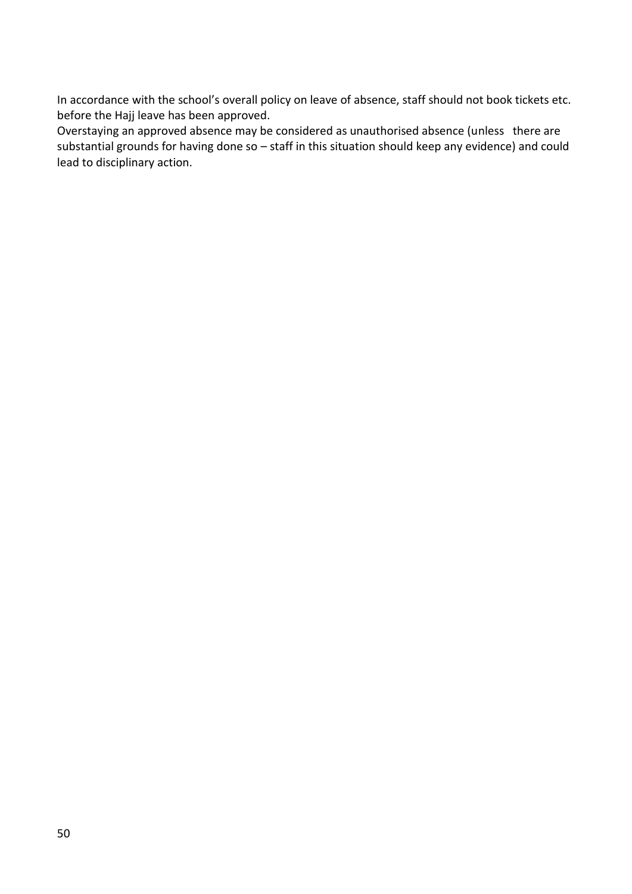In accordance with the school's overall policy on leave of absence, staff should not book tickets etc. before the Hajj leave has been approved.

Overstaying an approved absence may be considered as unauthorised absence (unless there are substantial grounds for having done so – staff in this situation should keep any evidence) and could lead to disciplinary action.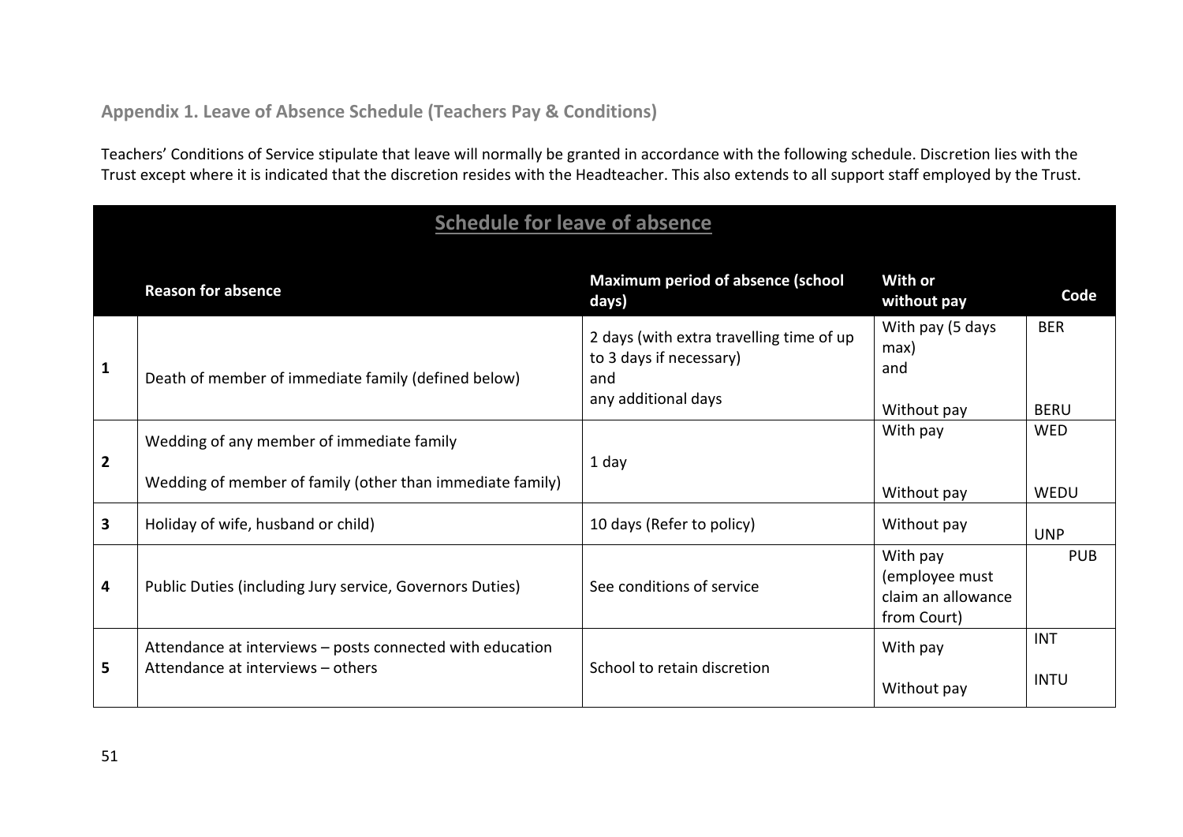## Appendix 1. Leave of Absence Schedule (Teachers Pay & Conditions)

Teachers' Conditions of Service stipulate that leave will normally be granted in accordance with the following schedule. Discretion lies with the Trust except where it is indicated that the discretion resides with the Headteacher. This also extends to all support staff employed by the Trust.

**Schedule for leave of absence**

| | Reason for absence | Maximum period of absence (school days) | With or without pay | Code |
|---|---|---|---|---|
| 1 | Death of member of immediate family (defined below) | 2 days (with extra travelling time of up to 3 days if necessary) and any additional days | With pay (5 days max) and Without pay | BER BERU |
| 2 | Wedding of any member of immediate family Wedding of member of family (other than immediate family) | 1 day | With pay Without pay | WED WEDU |
| 3 | Holiday of wife, husband or child) | 10 days (Refer to policy) | Without pay | UNP |
| 4 | Public Duties (including Jury service, Governors Duties) | See conditions of service | With pay (employee must claim an allowance from Court) | PUB |
| 5 | Attendance at interviews – posts connected with education Attendance at interviews – others | School to retain discretion | With pay Without pay | INT INTU |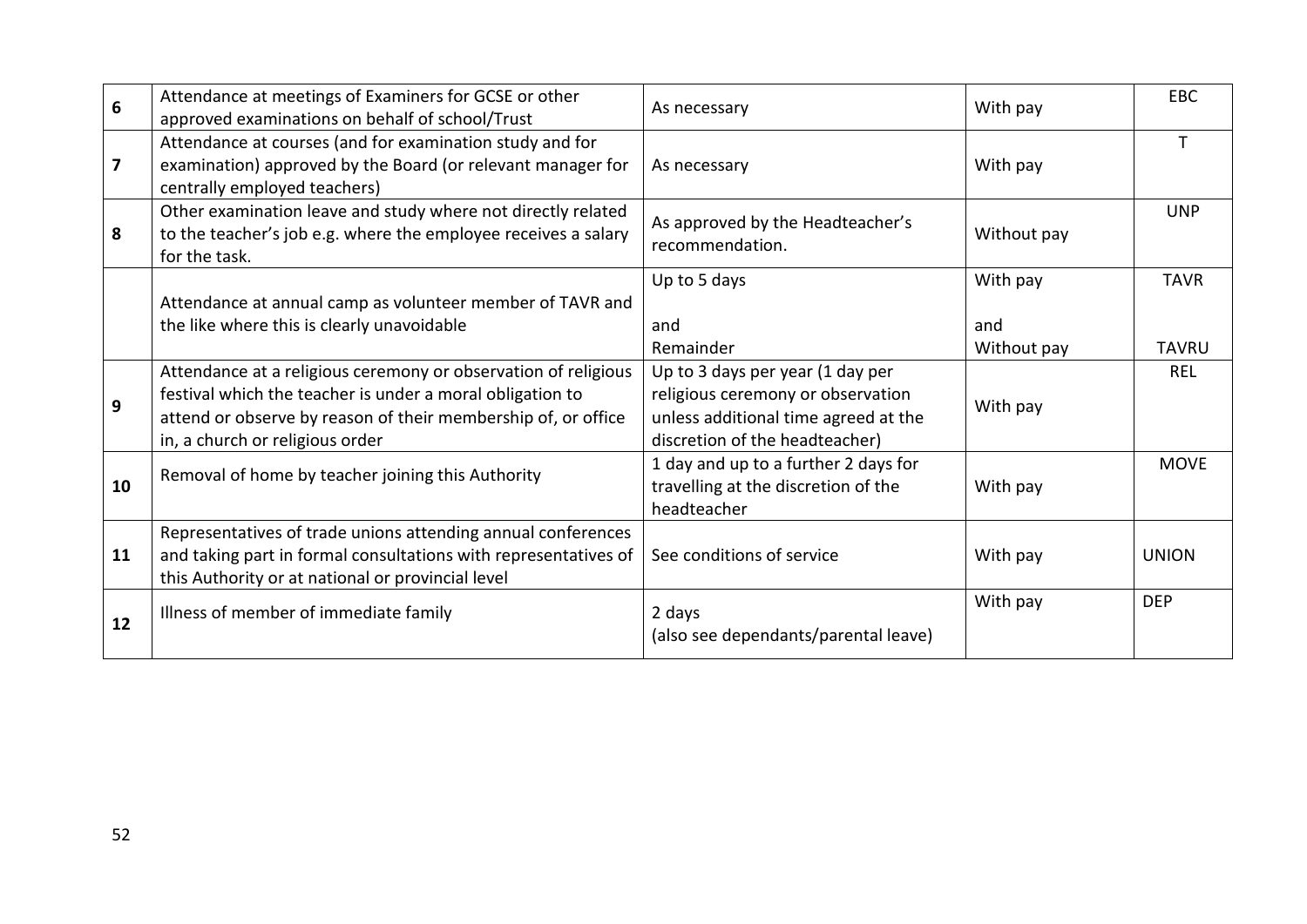| | | | | |
|---|---|---|---|---|
| **6** | Attendance at meetings of Examiners for GCSE or other approved examinations on behalf of school/Trust | As necessary | With pay | EBC |
| **7** | Attendance at courses (and for examination study and for examination) approved by the Board (or relevant manager for centrally employed teachers) | As necessary | With pay | T |
| **8** | Other examination leave and study where not directly related to the teacher's job e.g. where the employee receives a salary for the task. | As approved by the Headteacher's recommendation. | Without pay | UNP |
| | Attendance at annual camp as volunteer member of TAVR and the like where this is clearly unavoidable | Up to 5 days<br><br>and<br>Remainder | With pay<br><br>and<br>Without pay | TAVR<br><br><br>TAVRU |
| **9** | Attendance at a religious ceremony or observation of religious festival which the teacher is under a moral obligation to attend or observe by reason of their membership of, or office in, a church or religious order | Up to 3 days per year (1 day per religious ceremony or observation unless additional time agreed at the discretion of the headteacher) | With pay | REL |
| **10** | Removal of home by teacher joining this Authority | 1 day and up to a further 2 days for travelling at the discretion of the headteacher | With pay | MOVE |
| **11** | Representatives of trade unions attending annual conferences and taking part in formal consultations with representatives of this Authority or at national or provincial level | See conditions of service | With pay | UNION |
| **12** | Illness of member of immediate family | 2 days<br>(also see dependants/parental leave) | With pay | DEP |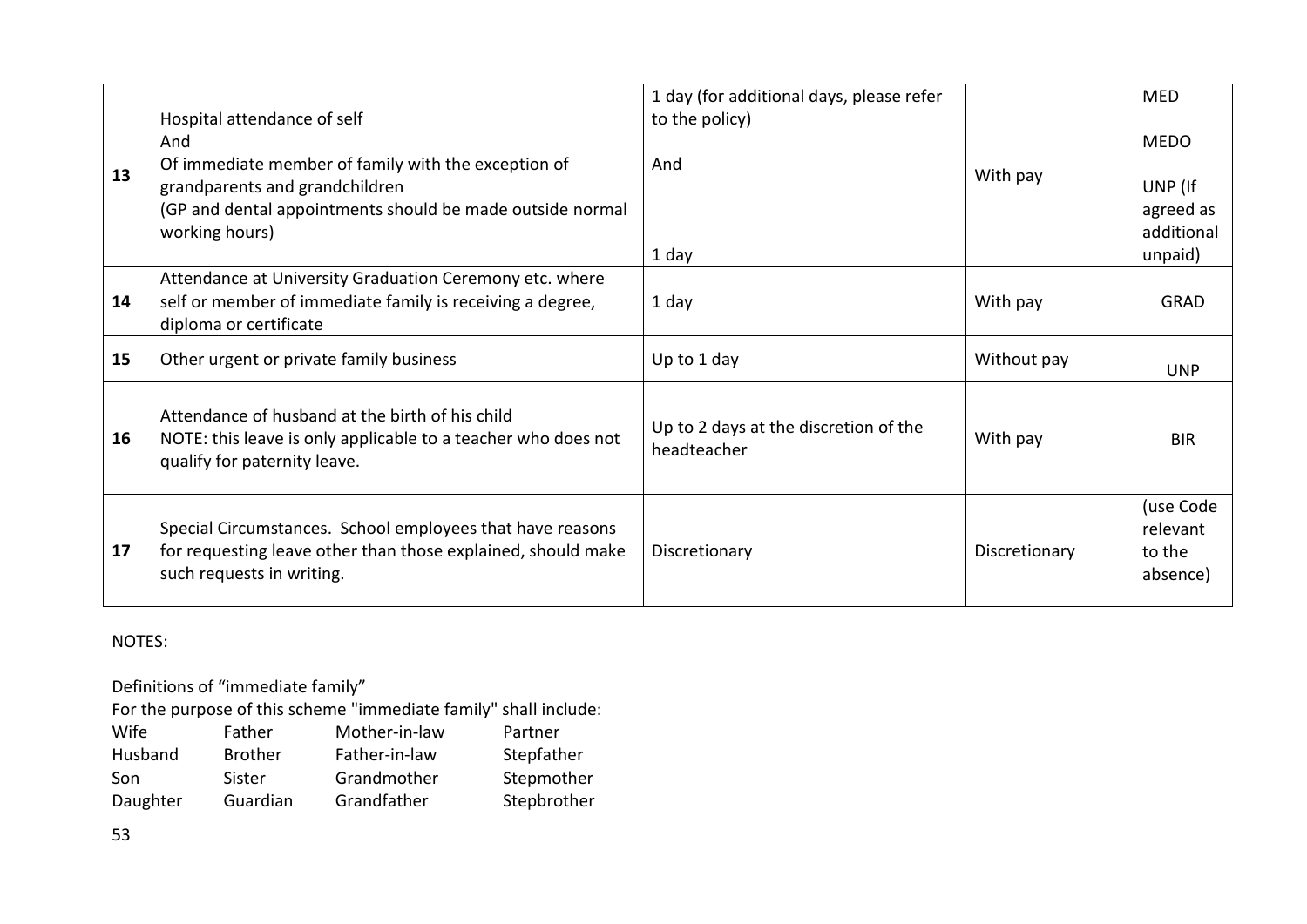| | | | | |
|---|---|---|---|---|
| 13 | Hospital attendance of self<br>And<br>Of immediate member of family with the exception of grandparents and grandchildren<br>(GP and dental appointments should be made outside normal working hours) | 1 day (for additional days, please refer to the policy)<br><br>And<br><br>1 day | With pay | MED<br><br>MEDO<br><br>UNP (If agreed as additional unpaid) |
| 14 | Attendance at University Graduation Ceremony etc. where self or member of immediate family is receiving a degree, diploma or certificate | 1 day | With pay | GRAD |
| 15 | Other urgent or private family business | Up to 1 day | Without pay | UNP |
| 16 | Attendance of husband at the birth of his child<br>NOTE: this leave is only applicable to a teacher who does not qualify for paternity leave. | Up to 2 days at the discretion of the headteacher | With pay | BIR |
| 17 | Special Circumstances. School employees that have reasons for requesting leave other than those explained, should make such requests in writing. | Discretionary | Discretionary | (use Code relevant to the absence) |

NOTES:

Definitions of "immediate family"

For the purpose of this scheme "immediate family" shall include:

| | | | |
|---|---|---|---|
| Wife | Father | Mother-in-law | Partner |
| Husband | Brother | Father-in-law | Stepfather |
| Son | Sister | Grandmother | Stepmother |
| Daughter | Guardian | Grandfather | Stepbrother |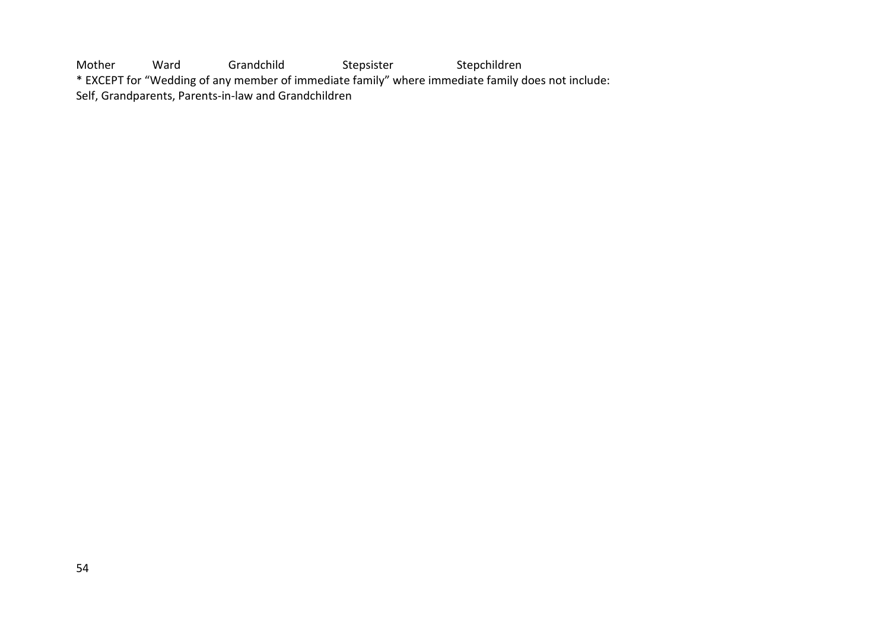| | | | | |
|---|---|---|---|---|
| Mother | Ward | Grandchild | Stepsister | Stepchildren |

* EXCEPT for “Wedding of any member of immediate family” where immediate family does not include:
Self, Grandparents, Parents-in-law and Grandchildren